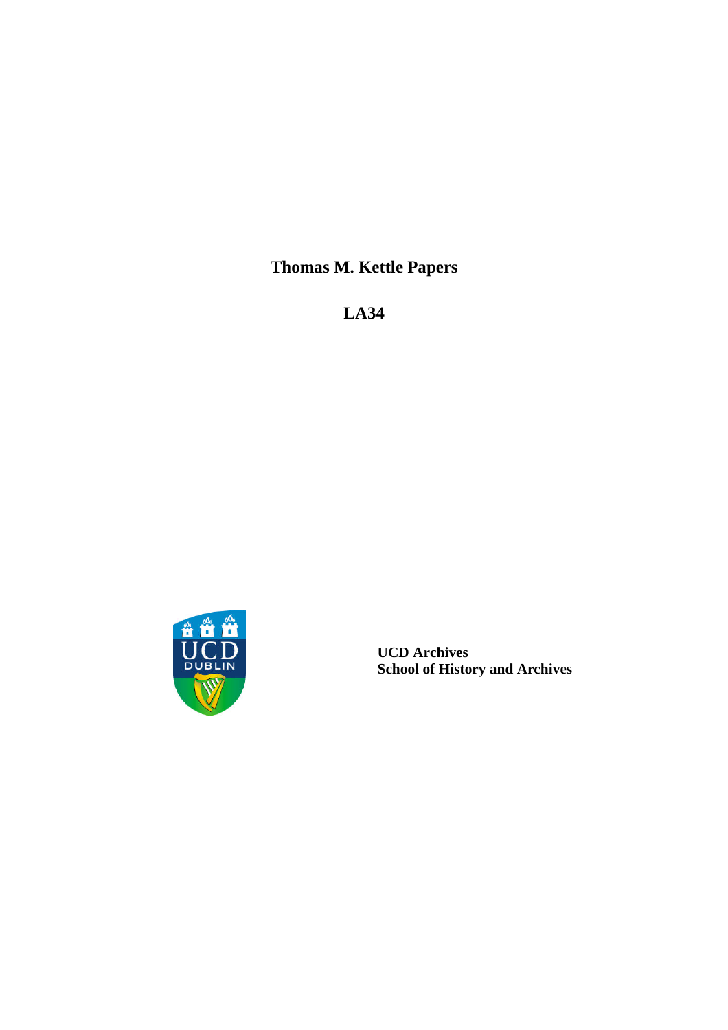# Thomas M. Kettle Papers

## LA34

**UCD Archives**
**School of History and Archives**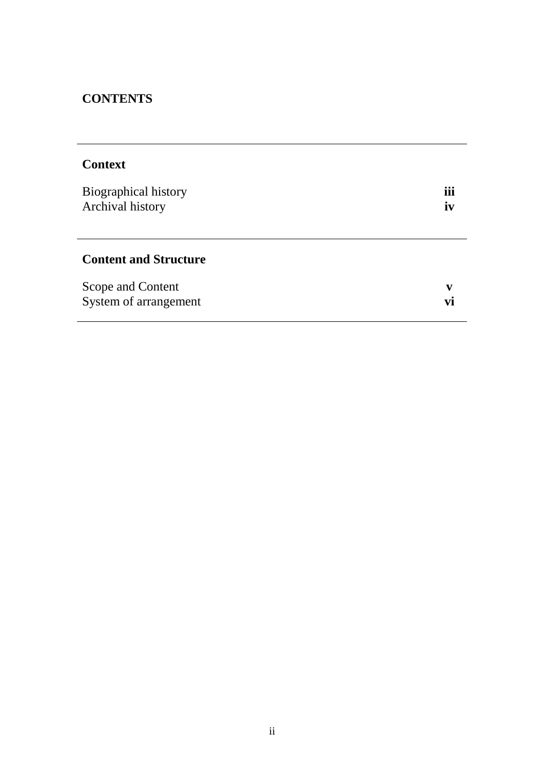# CONTENTS

## Context

| | |
|---|---|
| Biographical history | **iii** |
| Archival history | **iv** |

## Content and Structure

| | |
|---|---|
| Scope and Content | **v** |
| System of arrangement | **vi** |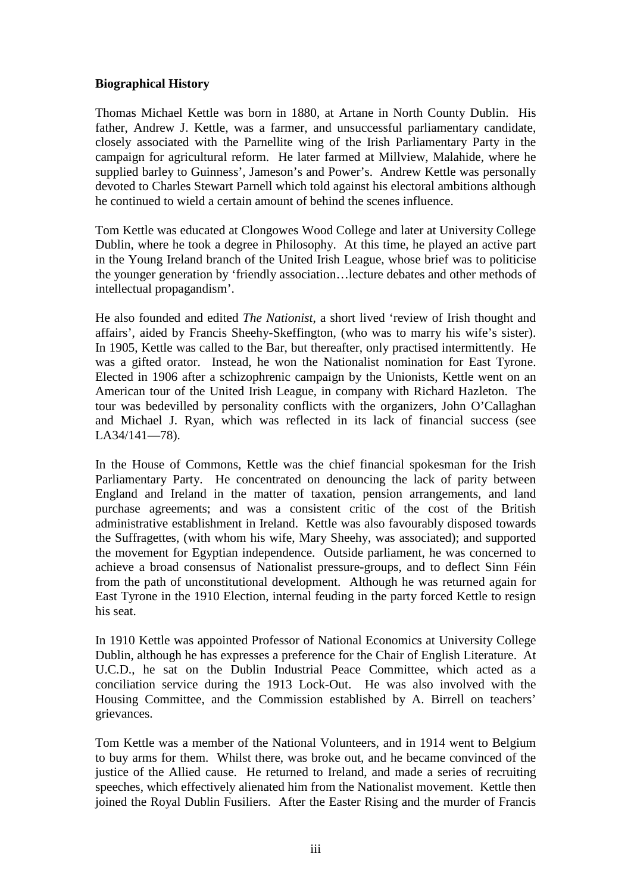**Biographical History**

Thomas Michael Kettle was born in 1880, at Artane in North County Dublin. His father, Andrew J. Kettle, was a farmer, and unsuccessful parliamentary candidate, closely associated with the Parnellite wing of the Irish Parliamentary Party in the campaign for agricultural reform. He later farmed at Millview, Malahide, where he supplied barley to Guinness', Jameson's and Power's. Andrew Kettle was personally devoted to Charles Stewart Parnell which told against his electoral ambitions although he continued to wield a certain amount of behind the scenes influence.

Tom Kettle was educated at Clongowes Wood College and later at University College Dublin, where he took a degree in Philosophy. At this time, he played an active part in the Young Ireland branch of the United Irish League, whose brief was to politicise the younger generation by 'friendly association…lecture debates and other methods of intellectual propagandism'.

He also founded and edited *The Nationist*, a short lived 'review of Irish thought and affairs', aided by Francis Sheehy-Skeffington, (who was to marry his wife's sister). In 1905, Kettle was called to the Bar, but thereafter, only practised intermittently. He was a gifted orator. Instead, he won the Nationalist nomination for East Tyrone. Elected in 1906 after a schizophrenic campaign by the Unionists, Kettle went on an American tour of the United Irish League, in company with Richard Hazleton. The tour was bedevilled by personality conflicts with the organizers, John O'Callaghan and Michael J. Ryan, which was reflected in its lack of financial success (see LA34/141—78).

In the House of Commons, Kettle was the chief financial spokesman for the Irish Parliamentary Party. He concentrated on denouncing the lack of parity between England and Ireland in the matter of taxation, pension arrangements, and land purchase agreements; and was a consistent critic of the cost of the British administrative establishment in Ireland. Kettle was also favourably disposed towards the Suffragettes, (with whom his wife, Mary Sheehy, was associated); and supported the movement for Egyptian independence. Outside parliament, he was concerned to achieve a broad consensus of Nationalist pressure-groups, and to deflect Sinn Féin from the path of unconstitutional development. Although he was returned again for East Tyrone in the 1910 Election, internal feuding in the party forced Kettle to resign his seat.

In 1910 Kettle was appointed Professor of National Economics at University College Dublin, although he has expresses a preference for the Chair of English Literature. At U.C.D., he sat on the Dublin Industrial Peace Committee, which acted as a conciliation service during the 1913 Lock-Out. He was also involved with the Housing Committee, and the Commission established by A. Birrell on teachers' grievances.

Tom Kettle was a member of the National Volunteers, and in 1914 went to Belgium to buy arms for them. Whilst there, was broke out, and he became convinced of the justice of the Allied cause. He returned to Ireland, and made a series of recruiting speeches, which effectively alienated him from the Nationalist movement. Kettle then joined the Royal Dublin Fusiliers. After the Easter Rising and the murder of Francis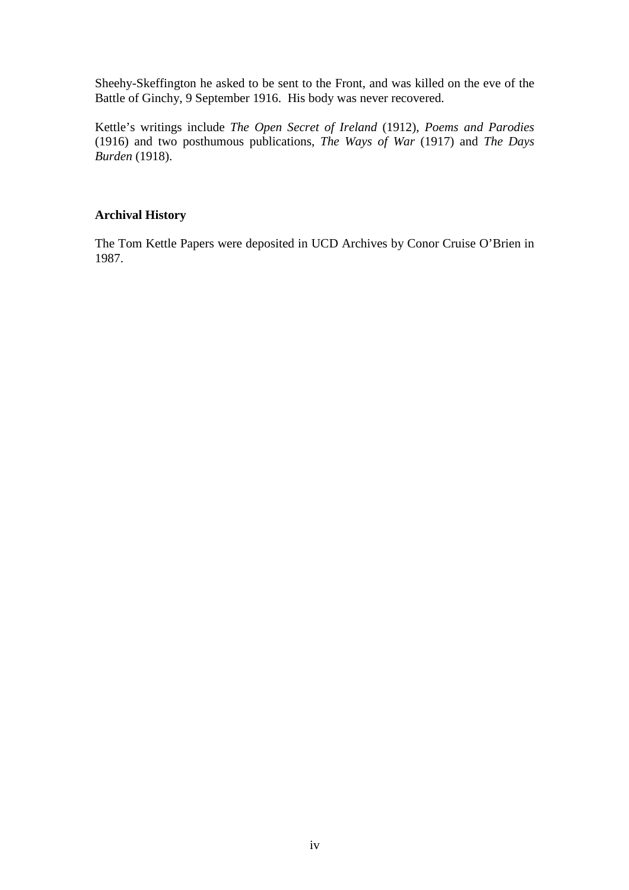Sheehy-Skeffington he asked to be sent to the Front, and was killed on the eve of the Battle of Ginchy, 9 September 1916. His body was never recovered.

Kettle's writings include *The Open Secret of Ireland* (1912), *Poems and Parodies* (1916) and two posthumous publications, *The Ways of War* (1917) and *The Days Burden* (1918).

**Archival History**

The Tom Kettle Papers were deposited in UCD Archives by Conor Cruise O'Brien in 1987.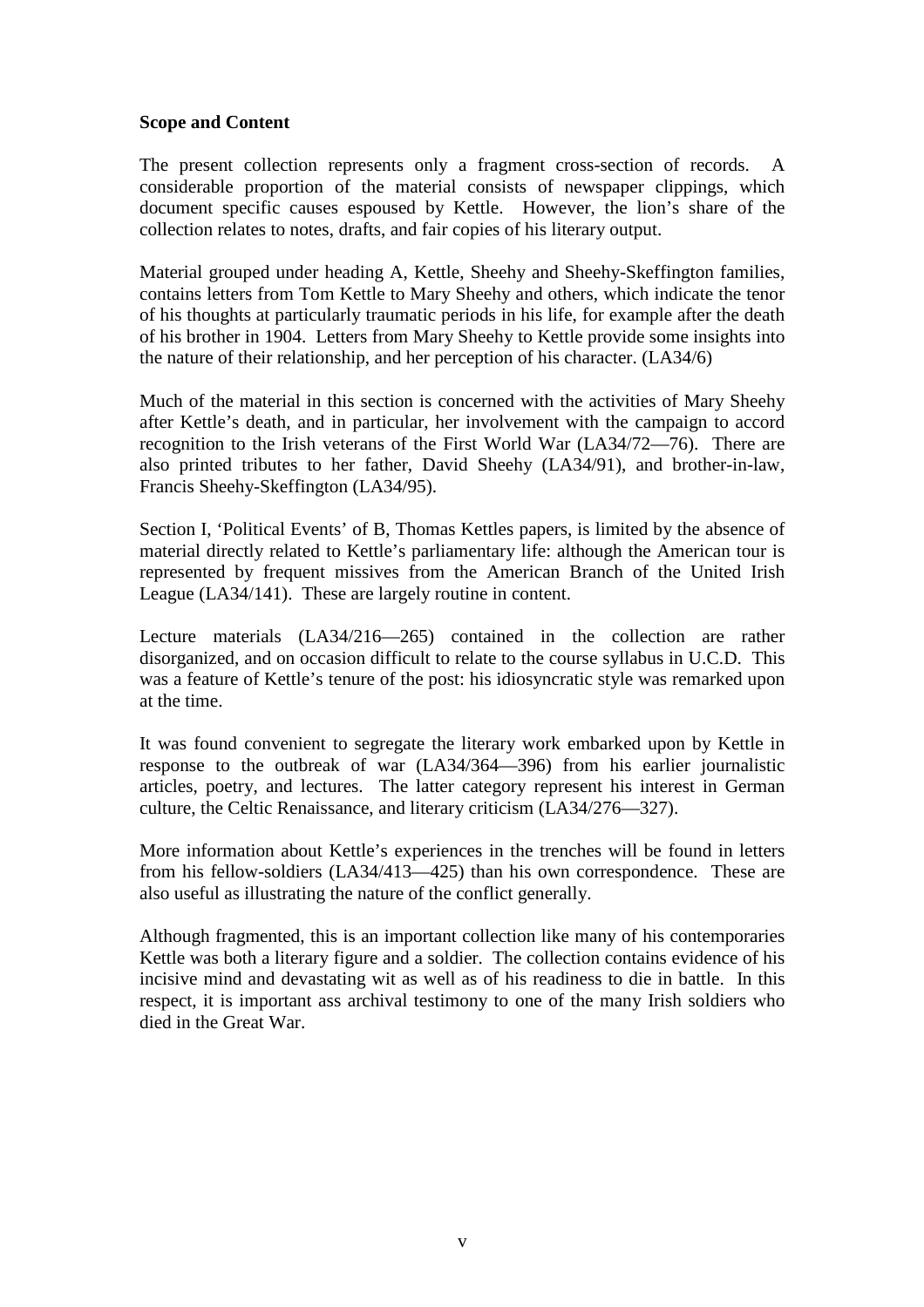**Scope and Content**

The present collection represents only a fragment cross-section of records. A considerable proportion of the material consists of newspaper clippings, which document specific causes espoused by Kettle. However, the lion's share of the collection relates to notes, drafts, and fair copies of his literary output.

Material grouped under heading A, Kettle, Sheehy and Sheehy-Skeffington families, contains letters from Tom Kettle to Mary Sheehy and others, which indicate the tenor of his thoughts at particularly traumatic periods in his life, for example after the death of his brother in 1904. Letters from Mary Sheehy to Kettle provide some insights into the nature of their relationship, and her perception of his character. (LA34/6)

Much of the material in this section is concerned with the activities of Mary Sheehy after Kettle's death, and in particular, her involvement with the campaign to accord recognition to the Irish veterans of the First World War (LA34/72—76). There are also printed tributes to her father, David Sheehy (LA34/91), and brother-in-law, Francis Sheehy-Skeffington (LA34/95).

Section I, 'Political Events' of B, Thomas Kettles papers, is limited by the absence of material directly related to Kettle's parliamentary life: although the American tour is represented by frequent missives from the American Branch of the United Irish League (LA34/141). These are largely routine in content.

Lecture materials (LA34/216—265) contained in the collection are rather disorganized, and on occasion difficult to relate to the course syllabus in U.C.D. This was a feature of Kettle's tenure of the post: his idiosyncratic style was remarked upon at the time.

It was found convenient to segregate the literary work embarked upon by Kettle in response to the outbreak of war (LA34/364—396) from his earlier journalistic articles, poetry, and lectures. The latter category represent his interest in German culture, the Celtic Renaissance, and literary criticism (LA34/276—327).

More information about Kettle's experiences in the trenches will be found in letters from his fellow-soldiers (LA34/413—425) than his own correspondence. These are also useful as illustrating the nature of the conflict generally.

Although fragmented, this is an important collection like many of his contemporaries Kettle was both a literary figure and a soldier. The collection contains evidence of his incisive mind and devastating wit as well as of his readiness to die in battle. In this respect, it is important ass archival testimony to one of the many Irish soldiers who died in the Great War.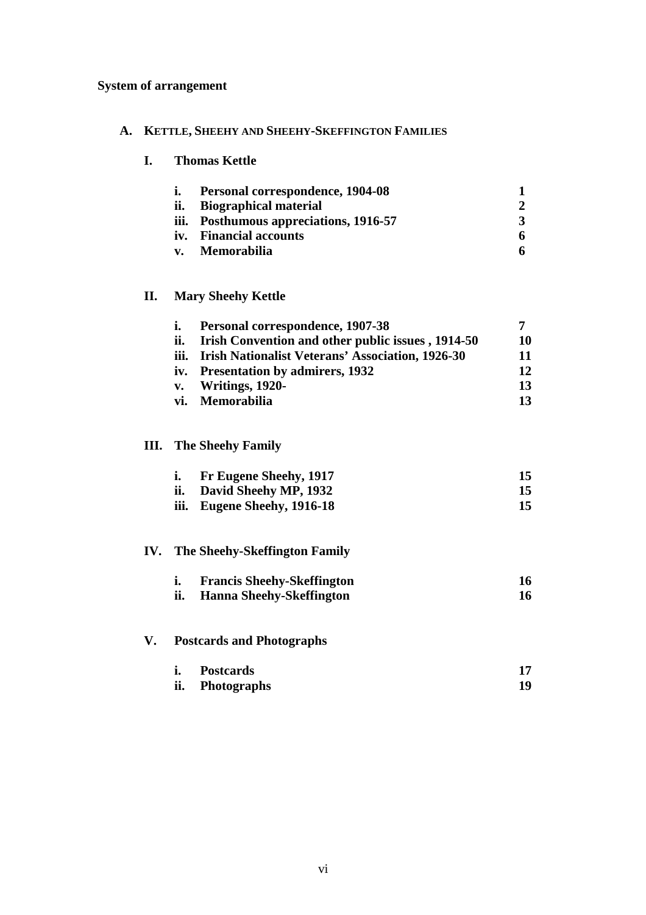**System of arrangement**

**A. KETTLE, SHEEHY AND SHEEHY-SKEFFINGTON FAMILIES**

**I. Thomas Kettle**

| | | |
|---|---|---|
| **i.** | **Personal correspondence, 1904-08** | **1** |
| **ii.** | **Biographical material** | **2** |
| **iii.** | **Posthumous appreciations, 1916-57** | **3** |
| **iv.** | **Financial accounts** | **6** |
| **v.** | **Memorabilia** | **6** |

**II. Mary Sheehy Kettle**

| | | |
|---|---|---|
| **i.** | **Personal correspondence, 1907-38** | **7** |
| **ii.** | **Irish Convention and other public issues , 1914-50** | **10** |
| **iii.** | **Irish Nationalist Veterans' Association, 1926-30** | **11** |
| **iv.** | **Presentation by admirers, 1932** | **12** |
| **v.** | **Writings, 1920-** | **13** |
| **vi.** | **Memorabilia** | **13** |

**III. The Sheehy Family**

| | | |
|---|---|---|
| **i.** | **Fr Eugene Sheehy, 1917** | **15** |
| **ii.** | **David Sheehy MP, 1932** | **15** |
| **iii.** | **Eugene Sheehy, 1916-18** | **15** |

**IV. The Sheehy-Skeffington Family**

| | | |
|---|---|---|
| **i.** | **Francis Sheehy-Skeffington** | **16** |
| **ii.** | **Hanna Sheehy-Skeffington** | **16** |

**V. Postcards and Photographs**

| | | |
|---|---|---|
| **i.** | **Postcards** | **17** |
| **ii.** | **Photographs** | **19** |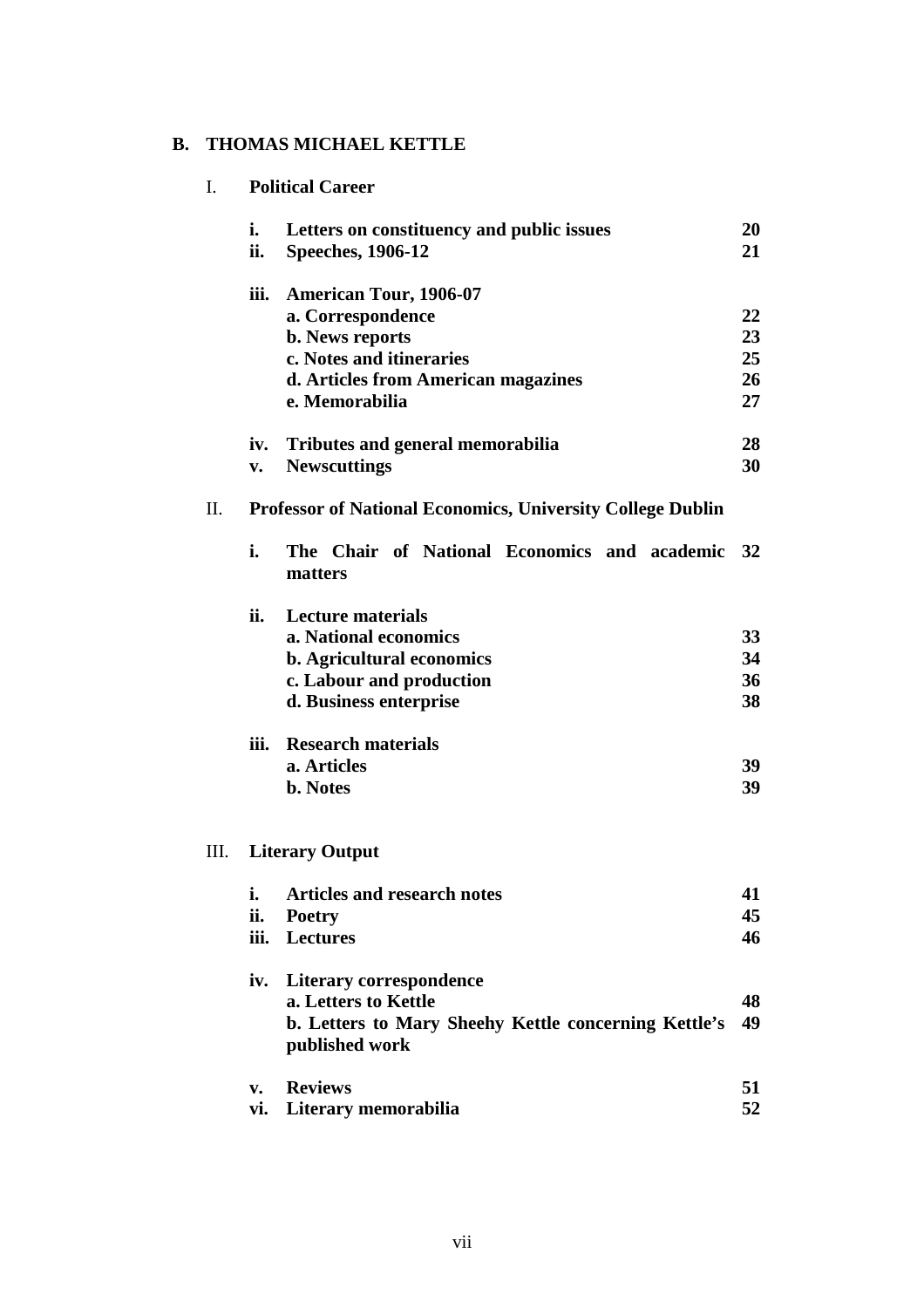## B. THOMAS MICHAEL KETTLE

### I. Political Career

| | | |
|---|---|---|
| **i.** | **Letters on constituency and public issues** | **20** |
| **ii.** | **Speeches, 1906-12** | **21** |
| **iii.** | **American Tour, 1906-07** | |
| | **a. Correspondence** | **22** |
| | **b. News reports** | **23** |
| | **c. Notes and itineraries** | **25** |
| | **d. Articles from American magazines** | **26** |
| | **e. Memorabilia** | **27** |
| **iv.** | **Tributes and general memorabilia** | **28** |
| **v.** | **Newscuttings** | **30** |

### II. Professor of National Economics, University College Dublin

| | | |
|---|---|---|
| **i.** | **The Chair of National Economics and academic matters** | **32** |
| **ii.** | **Lecture materials** | |
| | **a. National economics** | **33** |
| | **b. Agricultural economics** | **34** |
| | **c. Labour and production** | **36** |
| | **d. Business enterprise** | **38** |
| **iii.** | **Research materials** | |
| | **a. Articles** | **39** |
| | **b. Notes** | **39** |

### III. Literary Output

| | | |
|---|---|---|
| **i.** | **Articles and research notes** | **41** |
| **ii.** | **Poetry** | **45** |
| **iii.** | **Lectures** | **46** |
| **iv.** | **Literary correspondence** | |
| | **a. Letters to Kettle** | **48** |
| | **b. Letters to Mary Sheehy Kettle concerning Kettle's published work** | **49** |
| **v.** | **Reviews** | **51** |
| **vi.** | **Literary memorabilia** | **52** |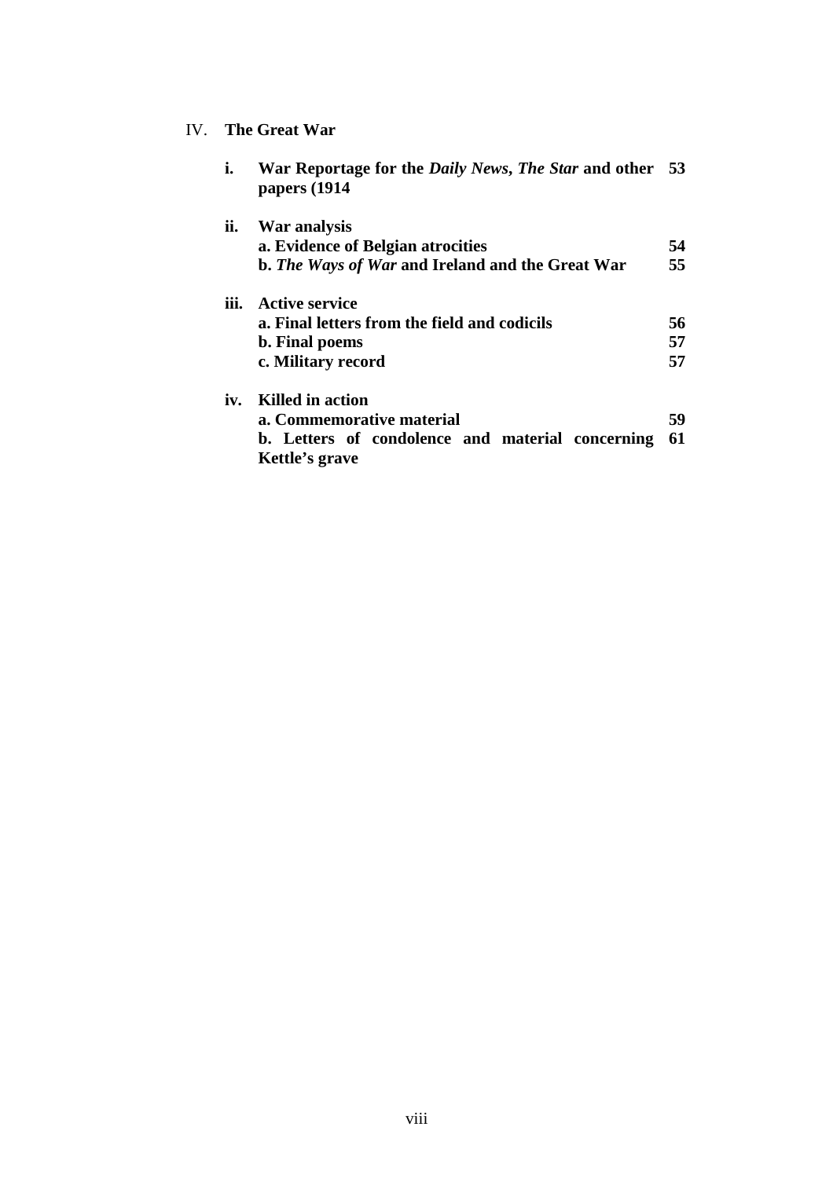IV. **The Great War**

| | | |
|---|---|---|
| **i.** | **War Reportage for the *Daily News*, *The Star* and other papers (1914** | **53** |
| **ii.** | **War analysis** | |
| | **a. Evidence of Belgian atrocities** | **54** |
| | **b. *The Ways of War* and Ireland and the Great War** | **55** |
| **iii.** | **Active service** | |
| | **a. Final letters from the field and codicils** | **56** |
| | **b. Final poems** | **57** |
| | **c. Military record** | **57** |
| **iv.** | **Killed in action** | |
| | **a. Commemorative material** | **59** |
| | **b. Letters of condolence and material concerning Kettle's grave** | **61** |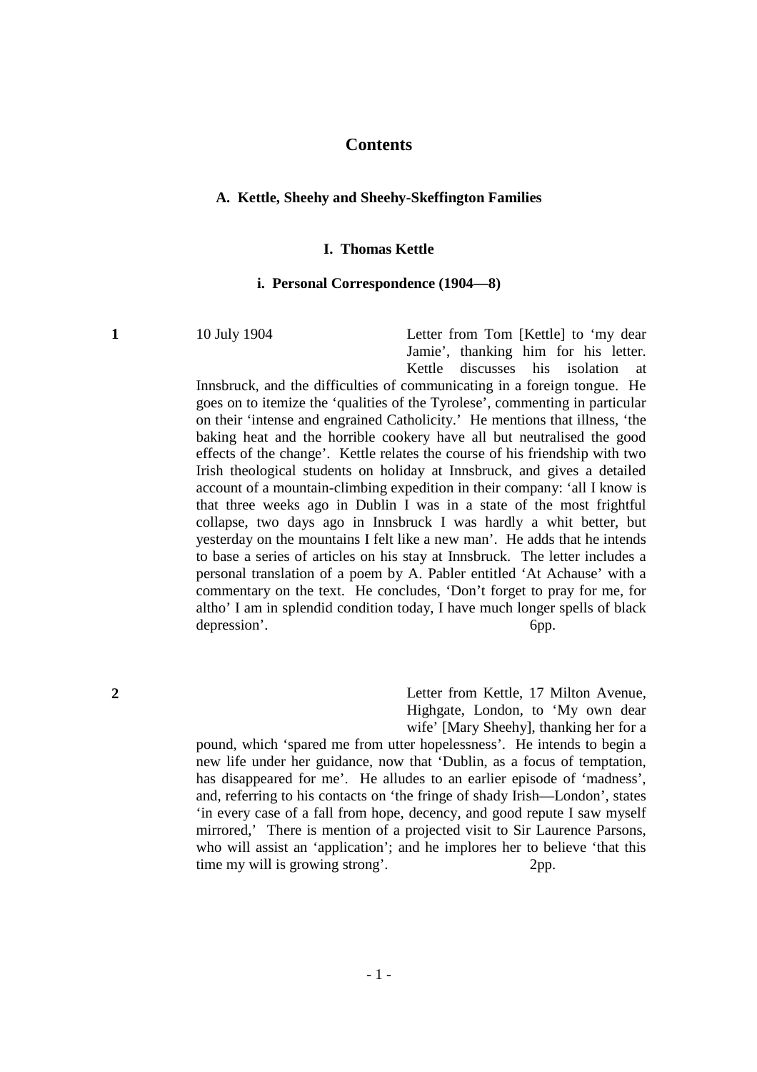## Contents

### A. Kettle, Sheehy and Sheehy-Skeffington Families

#### I. Thomas Kettle

##### i. Personal Correspondence (1904—8)

**1** 10 July 1904

Letter from Tom [Kettle] to 'my dear Jamie', thanking him for his letter. Kettle discusses his isolation at Innsbruck, and the difficulties of communicating in a foreign tongue. He goes on to itemize the 'qualities of the Tyrolese', commenting in particular on their 'intense and engrained Catholicity.' He mentions that illness, 'the baking heat and the horrible cookery have all but neutralised the good effects of the change'. Kettle relates the course of his friendship with two Irish theological students on holiday at Innsbruck, and gives a detailed account of a mountain-climbing expedition in their company: 'all I know is that three weeks ago in Dublin I was in a state of the most frightful collapse, two days ago in Innsbruck I was hardly a whit better, but yesterday on the mountains I felt like a new man'. He adds that he intends to base a series of articles on his stay at Innsbruck. The letter includes a personal translation of a poem by A. Pabler entitled 'At Achause' with a commentary on the text. He concludes, 'Don't forget to pray for me, for altho' I am in splendid condition today, I have much longer spells of black depression'. 6pp.

**2**

Letter from Kettle, 17 Milton Avenue, Highgate, London, to 'My own dear wife' [Mary Sheehy], thanking her for a pound, which 'spared me from utter hopelessness'. He intends to begin a new life under her guidance, now that 'Dublin, as a focus of temptation, has disappeared for me'. He alludes to an earlier episode of 'madness', and, referring to his contacts on 'the fringe of shady Irish—London', states 'in every case of a fall from hope, decency, and good repute I saw myself mirrored,' There is mention of a projected visit to Sir Laurence Parsons, who will assist an 'application'; and he implores her to believe 'that this time my will is growing strong'. 2pp.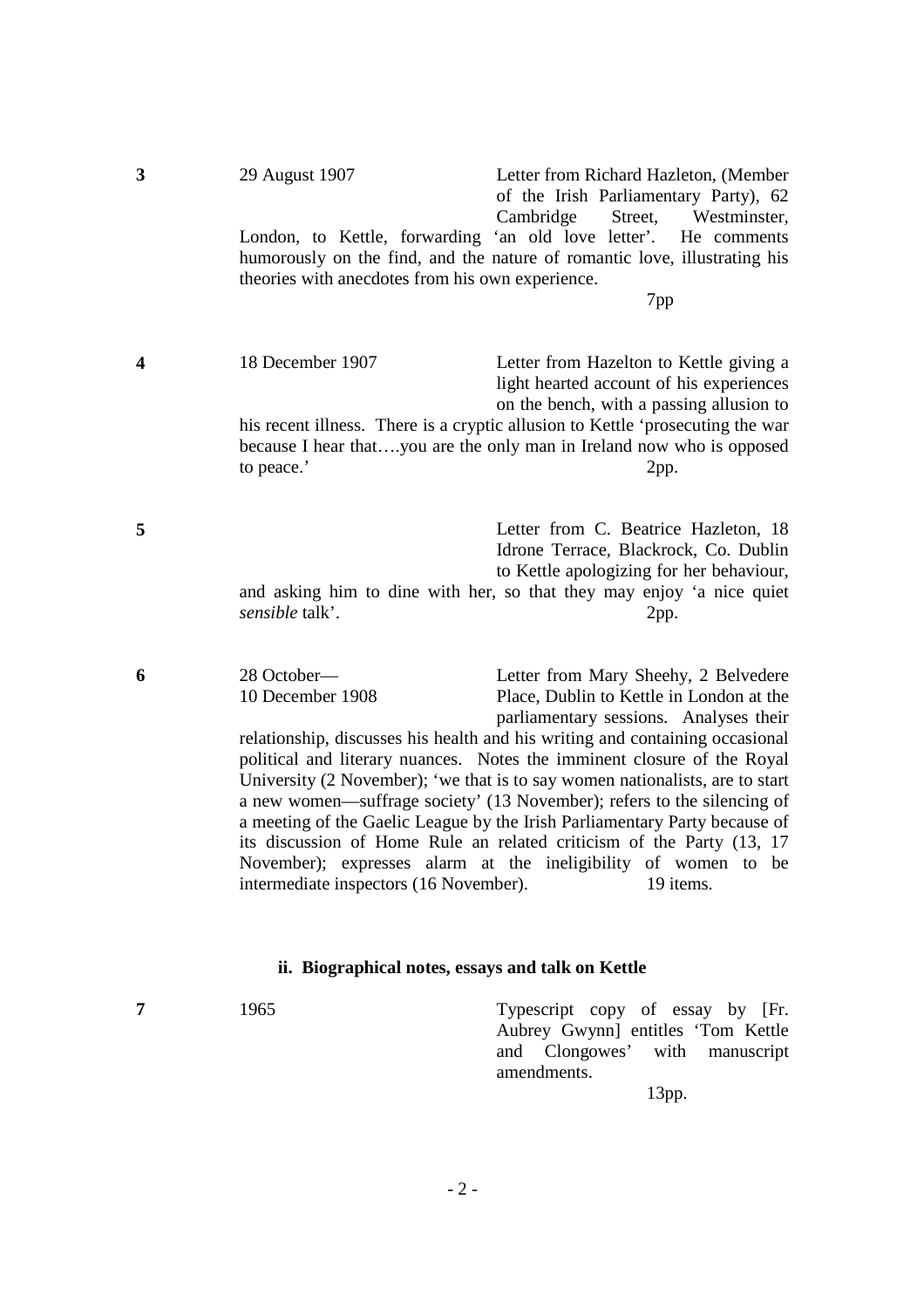**3** | 29 August 1907 | Letter from Richard Hazleton, (Member of the Irish Parliamentary Party), 62 Cambridge Street, Westminster, London, to Kettle, forwarding 'an old love letter'. He comments humorously on the find, and the nature of romantic love, illustrating his theories with anecdotes from his own experience.

7pp

**4** | 18 December 1907 | Letter from Hazelton to Kettle giving a light hearted account of his experiences on the bench, with a passing allusion to his recent illness. There is a cryptic allusion to Kettle 'prosecuting the war because I hear that….you are the only man in Ireland now who is opposed to peace.'

2pp.

**5** | Letter from C. Beatrice Hazleton, 18 Idrone Terrace, Blackrock, Co. Dublin to Kettle apologizing for her behaviour, and asking him to dine with her, so that they may enjoy 'a nice quiet *sensible* talk'.

2pp.

**6** | 28 October—10 December 1908 | Letter from Mary Sheehy, 2 Belvedere Place, Dublin to Kettle in London at the parliamentary sessions. Analyses their relationship, discusses his health and his writing and containing occasional political and literary nuances. Notes the imminent closure of the Royal University (2 November); 'we that is to say women nationalists, are to start a new women—suffrage society' (13 November); refers to the silencing of a meeting of the Gaelic League by the Irish Parliamentary Party because of its discussion of Home Rule an related criticism of the Party (13, 17 November); expresses alarm at the ineligibility of women to be intermediate inspectors (16 November).

19 items.

### ii. Biographical notes, essays and talk on Kettle

**7** | 1965 | Typescript copy of essay by [Fr. Aubrey Gwynn] entitles 'Tom Kettle and Clongowes' with manuscript amendments.

13pp.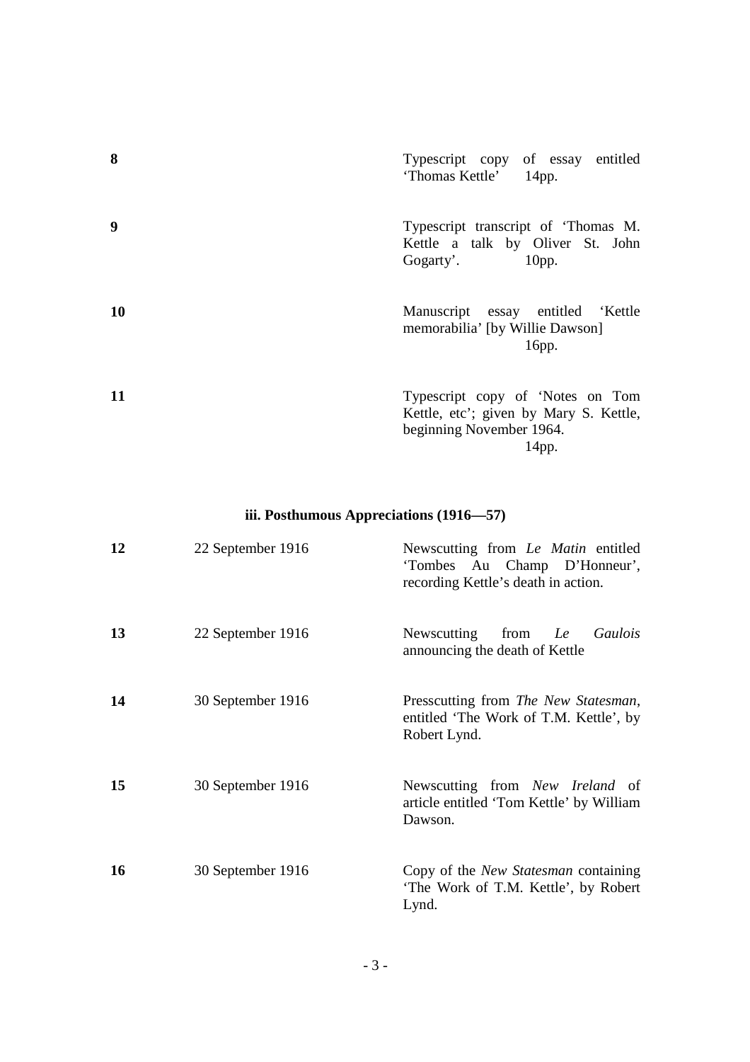| | | |
|---|---|---|
| **8** | | Typescript copy of essay entitled 'Thomas Kettle' 14pp. |
| **9** | | Typescript transcript of 'Thomas M. Kettle a talk by Oliver St. John Gogarty'. 10pp. |
| **10** | | Manuscript essay entitled 'Kettle memorabilia' [by Willie Dawson] 16pp. |
| **11** | | Typescript copy of 'Notes on Tom Kettle, etc'; given by Mary S. Kettle, beginning November 1964. 14pp. |

### iii. Posthumous Appreciations (1916—57)

| | | |
|---|---|---|
| **12** | 22 September 1916 | Newscutting from *Le Matin* entitled 'Tombes Au Champ D'Honneur', recording Kettle's death in action. |
| **13** | 22 September 1916 | Newscutting from *Le Gaulois* announcing the death of Kettle |
| **14** | 30 September 1916 | Presscutting from *The New Statesman*, entitled 'The Work of T.M. Kettle', by Robert Lynd. |
| **15** | 30 September 1916 | Newscutting from *New Ireland* of article entitled 'Tom Kettle' by William Dawson. |
| **16** | 30 September 1916 | Copy of the *New Statesman* containing 'The Work of T.M. Kettle', by Robert Lynd. |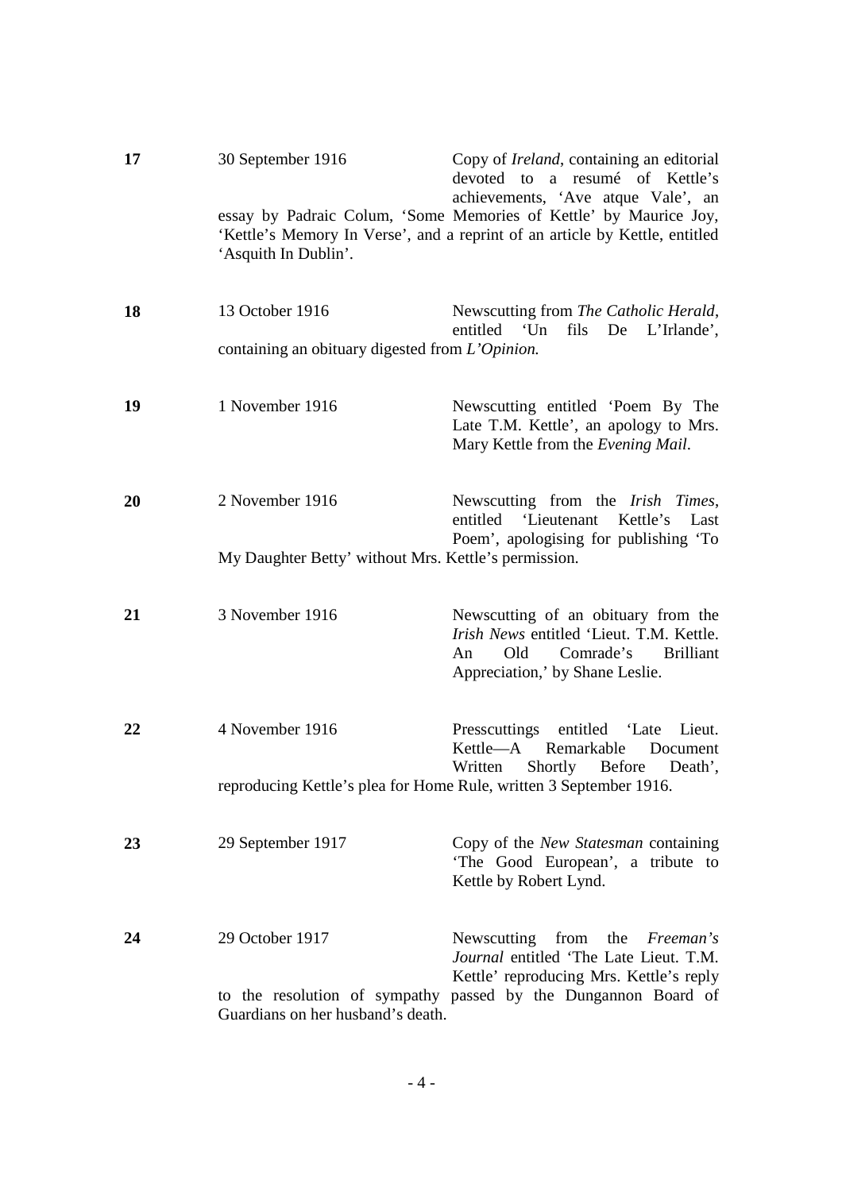**17** 30 September 1916 Copy of *Ireland*, containing an editorial devoted to a resumé of Kettle's achievements, 'Ave atque Vale', an essay by Padraic Colum, 'Some Memories of Kettle' by Maurice Joy, 'Kettle's Memory In Verse', and a reprint of an article by Kettle, entitled 'Asquith In Dublin'.

**18** 13 October 1916 Newscutting from *The Catholic Herald*, entitled 'Un fils De L'Irlande', containing an obituary digested from *L'Opinion.*

**19** 1 November 1916 Newscutting entitled 'Poem By The Late T.M. Kettle', an apology to Mrs. Mary Kettle from the *Evening Mail*.

**20** 2 November 1916 Newscutting from the *Irish Times*, entitled 'Lieutenant Kettle's Last Poem', apologising for publishing 'To My Daughter Betty' without Mrs. Kettle's permission.

**21** 3 November 1916 Newscutting of an obituary from the *Irish News* entitled 'Lieut. T.M. Kettle. An Old Comrade's Brilliant Appreciation,' by Shane Leslie.

**22** 4 November 1916 Presscuttings entitled 'Late Lieut. Kettle—A Remarkable Document Written Shortly Before Death', reproducing Kettle's plea for Home Rule, written 3 September 1916.

**23** 29 September 1917 Copy of the *New Statesman* containing 'The Good European', a tribute to Kettle by Robert Lynd.

**24** 29 October 1917 Newscutting from the *Freeman's Journal* entitled 'The Late Lieut. T.M. Kettle' reproducing Mrs. Kettle's reply to the resolution of sympathy passed by the Dungannon Board of Guardians on her husband's death.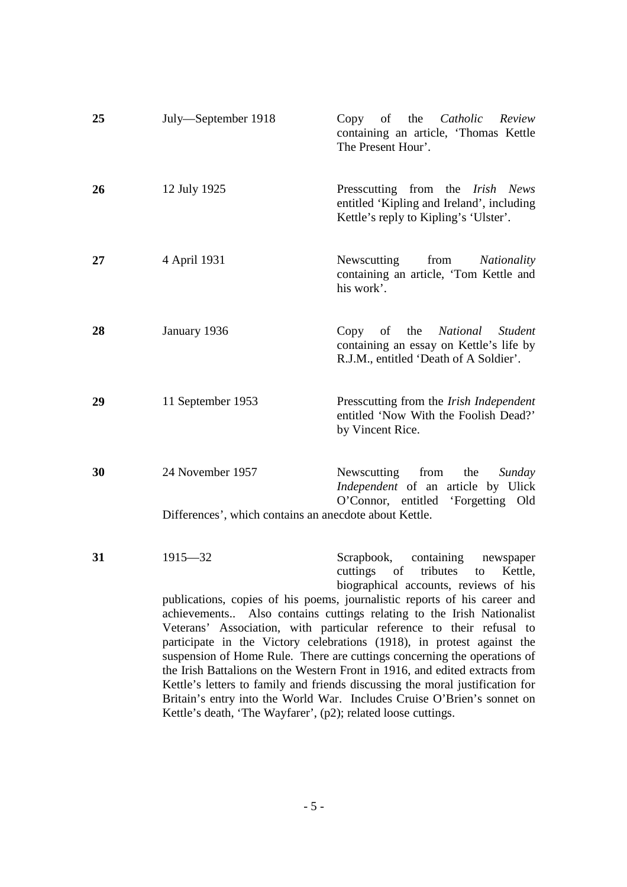| | | |
|---|---|---|
| **25** | July—September 1918 | Copy of the *Catholic Review* containing an article, 'Thomas Kettle The Present Hour'. |
| **26** | 12 July 1925 | Presscutting from the *Irish News* entitled 'Kipling and Ireland', including Kettle's reply to Kipling's 'Ulster'. |
| **27** | 4 April 1931 | Newscutting from *Nationality* containing an article, 'Tom Kettle and his work'. |
| **28** | January 1936 | Copy of the *National Student* containing an essay on Kettle's life by R.J.M., entitled 'Death of A Soldier'. |
| **29** | 11 September 1953 | Presscutting from the *Irish Independent* entitled 'Now With the Foolish Dead?' by Vincent Rice. |
| **30** | 24 November 1957 | Newscutting from the *Sunday Independent* of an article by Ulick O'Connor, entitled 'Forgetting Old Differences', which contains an anecdote about Kettle. |
| **31** | 1915—32 | Scrapbook, containing newspaper cuttings of tributes to Kettle, biographical accounts, reviews of his publications, copies of his poems, journalistic reports of his career and achievements.. Also contains cuttings relating to the Irish Nationalist Veterans' Association, with particular reference to their refusal to participate in the Victory celebrations (1918), in protest against the suspension of Home Rule. There are cuttings concerning the operations of the Irish Battalions on the Western Front in 1916, and edited extracts from Kettle's letters to family and friends discussing the moral justification for Britain's entry into the World War. Includes Cruise O'Brien's sonnet on Kettle's death, 'The Wayfarer', (p2); related loose cuttings. |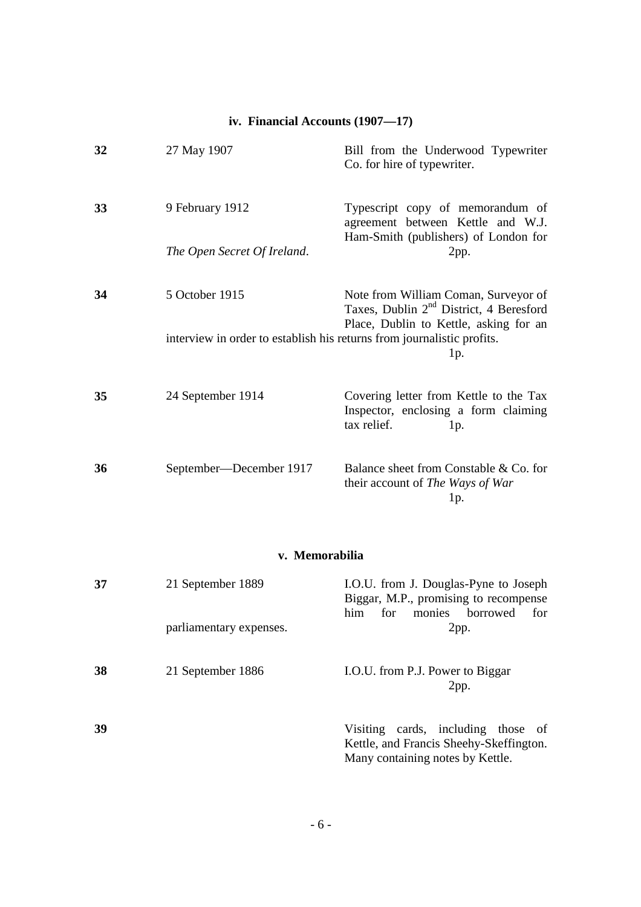### iv. Financial Accounts (1907—17)

**32** 27 May 1907

Bill from the Underwood Typewriter Co. for hire of typewriter.

**33** 9 February 1912

Typescript copy of memorandum of agreement between Kettle and W.J. Ham-Smith (publishers) of London for *The Open Secret Of Ireland*.
2pp.

**34** 5 October 1915

Note from William Coman, Surveyor of Taxes, Dublin 2[nd] District, 4 Beresford Place, Dublin to Kettle, asking for an interview in order to establish his returns from journalistic profits.
1p.

**35** 24 September 1914

Covering letter from Kettle to the Tax Inspector, enclosing a form claiming tax relief. 1p.

**36** September—December 1917

Balance sheet from Constable & Co. for their account of *The Ways of War*
1p.

### v. Memorabilia

**37** 21 September 1889

I.O.U. from J. Douglas-Pyne to Joseph Biggar, M.P., promising to recompense him for monies borrowed for parliamentary expenses.
2pp.

**38** 21 September 1886

I.O.U. from P.J. Power to Biggar
2pp.

**39**

Visiting cards, including those of Kettle, and Francis Sheehy-Skeffington. Many containing notes by Kettle.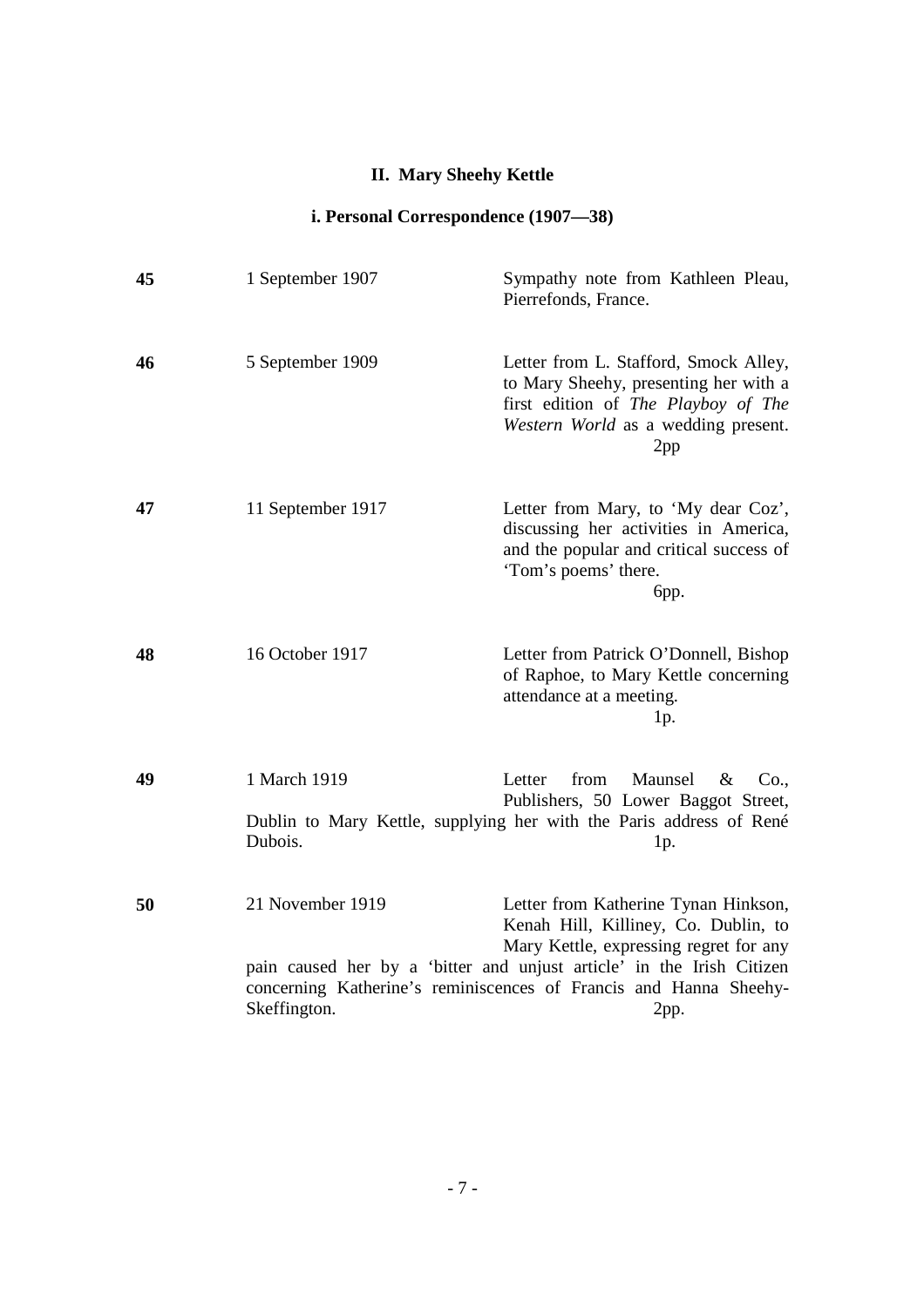## II. Mary Sheehy Kettle

### i. Personal Correspondence (1907—38)

| | | |
|---|---|---|
| **45** | 1 September 1907 | Sympathy note from Kathleen Pleau, Pierrefonds, France. |
| **46** | 5 September 1909 | Letter from L. Stafford, Smock Alley, to Mary Sheehy, presenting her with a first edition of *The Playboy of The Western World* as a wedding present. 2pp |
| **47** | 11 September 1917 | Letter from Mary, to 'My dear Coz', discussing her activities in America, and the popular and critical success of 'Tom's poems' there. 6pp. |
| **48** | 16 October 1917 | Letter from Patrick O'Donnell, Bishop of Raphoe, to Mary Kettle concerning attendance at a meeting. 1p. |
| **49** | 1 March 1919 | Letter from Maunsel & Co., Publishers, 50 Lower Baggot Street, Dublin to Mary Kettle, supplying her with the Paris address of René Dubois. 1p. |
| **50** | 21 November 1919 | Letter from Katherine Tynan Hinkson, Kenah Hill, Killiney, Co. Dublin, to Mary Kettle, expressing regret for any pain caused her by a 'bitter and unjust article' in the Irish Citizen concerning Katherine's reminiscences of Francis and Hanna Sheehy-Skeffington. 2pp. |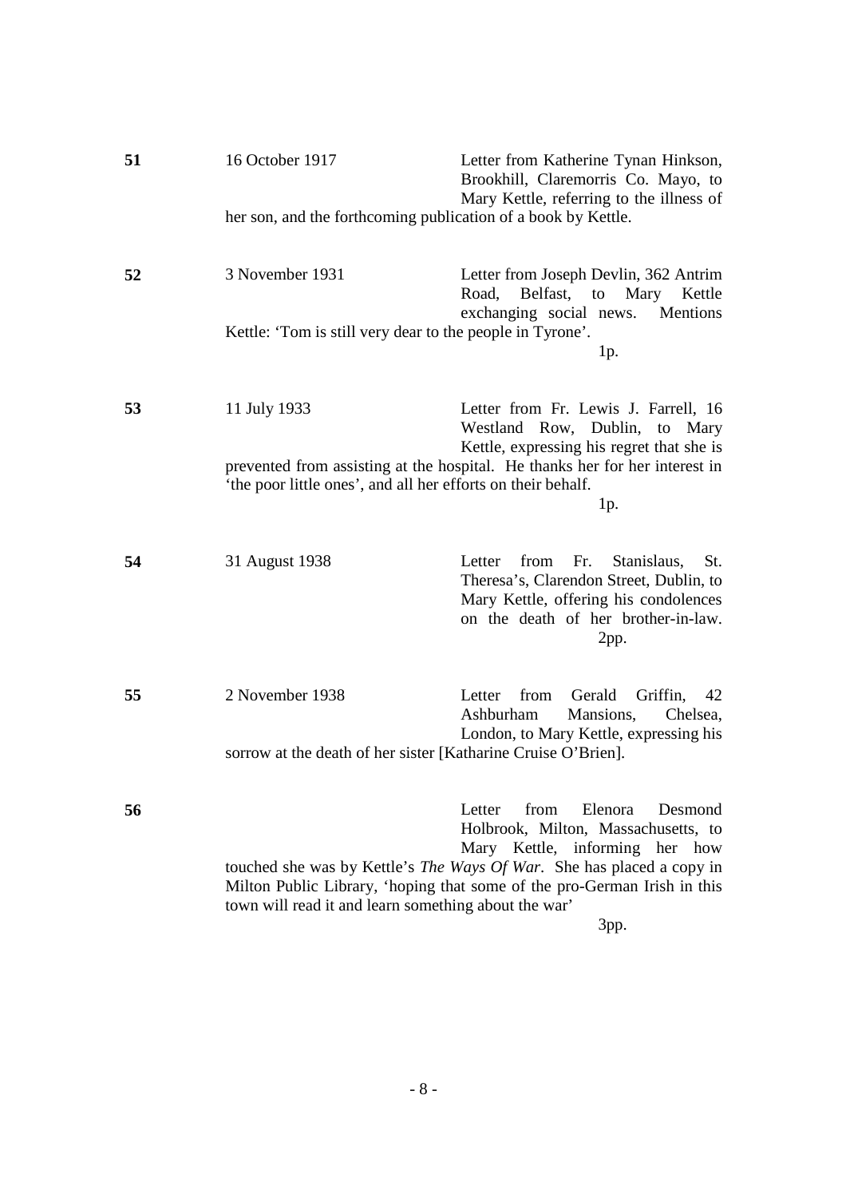**51** 16 October 1917

Letter from Katherine Tynan Hinkson, Brookhill, Claremorris Co. Mayo, to Mary Kettle, referring to the illness of her son, and the forthcoming publication of a book by Kettle.

**52** 3 November 1931

Letter from Joseph Devlin, 362 Antrim Road, Belfast, to Mary Kettle exchanging social news. Mentions Kettle: 'Tom is still very dear to the people in Tyrone'.

1p.

**53** 11 July 1933

Letter from Fr. Lewis J. Farrell, 16 Westland Row, Dublin, to Mary Kettle, expressing his regret that she is prevented from assisting at the hospital. He thanks her for her interest in 'the poor little ones', and all her efforts on their behalf.

1p.

**54** 31 August 1938

Letter from Fr. Stanislaus, St. Theresa's, Clarendon Street, Dublin, to Mary Kettle, offering his condolences on the death of her brother-in-law.

2pp.

**55** 2 November 1938

Letter from Gerald Griffin, 42 Ashburham Mansions, Chelsea, London, to Mary Kettle, expressing his sorrow at the death of her sister [Katharine Cruise O'Brien].

**56**

Letter from Elenora Desmond Holbrook, Milton, Massachusetts, to Mary Kettle, informing her how touched she was by Kettle's *The Ways Of War*. She has placed a copy in Milton Public Library, 'hoping that some of the pro-German Irish in this town will read it and learn something about the war'

3pp.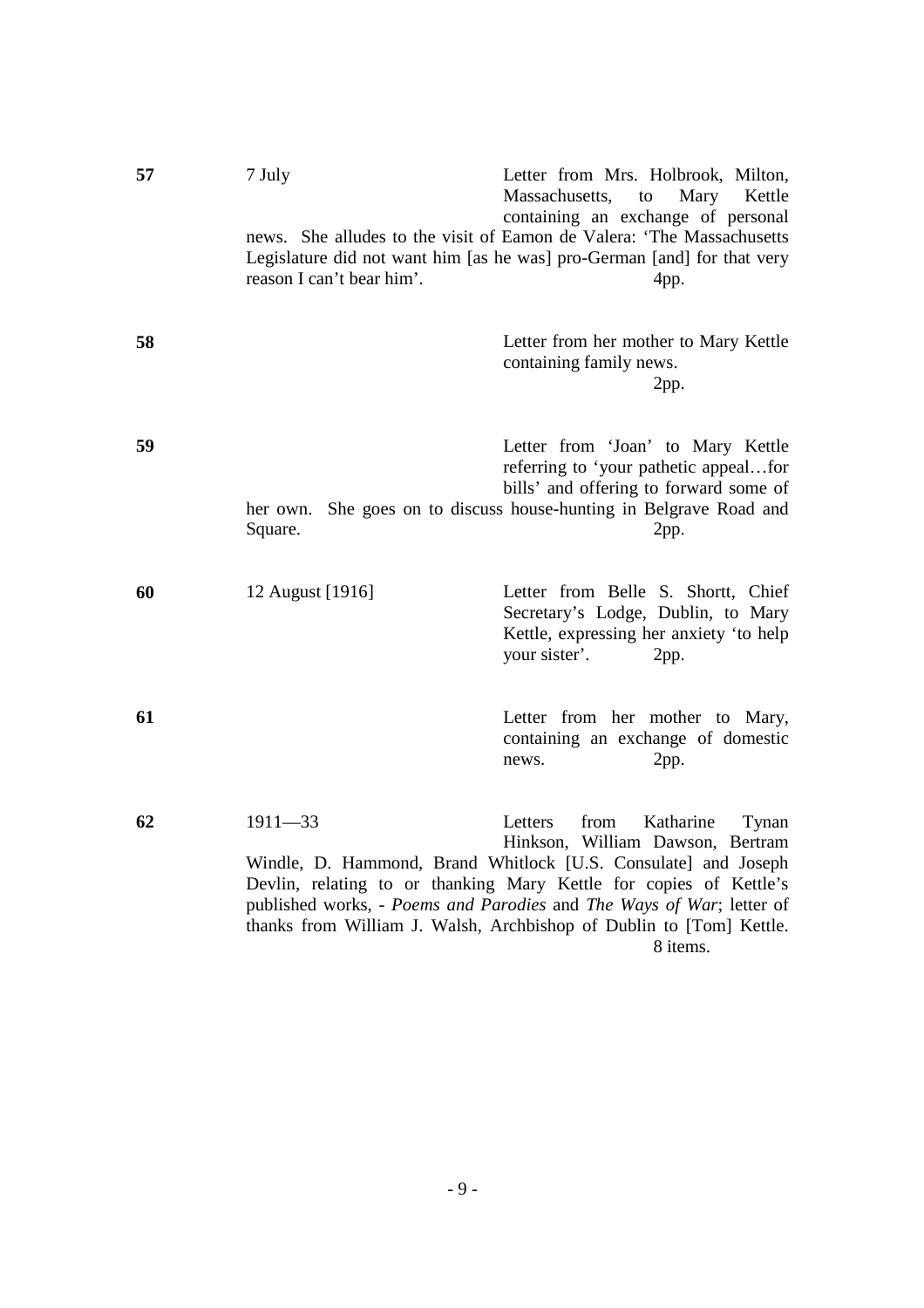| No. | Date | Description |
|---|---|---|
| **57** | 7 July | Letter from Mrs. Holbrook, Milton, Massachusetts, to Mary Kettle containing an exchange of personal news. She alludes to the visit of Eamon de Valera: 'The Massachusetts Legislature did not want him [as he was] pro-German [and] for that very reason I can't bear him'. 4pp. |
| **58** | | Letter from her mother to Mary Kettle containing family news. 2pp. |
| **59** | | Letter from 'Joan' to Mary Kettle referring to 'your pathetic appeal…for bills' and offering to forward some of her own. She goes on to discuss house-hunting in Belgrave Road and Square. 2pp. |
| **60** | 12 August [1916] | Letter from Belle S. Shortt, Chief Secretary's Lodge, Dublin, to Mary Kettle, expressing her anxiety 'to help your sister'. 2pp. |
| **61** | | Letter from her mother to Mary, containing an exchange of domestic news. 2pp. |
| **62** | 1911—33 | Letters from Katharine Tynan Hinkson, William Dawson, Bertram Windle, D. Hammond, Brand Whitlock [U.S. Consulate] and Joseph Devlin, relating to or thanking Mary Kettle for copies of Kettle's published works, - *Poems and Parodies* and *The Ways of War*; letter of thanks from William J. Walsh, Archbishop of Dublin to [Tom] Kettle. 8 items. |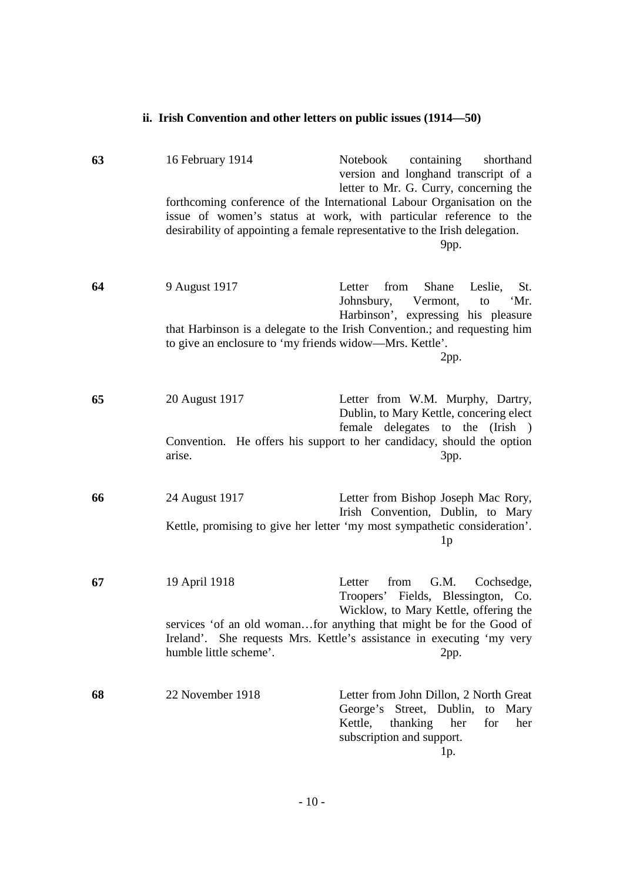### ii. Irish Convention and other letters on public issues (1914—50)

**63** 16 February 1914

Notebook containing shorthand version and longhand transcript of a letter to Mr. G. Curry, concerning the forthcoming conference of the International Labour Organisation on the issue of women's status at work, with particular reference to the desirability of appointing a female representative to the Irish delegation.

9pp.

**64** 9 August 1917

Letter from Shane Leslie, St. Johnsbury, Vermont, to 'Mr. Harbinson', expressing his pleasure that Harbinson is a delegate to the Irish Convention.; and requesting him to give an enclosure to 'my friends widow—Mrs. Kettle'.

2pp.

**65** 20 August 1917

Letter from W.M. Murphy, Dartry, Dublin, to Mary Kettle, concering elect female delegates to the (Irish ) Convention. He offers his support to her candidacy, should the option arise.

3pp.

**66** 24 August 1917

Letter from Bishop Joseph Mac Rory, Irish Convention, Dublin, to Mary Kettle, promising to give her letter 'my most sympathetic consideration'.

1p

**67** 19 April 1918

Letter from G.M. Cochsedge, Troopers' Fields, Blessington, Co. Wicklow, to Mary Kettle, offering the services 'of an old woman…for anything that might be for the Good of Ireland'. She requests Mrs. Kettle's assistance in executing 'my very humble little scheme'.

2pp.

**68** 22 November 1918

Letter from John Dillon, 2 North Great George's Street, Dublin, to Mary Kettle, thanking her for her subscription and support.

1p.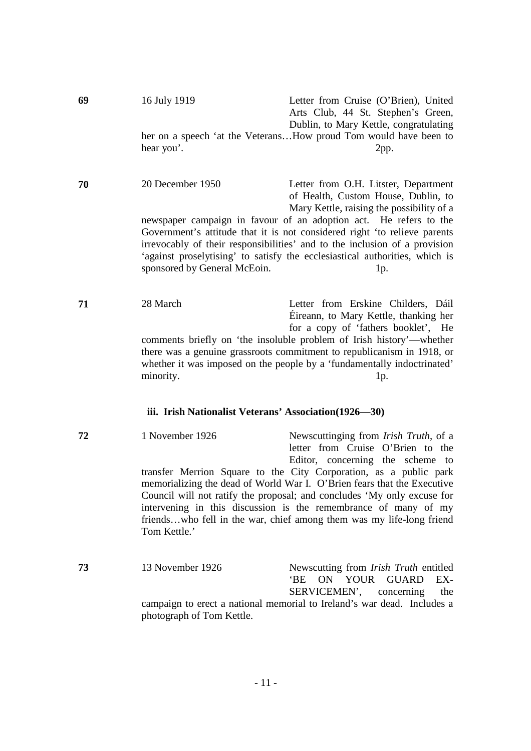**69** 16 July 1919 Letter from Cruise (O'Brien), United Arts Club, 44 St. Stephen's Green, Dublin, to Mary Kettle, congratulating her on a speech 'at the Veterans…How proud Tom would have been to hear you'. 2pp.

**70** 20 December 1950 Letter from O.H. Litster, Department of Health, Custom House, Dublin, to Mary Kettle, raising the possibility of a newspaper campaign in favour of an adoption act. He refers to the Government's attitude that it is not considered right 'to relieve parents irrevocably of their responsibilities' and to the inclusion of a provision 'against proselytising' to satisfy the ecclesiastical authorities, which is sponsored by General McEoin. 1p.

**71** 28 March Letter from Erskine Childers, Dáil Éireann, to Mary Kettle, thanking her for a copy of 'fathers booklet', He comments briefly on 'the insoluble problem of Irish history'—whether there was a genuine grassroots commitment to republicanism in 1918, or whether it was imposed on the people by a 'fundamentally indoctrinated' minority. 1p.

### iii. Irish Nationalist Veterans' Association(1926—30)

**72** 1 November 1926 Newscuttinging from *Irish Truth*, of a letter from Cruise O'Brien to the Editor, concerning the scheme to transfer Merrion Square to the City Corporation, as a public park memorializing the dead of World War I. O'Brien fears that the Executive Council will not ratify the proposal; and concludes 'My only excuse for intervening in this discussion is the remembrance of many of my friends…who fell in the war, chief among them was my life-long friend Tom Kettle.'

**73** 13 November 1926 Newscutting from *Irish Truth* entitled 'BE ON YOUR GUARD EX-SERVICEMEN', concerning the campaign to erect a national memorial to Ireland's war dead. Includes a photograph of Tom Kettle.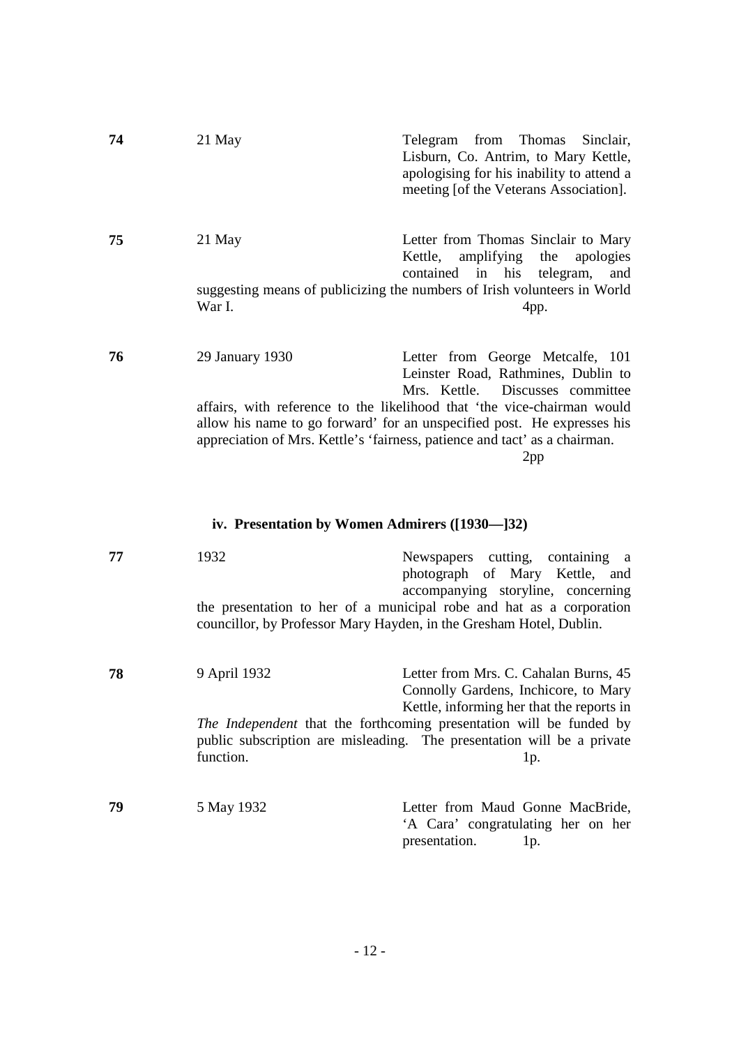**74** 21 May

Telegram from Thomas Sinclair, Lisburn, Co. Antrim, to Mary Kettle, apologising for his inability to attend a meeting [of the Veterans Association].

**75** 21 May

Letter from Thomas Sinclair to Mary Kettle, amplifying the apologies contained in his telegram, and suggesting means of publicizing the numbers of Irish volunteers in World War I. 4pp.

**76** 29 January 1930

Letter from George Metcalfe, 101 Leinster Road, Rathmines, Dublin to Mrs. Kettle. Discusses committee affairs, with reference to the likelihood that 'the vice-chairman would allow his name to go forward' for an unspecified post. He expresses his appreciation of Mrs. Kettle's 'fairness, patience and tact' as a chairman. 2pp

### iv. Presentation by Women Admirers ([1930—]32)

**77** 1932

Newspapers cutting, containing a photograph of Mary Kettle, and accompanying storyline, concerning the presentation to her of a municipal robe and hat as a corporation councillor, by Professor Mary Hayden, in the Gresham Hotel, Dublin.

**78** 9 April 1932

Letter from Mrs. C. Cahalan Burns, 45 Connolly Gardens, Inchicore, to Mary Kettle, informing her that the reports in *The Independent* that the forthcoming presentation will be funded by public subscription are misleading. The presentation will be a private function. 1p.

**79** 5 May 1932

Letter from Maud Gonne MacBride, 'A Cara' congratulating her on her presentation. 1p.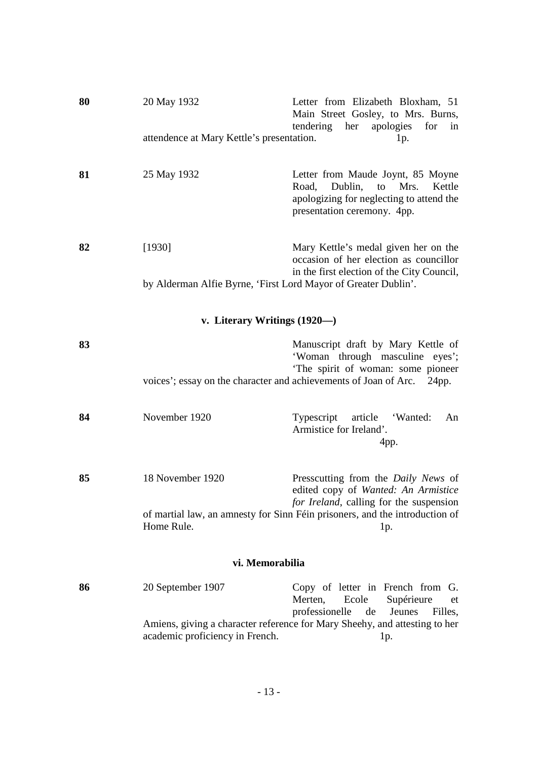| | | |
|---|---|---|
| **80** | 20 May 1932 | Letter from Elizabeth Bloxham, 51 Main Street Gosley, to Mrs. Burns, tendering her apologies for in attendence at Mary Kettle's presentation. 1p. |
| **81** | 25 May 1932 | Letter from Maude Joynt, 85 Moyne Road, Dublin, to Mrs. Kettle apologizing for neglecting to attend the presentation ceremony. 4pp. |
| **82** | [1930] | Mary Kettle's medal given her on the occasion of her election as councillor in the first election of the City Council, by Alderman Alfie Byrne, 'First Lord Mayor of Greater Dublin'. |

### v. Literary Writings (1920—)

| | | |
|---|---|---|
| **83** | | Manuscript draft by Mary Kettle of 'Woman through masculine eyes'; 'The spirit of woman: some pioneer voices'; essay on the character and achievements of Joan of Arc. 24pp. |
| **84** | November 1920 | Typescript article 'Wanted: An Armistice for Ireland'. 4pp. |
| **85** | 18 November 1920 | Presscutting from the *Daily News* of edited copy of *Wanted: An Armistice for Ireland*, calling for the suspension of martial law, an amnesty for Sinn Féin prisoners, and the introduction of Home Rule. 1p. |

### vi. Memorabilia

| | | |
|---|---|---|
| **86** | 20 September 1907 | Copy of letter in French from G. Merten, Ecole Supérieure et professionelle de Jeunes Filles, Amiens, giving a character reference for Mary Sheehy, and attesting to her academic proficiency in French. 1p. |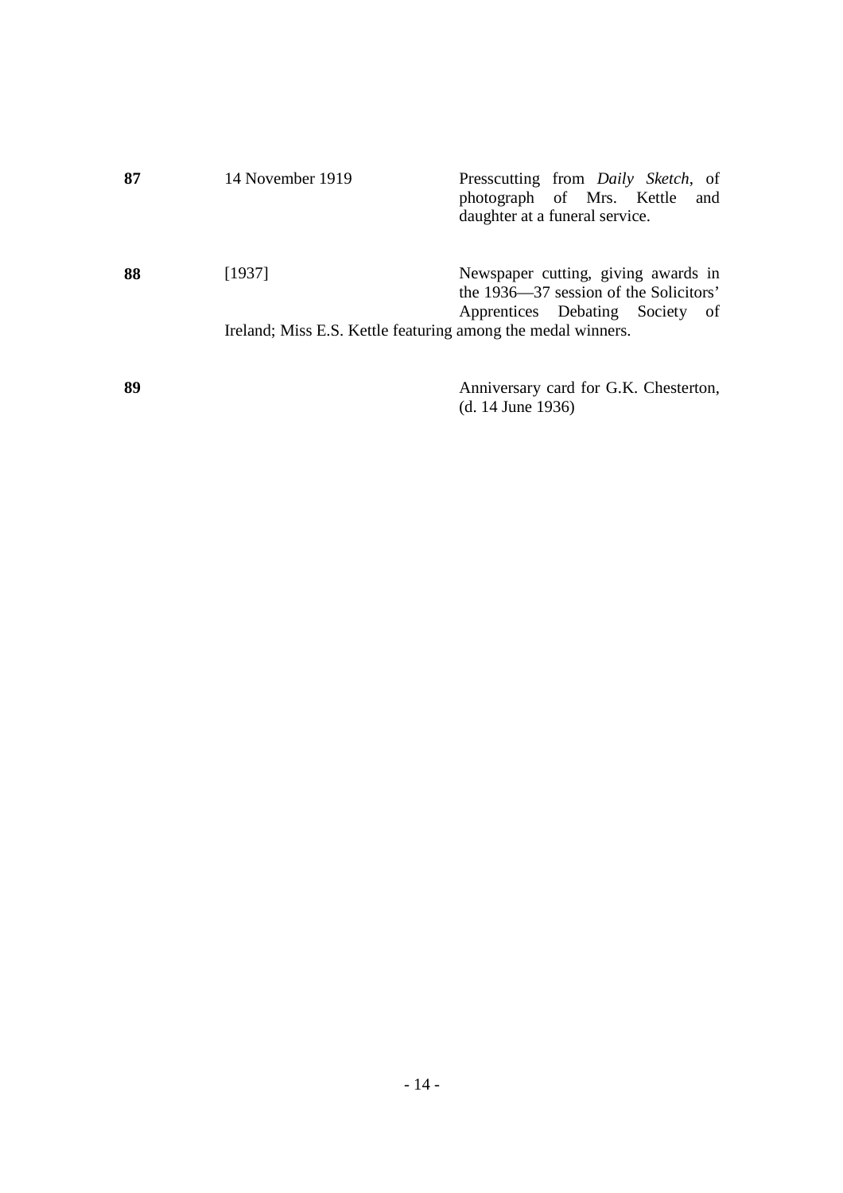| | | |
|---|---|---|
| **87** | 14 November 1919 | Presscutting from *Daily Sketch*, of photograph of Mrs. Kettle and daughter at a funeral service. |
| **88** | [1937] | Newspaper cutting, giving awards in the 1936—37 session of the Solicitors' Apprentices Debating Society of Ireland; Miss E.S. Kettle featuring among the medal winners. |
| **89** | | Anniversary card for G.K. Chesterton, (d. 14 June 1936) |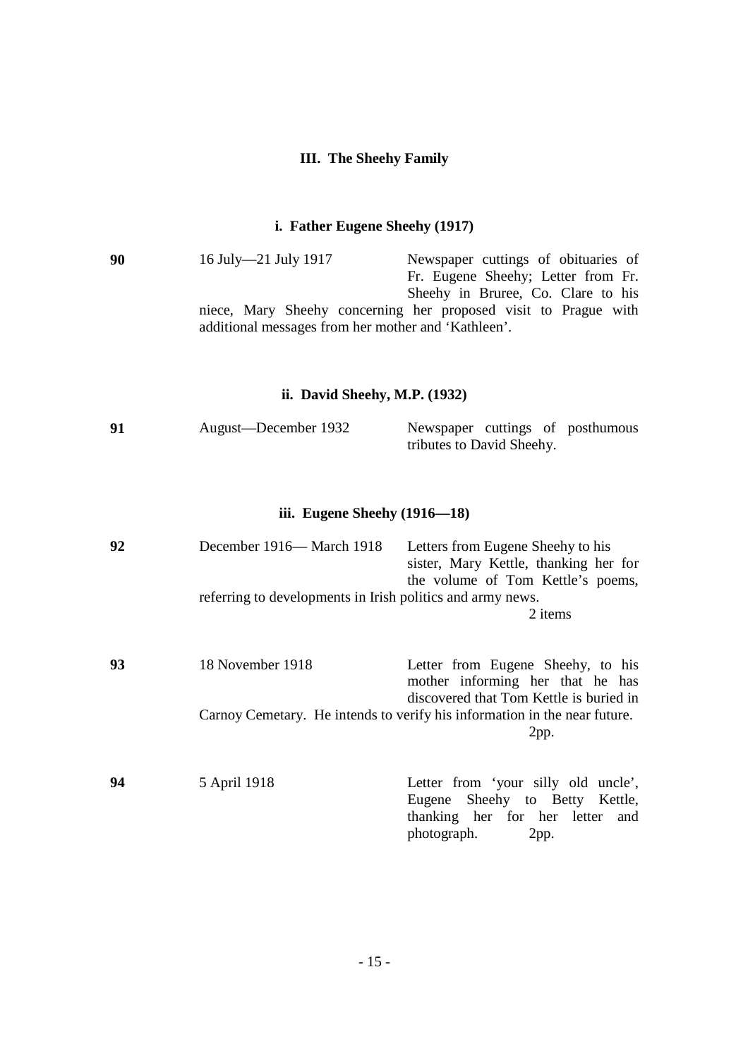## III. The Sheehy Family

### i. Father Eugene Sheehy (1917)

**90** 16 July—21 July 1917 Newspaper cuttings of obituaries of Fr. Eugene Sheehy; Letter from Fr. Sheehy in Bruree, Co. Clare to his niece, Mary Sheehy concerning her proposed visit to Prague with additional messages from her mother and 'Kathleen'.

### ii. David Sheehy, M.P. (1932)

**91** August—December 1932 Newspaper cuttings of posthumous tributes to David Sheehy.

### iii. Eugene Sheehy (1916—18)

**92** December 1916— March 1918 Letters from Eugene Sheehy to his sister, Mary Kettle, thanking her for the volume of Tom Kettle's poems, referring to developments in Irish politics and army news.

2 items

**93** 18 November 1918 Letter from Eugene Sheehy, to his mother informing her that he has discovered that Tom Kettle is buried in Carnoy Cemetary. He intends to verify his information in the near future.

2pp.

**94** 5 April 1918 Letter from 'your silly old uncle', Eugene Sheehy to Betty Kettle, thanking her for her letter and photograph. 2pp.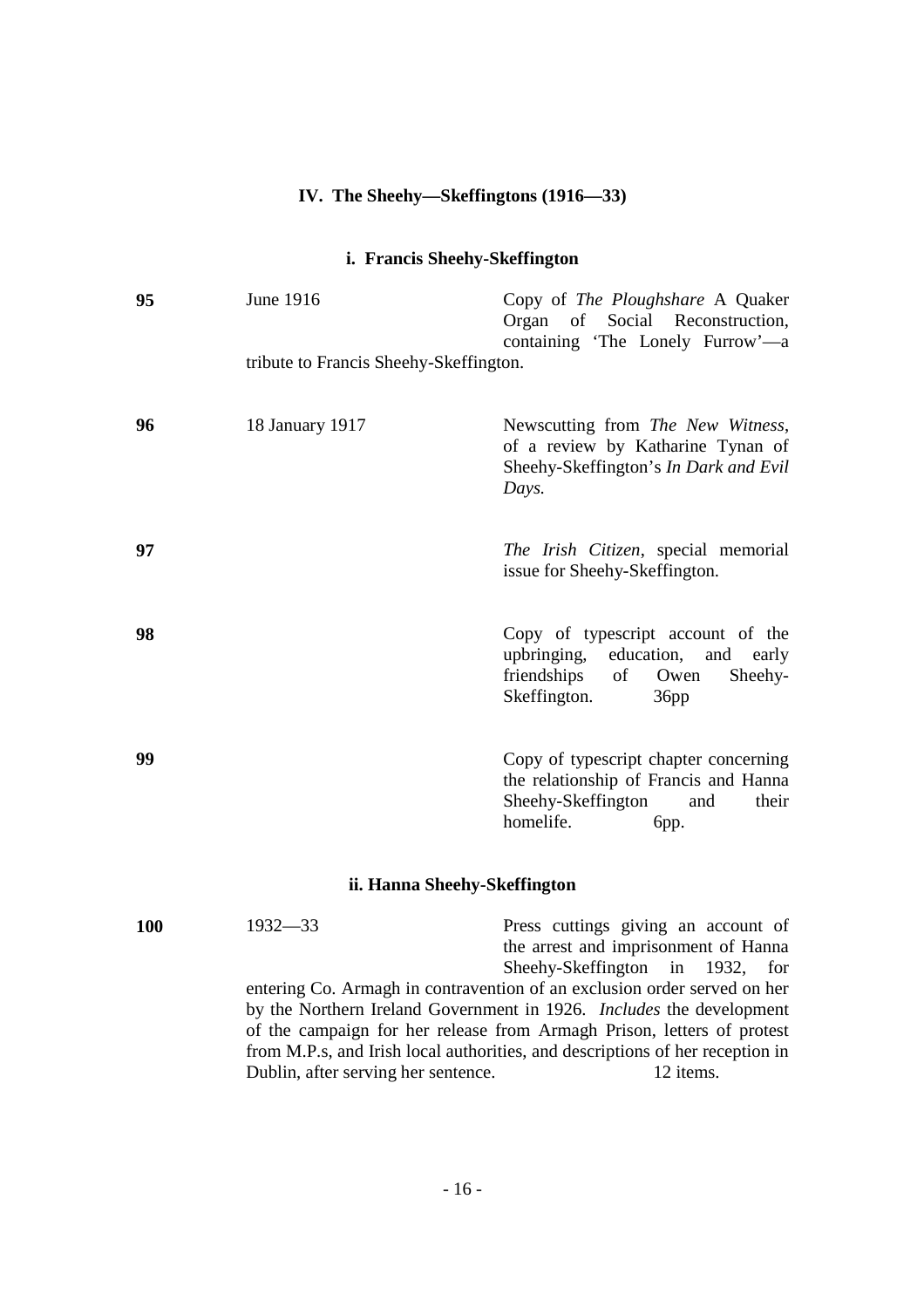## IV. The Sheehy—Skeffingtons (1916—33)

### i. Francis Sheehy-Skeffington

| No. | Date | Description |
|---|---|---|
| **95** | June 1916 | Copy of *The Ploughshare* A Quaker Organ of Social Reconstruction, containing 'The Lonely Furrow'—a tribute to Francis Sheehy-Skeffington. |
| **96** | 18 January 1917 | Newscutting from *The New Witness*, of a review by Katharine Tynan of Sheehy-Skeffington's *In Dark and Evil Days.* |
| **97** | | *The Irish Citizen*, special memorial issue for Sheehy-Skeffington. |
| **98** | | Copy of typescript account of the upbringing, education, and early friendships of Owen Sheehy-Skeffington. 36pp |
| **99** | | Copy of typescript chapter concerning the relationship of Francis and Hanna Sheehy-Skeffington and their homelife. 6pp. |

### ii. Hanna Sheehy-Skeffington

| No. | Date | Description |
|---|---|---|
| **100** | 1932—33 | Press cuttings giving an account of the arrest and imprisonment of Hanna Sheehy-Skeffington in 1932, for entering Co. Armagh in contravention of an exclusion order served on her by the Northern Ireland Government in 1926. *Includes* the development of the campaign for her release from Armagh Prison, letters of protest from M.P.s, and Irish local authorities, and descriptions of her reception in Dublin, after serving her sentence. 12 items. |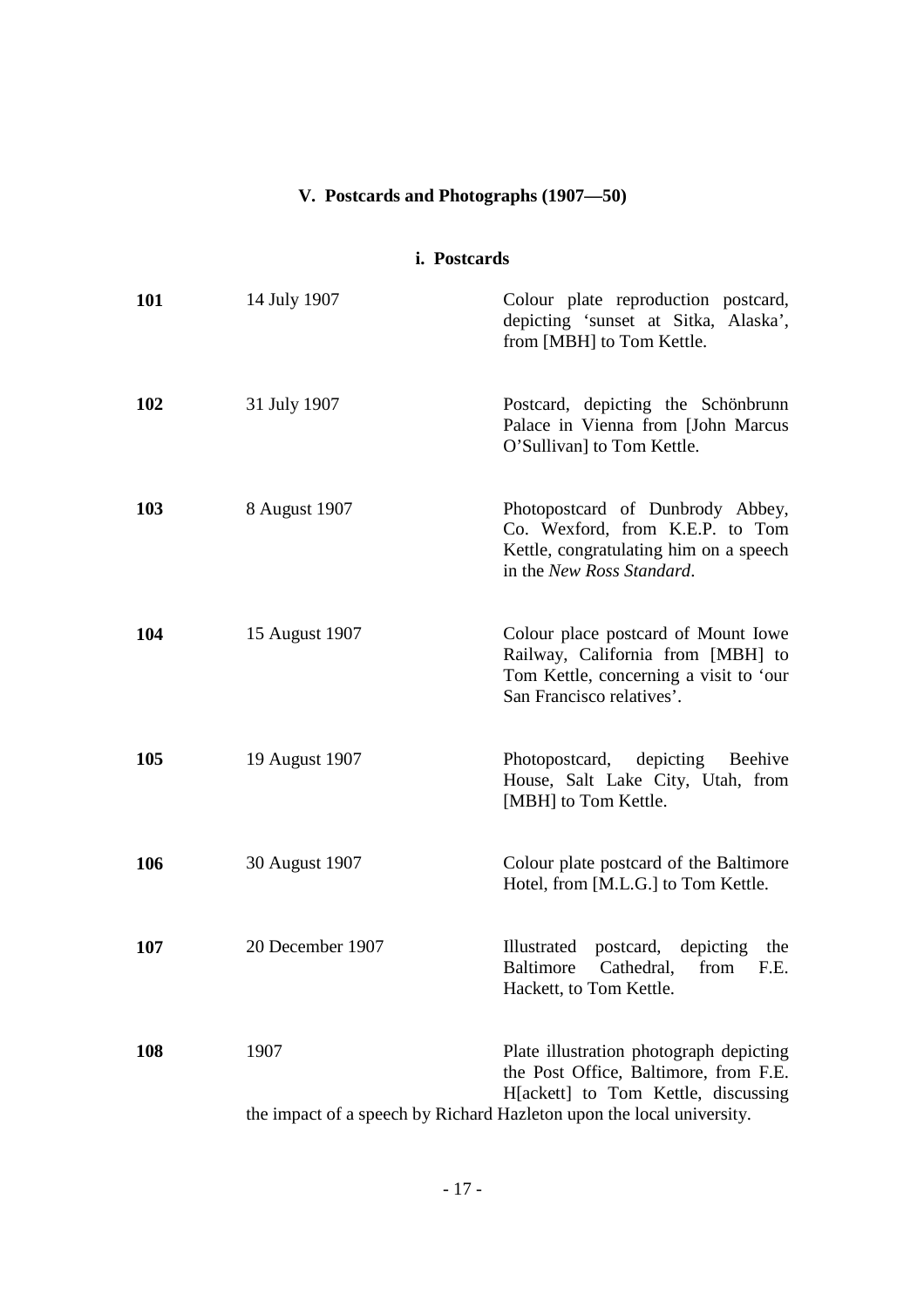## V. Postcards and Photographs (1907—50)

### i. Postcards

| | | |
|---|---|---|
| **101** | 14 July 1907 | Colour plate reproduction postcard, depicting 'sunset at Sitka, Alaska', from [MBH] to Tom Kettle. |
| **102** | 31 July 1907 | Postcard, depicting the Schönbrunn Palace in Vienna from [John Marcus O'Sullivan] to Tom Kettle. |
| **103** | 8 August 1907 | Photopostcard of Dunbrody Abbey, Co. Wexford, from K.E.P. to Tom Kettle, congratulating him on a speech in the *New Ross Standard*. |
| **104** | 15 August 1907 | Colour place postcard of Mount Iowe Railway, California from [MBH] to Tom Kettle, concerning a visit to 'our San Francisco relatives'. |
| **105** | 19 August 1907 | Photopostcard, depicting Beehive House, Salt Lake City, Utah, from [MBH] to Tom Kettle. |
| **106** | 30 August 1907 | Colour plate postcard of the Baltimore Hotel, from [M.L.G.] to Tom Kettle. |
| **107** | 20 December 1907 | Illustrated postcard, depicting the Baltimore Cathedral, from F.E. Hackett, to Tom Kettle. |
| **108** | 1907 | Plate illustration photograph depicting the Post Office, Baltimore, from F.E. H[ackett] to Tom Kettle, discussing the impact of a speech by Richard Hazleton upon the local university. |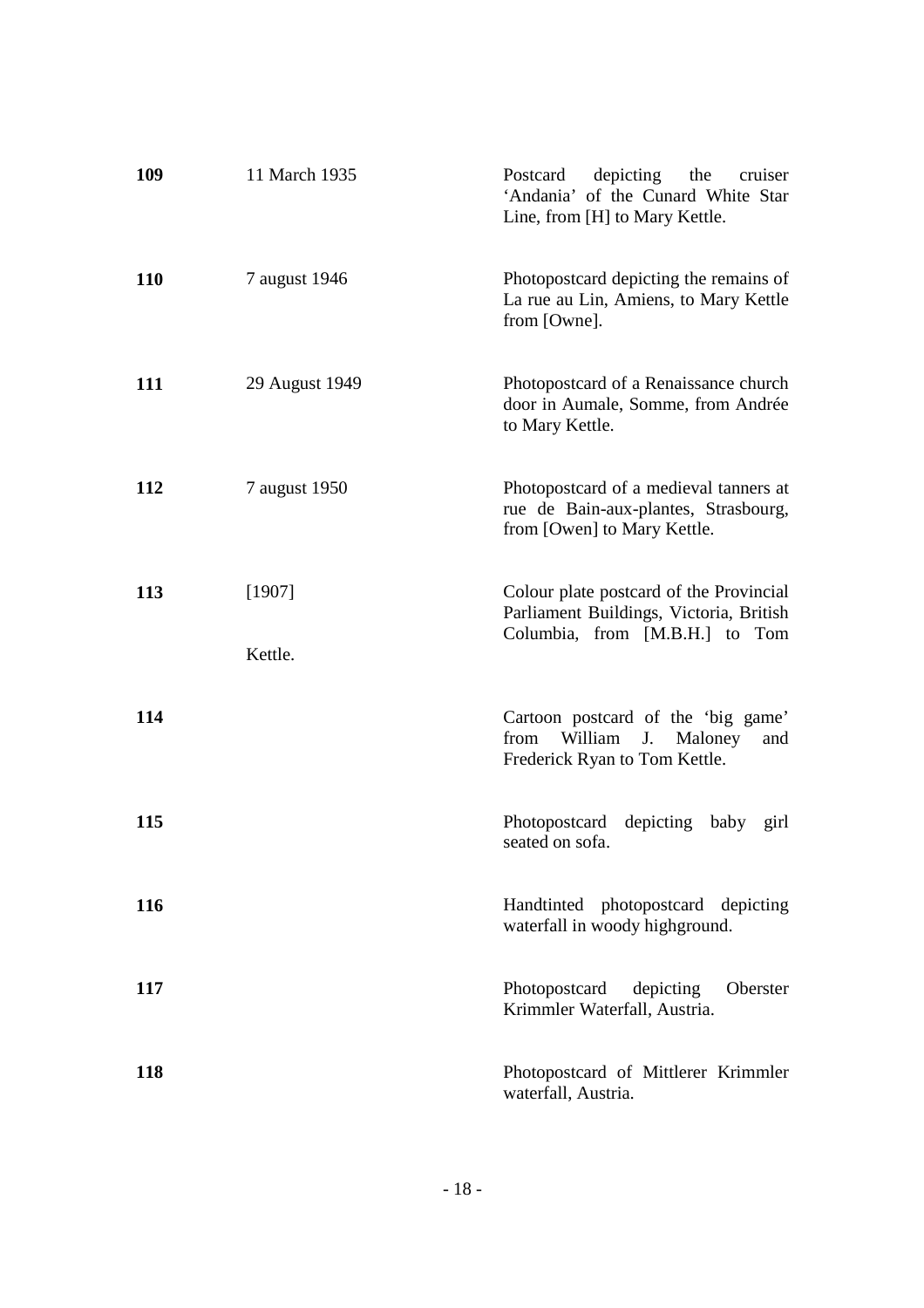| | | |
|---|---|---|
| **109** | 11 March 1935 | Postcard depicting the cruiser 'Andania' of the Cunard White Star Line, from [H] to Mary Kettle. |
| **110** | 7 august 1946 | Photopostcard depicting the remains of La rue au Lin, Amiens, to Mary Kettle from [Owne]. |
| **111** | 29 August 1949 | Photopostcard of a Renaissance church door in Aumale, Somme, from Andrée to Mary Kettle. |
| **112** | 7 august 1950 | Photopostcard of a medieval tanners at rue de Bain-aux-plantes, Strasbourg, from [Owen] to Mary Kettle. |
| **113** | [1907] | Colour plate postcard of the Provincial Parliament Buildings, Victoria, British Columbia, from [M.B.H.] to Tom Kettle. |
| **114** | | Cartoon postcard of the 'big game' from William J. Maloney and Frederick Ryan to Tom Kettle. |
| **115** | | Photopostcard depicting baby girl seated on sofa. |
| **116** | | Handtinted photopostcard depicting waterfall in woody highground. |
| **117** | | Photopostcard depicting Oberster Krimmler Waterfall, Austria. |
| **118** | | Photopostcard of Mittlerer Krimmler waterfall, Austria. |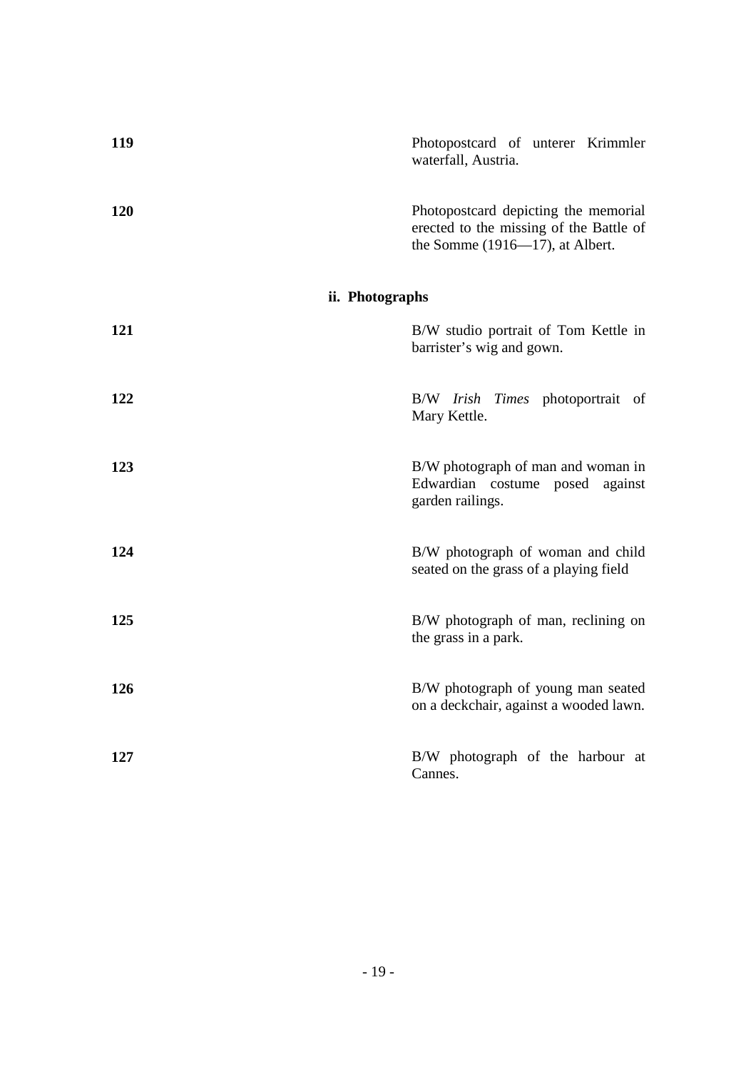**119** Photopostcard of unterer Krimmler waterfall, Austria.

**120** Photopostcard depicting the memorial erected to the missing of the Battle of the Somme (1916—17), at Albert.

### ii. Photographs

**121** B/W studio portrait of Tom Kettle in barrister's wig and gown.

**122** B/W *Irish Times* photoportrait of Mary Kettle.

**123** B/W photograph of man and woman in Edwardian costume posed against garden railings.

**124** B/W photograph of woman and child seated on the grass of a playing field

**125** B/W photograph of man, reclining on the grass in a park.

**126** B/W photograph of young man seated on a deckchair, against a wooded lawn.

**127** B/W photograph of the harbour at Cannes.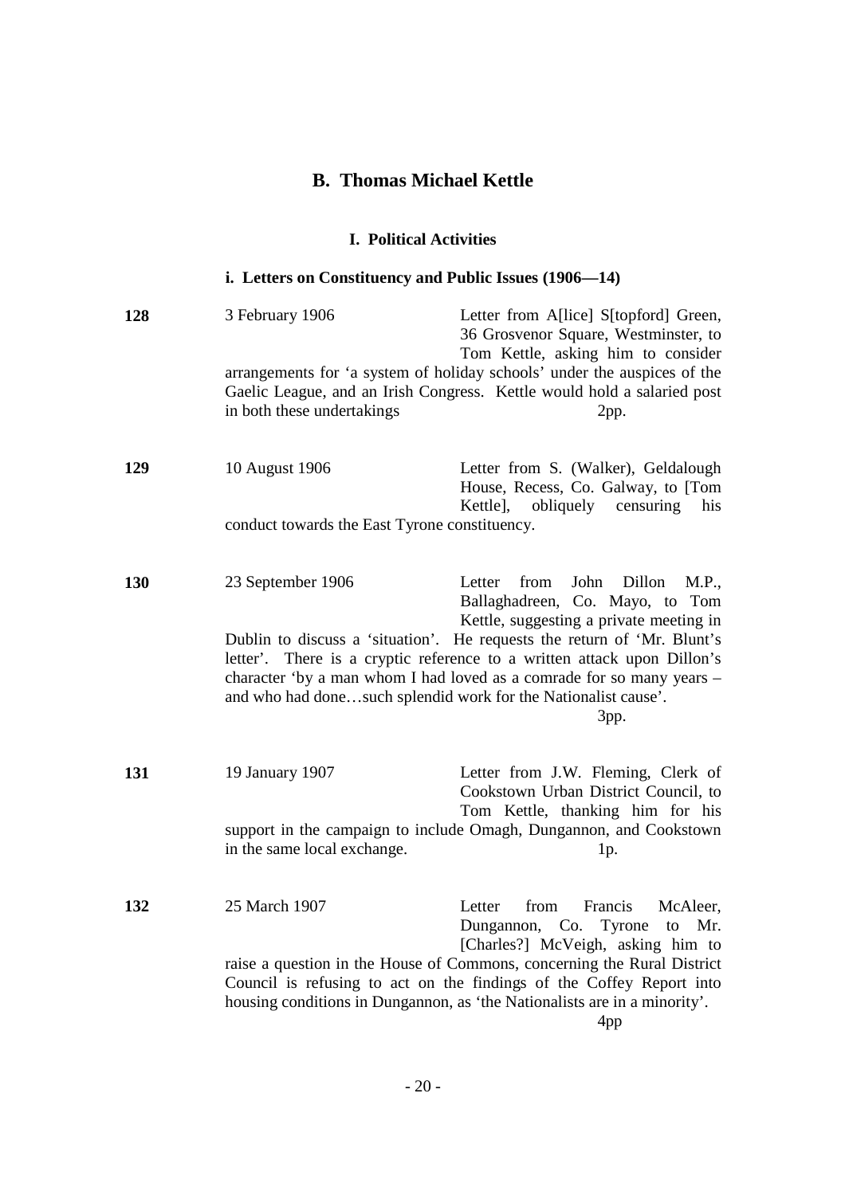## B. Thomas Michael Kettle

### I. Political Activities

#### i. Letters on Constituency and Public Issues (1906—14)

**128** 3 February 1906

Letter from A[lice] S[topford] Green, 36 Grosvenor Square, Westminster, to Tom Kettle, asking him to consider arrangements for 'a system of holiday schools' under the auspices of the Gaelic League, and an Irish Congress. Kettle would hold a salaried post in both these undertakings 2pp.

**129** 10 August 1906

Letter from S. (Walker), Geldalough House, Recess, Co. Galway, to [Tom Kettle], obliquely censuring his conduct towards the East Tyrone constituency.

**130** 23 September 1906

Letter from John Dillon M.P., Ballaghadreen, Co. Mayo, to Tom Kettle, suggesting a private meeting in Dublin to discuss a 'situation'. He requests the return of 'Mr. Blunt's letter'. There is a cryptic reference to a written attack upon Dillon's character 'by a man whom I had loved as a comrade for so many years – and who had done…such splendid work for the Nationalist cause'. 3pp.

**131** 19 January 1907

Letter from J.W. Fleming, Clerk of Cookstown Urban District Council, to Tom Kettle, thanking him for his support in the campaign to include Omagh, Dungannon, and Cookstown in the same local exchange. 1p.

**132** 25 March 1907

Letter from Francis McAleer, Dungannon, Co. Tyrone to Mr. [Charles?] McVeigh, asking him to raise a question in the House of Commons, concerning the Rural District Council is refusing to act on the findings of the Coffey Report into housing conditions in Dungannon, as 'the Nationalists are in a minority'. 4pp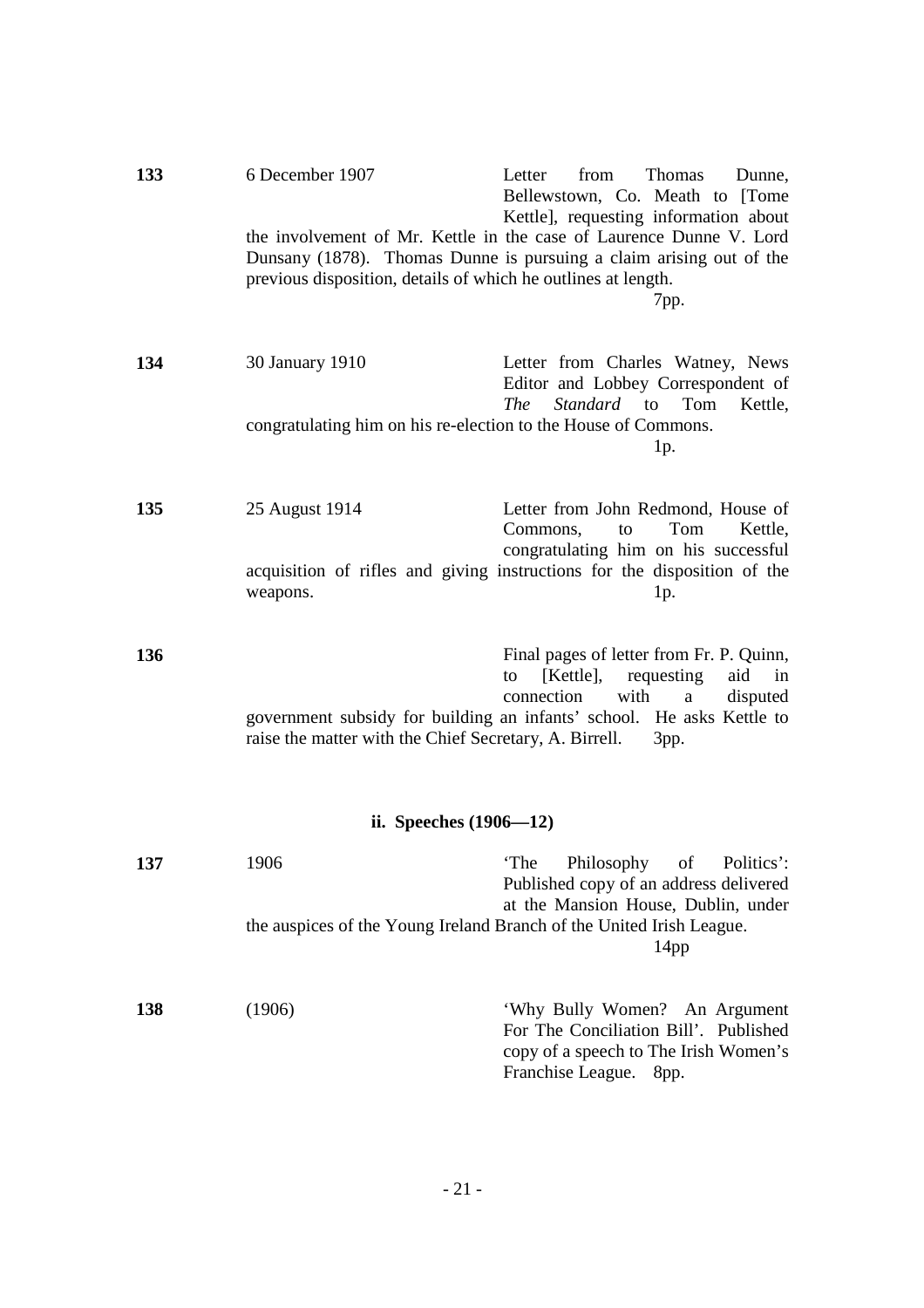**133** 6 December 1907 Letter from Thomas Dunne, Bellewstown, Co. Meath to [Tome Kettle], requesting information about the involvement of Mr. Kettle in the case of Laurence Dunne V. Lord Dunsany (1878). Thomas Dunne is pursuing a claim arising out of the previous disposition, details of which he outlines at length.
7pp.

**134** 30 January 1910 Letter from Charles Watney, News Editor and Lobbey Correspondent of *The Standard* to Tom Kettle, congratulating him on his re-election to the House of Commons.
1p.

**135** 25 August 1914 Letter from John Redmond, House of Commons, to Tom Kettle, congratulating him on his successful acquisition of rifles and giving instructions for the disposition of the weapons.
1p.

**136** Final pages of letter from Fr. P. Quinn, to [Kettle], requesting aid in connection with a disputed government subsidy for building an infants' school. He asks Kettle to raise the matter with the Chief Secretary, A. Birrell.
3pp.

### ii. Speeches (1906—12)

**137** 1906 'The Philosophy of Politics': Published copy of an address delivered at the Mansion House, Dublin, under the auspices of the Young Ireland Branch of the United Irish League.
14pp

**138** (1906) 'Why Bully Women? An Argument For The Conciliation Bill'. Published copy of a speech to The Irish Women's Franchise League. 8pp.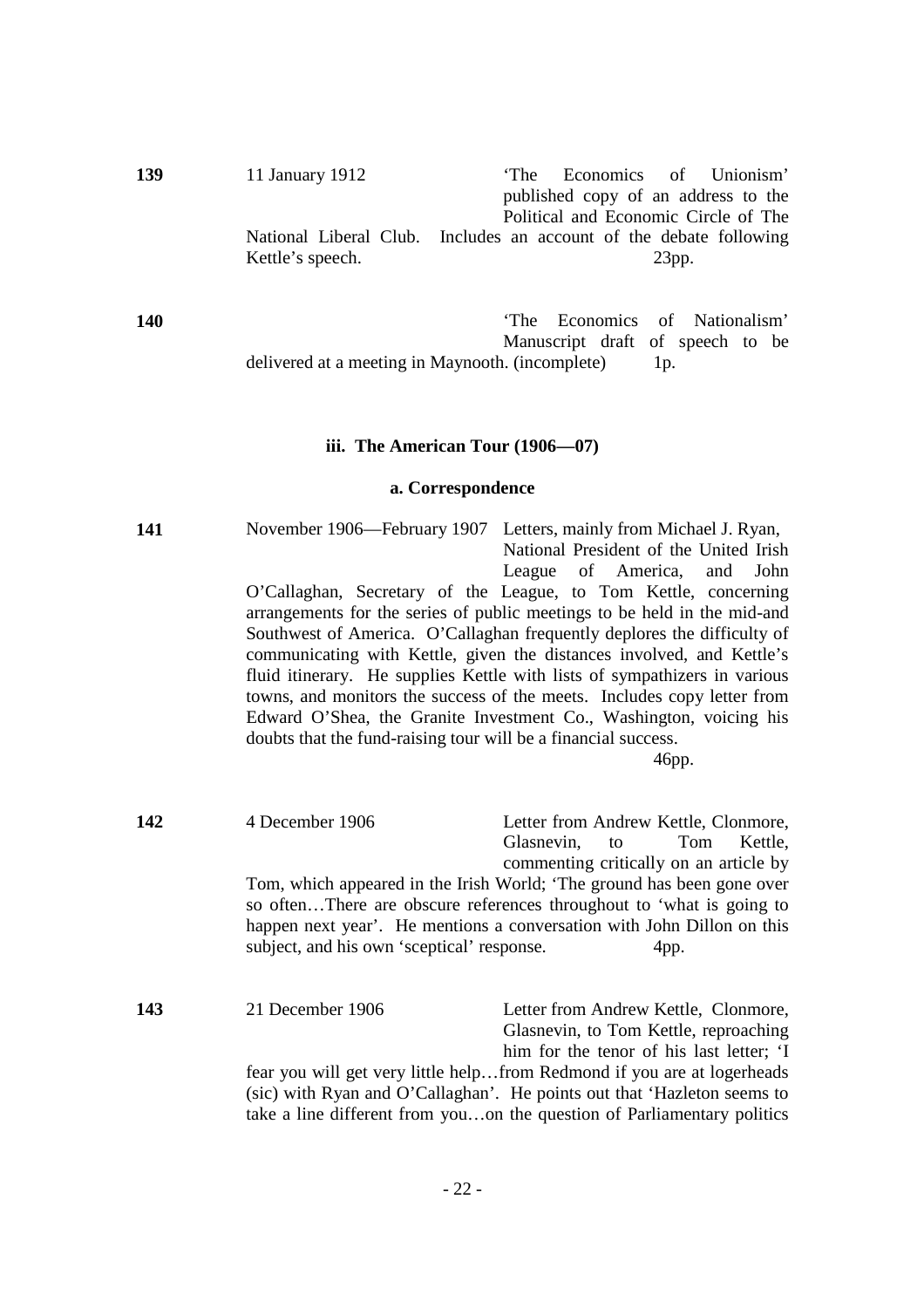**139** 11 January 1912 'The Economics of Unionism' published copy of an address to the Political and Economic Circle of The National Liberal Club. Includes an account of the debate following Kettle's speech. 23pp.

**140** 'The Economics of Nationalism' Manuscript draft of speech to be delivered at a meeting in Maynooth. (incomplete) 1p.

### iii. The American Tour (1906—07)

#### a. Correspondence

**141** November 1906—February 1907 Letters, mainly from Michael J. Ryan, National President of the United Irish League of America, and John O'Callaghan, Secretary of the League, to Tom Kettle, concerning arrangements for the series of public meetings to be held in the mid-and Southwest of America. O'Callaghan frequently deplores the difficulty of communicating with Kettle, given the distances involved, and Kettle's fluid itinerary. He supplies Kettle with lists of sympathizers in various towns, and monitors the success of the meets. Includes copy letter from Edward O'Shea, the Granite Investment Co., Washington, voicing his doubts that the fund-raising tour will be a financial success. 46pp.

**142** 4 December 1906 Letter from Andrew Kettle, Clonmore, Glasnevin, to Tom Kettle, commenting critically on an article by Tom, which appeared in the Irish World; 'The ground has been gone over so often…There are obscure references throughout to 'what is going to happen next year'. He mentions a conversation with John Dillon on this subject, and his own 'sceptical' response. 4pp.

**143** 21 December 1906 Letter from Andrew Kettle, Clonmore, Glasnevin, to Tom Kettle, reproaching him for the tenor of his last letter; 'I fear you will get very little help…from Redmond if you are at logerheads (sic) with Ryan and O'Callaghan'. He points out that 'Hazleton seems to take a line different from you…on the question of Parliamentary politics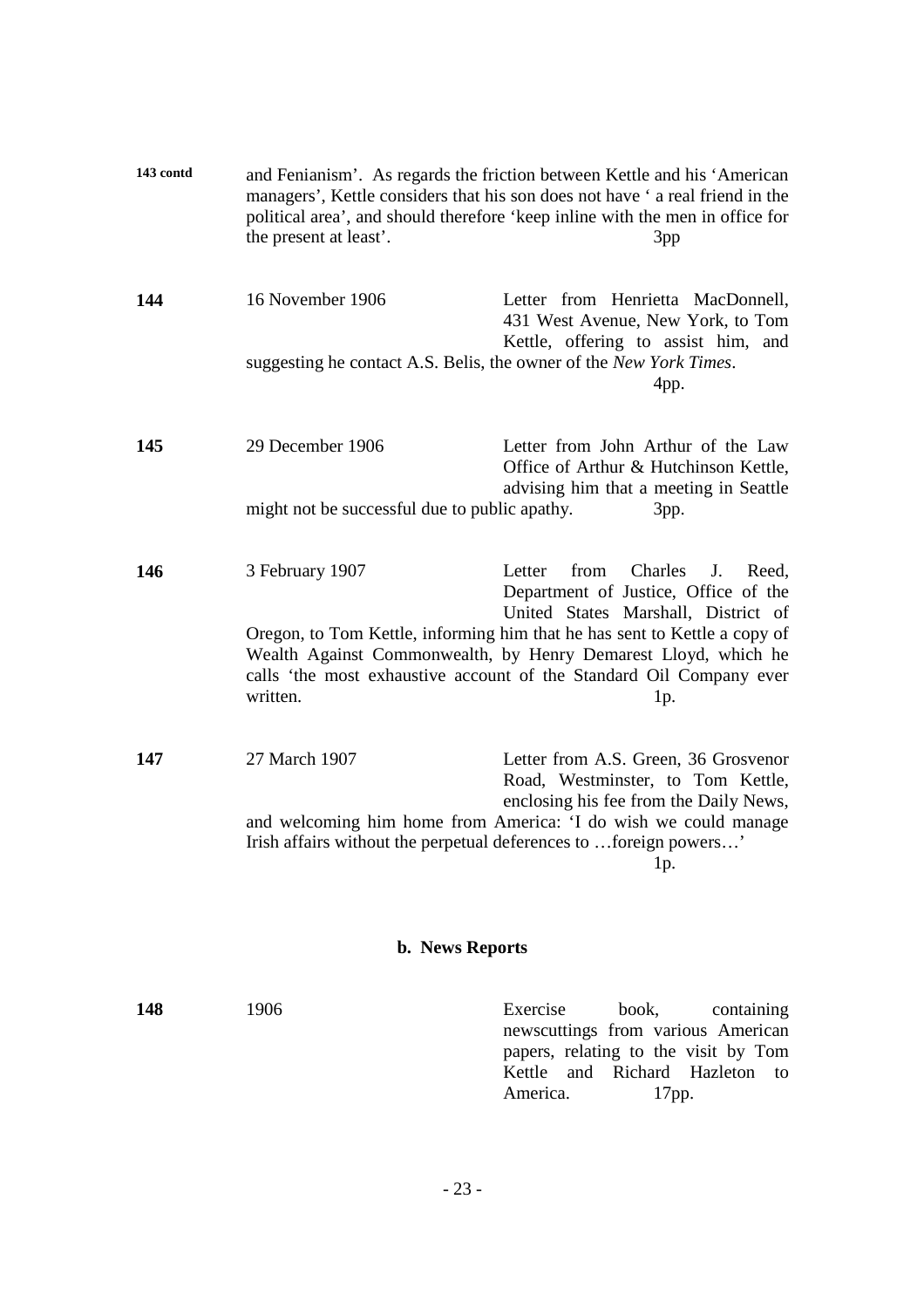**143 contd** and Fenianism'. As regards the friction between Kettle and his 'American managers', Kettle considers that his son does not have ' a real friend in the political area', and should therefore 'keep inline with the men in office for the present at least'. 3pp

**144** 16 November 1906 Letter from Henrietta MacDonnell, 431 West Avenue, New York, to Tom Kettle, offering to assist him, and suggesting he contact A.S. Belis, the owner of the *New York Times*. 4pp.

**145** 29 December 1906 Letter from John Arthur of the Law Office of Arthur & Hutchinson Kettle, advising him that a meeting in Seattle might not be successful due to public apathy. 3pp.

**146** 3 February 1907 Letter from Charles J. Reed, Department of Justice, Office of the United States Marshall, District of Oregon, to Tom Kettle, informing him that he has sent to Kettle a copy of Wealth Against Commonwealth, by Henry Demarest Lloyd, which he calls 'the most exhaustive account of the Standard Oil Company ever written. 1p.

**147** 27 March 1907 Letter from A.S. Green, 36 Grosvenor Road, Westminster, to Tom Kettle, enclosing his fee from the Daily News, and welcoming him home from America: 'I do wish we could manage Irish affairs without the perpetual deferences to …foreign powers…' 1p.

### b. News Reports

**148** 1906 Exercise book, containing newscuttings from various American papers, relating to the visit by Tom Kettle and Richard Hazleton to America. 17pp.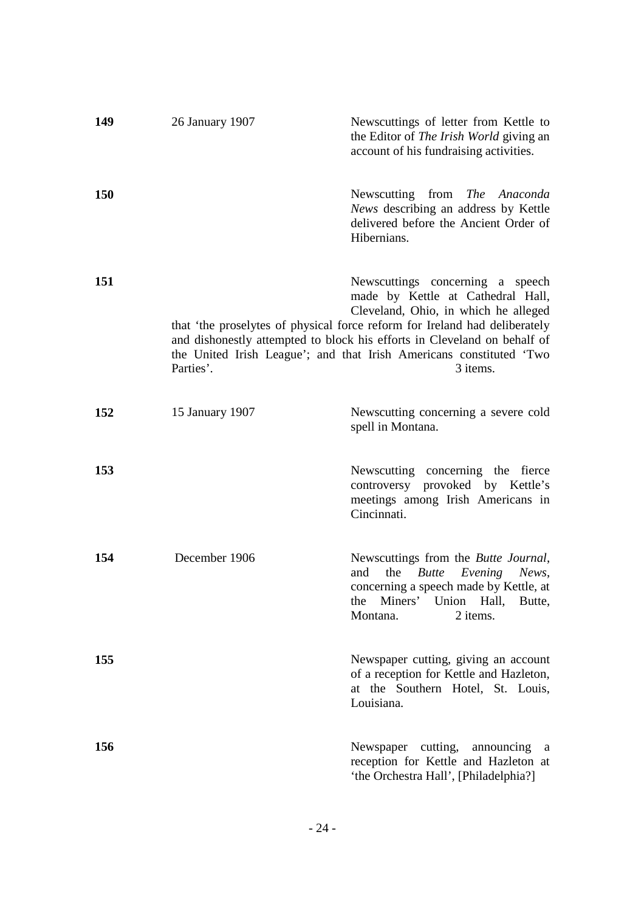| | | |
|---|---|---|
| **149** | 26 January 1907 | Newscuttings of letter from Kettle to the Editor of *The Irish World* giving an account of his fundraising activities. |
| **150** | | Newscutting from *The Anaconda News* describing an address by Kettle delivered before the Ancient Order of Hibernians. |
| **151** | | Newscuttings concerning a speech made by Kettle at Cathedral Hall, Cleveland, Ohio, in which he alleged that 'the proselytes of physical force reform for Ireland had deliberately and dishonestly attempted to block his efforts in Cleveland on behalf of the United Irish League'; and that Irish Americans constituted 'Two Parties'. 3 items. |
| **152** | 15 January 1907 | Newscutting concerning a severe cold spell in Montana. |
| **153** | | Newscutting concerning the fierce controversy provoked by Kettle's meetings among Irish Americans in Cincinnati. |
| **154** | December 1906 | Newscuttings from the *Butte Journal*, and the *Butte Evening News*, concerning a speech made by Kettle, at the Miners' Union Hall, Butte, Montana. 2 items. |
| **155** | | Newspaper cutting, giving an account of a reception for Kettle and Hazleton, at the Southern Hotel, St. Louis, Louisiana. |
| **156** | | Newspaper cutting, announcing a reception for Kettle and Hazleton at 'the Orchestra Hall', [Philadelphia?] |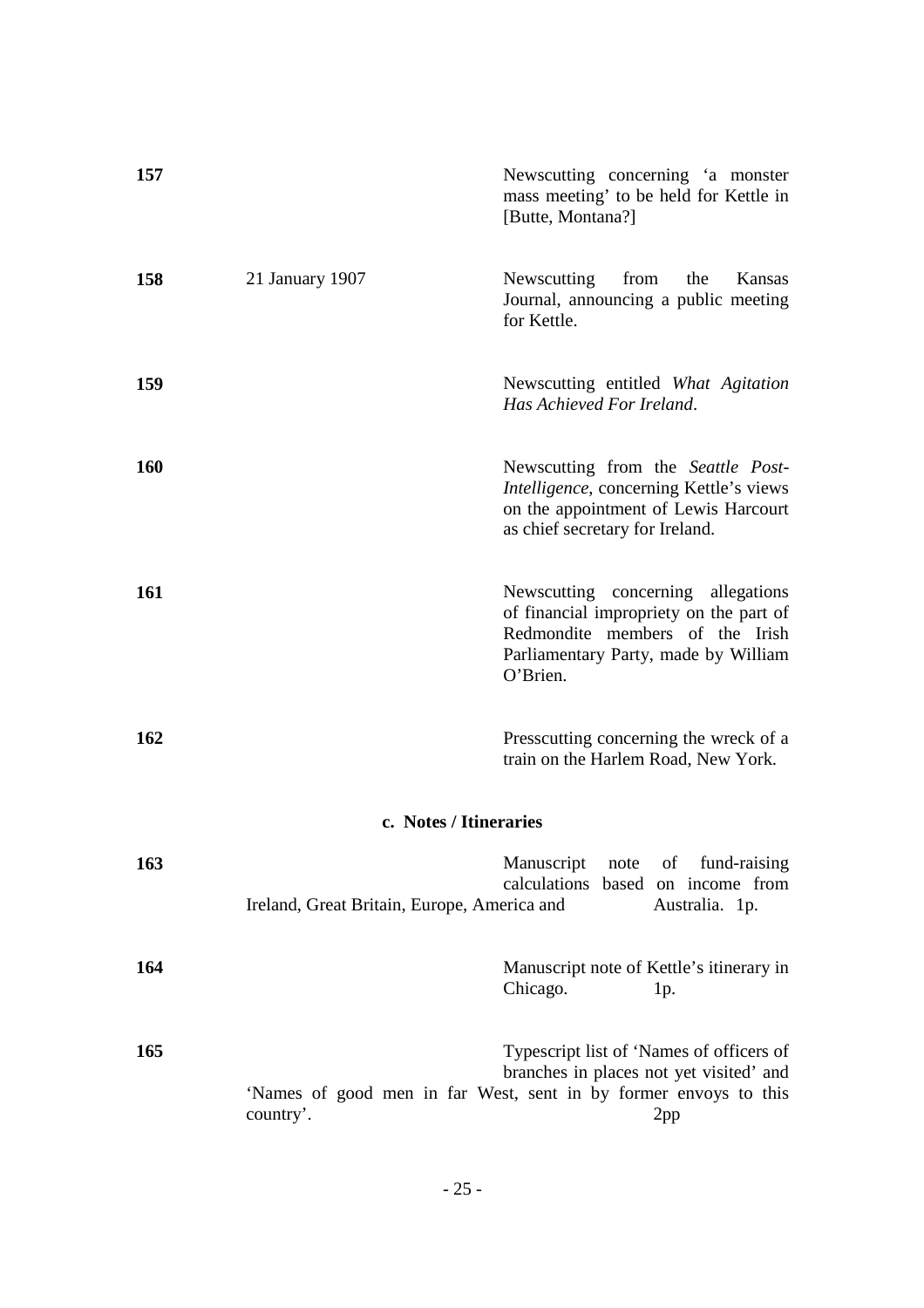| | | |
|---|---|---|
| **157** | | Newscutting concerning 'a monster mass meeting' to be held for Kettle in [Butte, Montana?] |
| **158** | 21 January 1907 | Newscutting from the Kansas Journal, announcing a public meeting for Kettle. |
| **159** | | Newscutting entitled *What Agitation Has Achieved For Ireland*. |
| **160** | | Newscutting from the *Seattle Post-Intelligence*, concerning Kettle's views on the appointment of Lewis Harcourt as chief secretary for Ireland. |
| **161** | | Newscutting concerning allegations of financial impropriety on the part of Redmondite members of the Irish Parliamentary Party, made by William O'Brien. |
| **162** | | Presscutting concerning the wreck of a train on the Harlem Road, New York. |

### c. Notes / Itineraries

| | | |
|---|---|---|
| **163** | | Manuscript note of fund-raising calculations based on income from Ireland, Great Britain, Europe, America and Australia. 1p. |
| **164** | | Manuscript note of Kettle's itinerary in Chicago. 1p. |
| **165** | | Typescript list of 'Names of officers of branches in places not yet visited' and 'Names of good men in far West, sent in by former envoys to this country'. 2pp |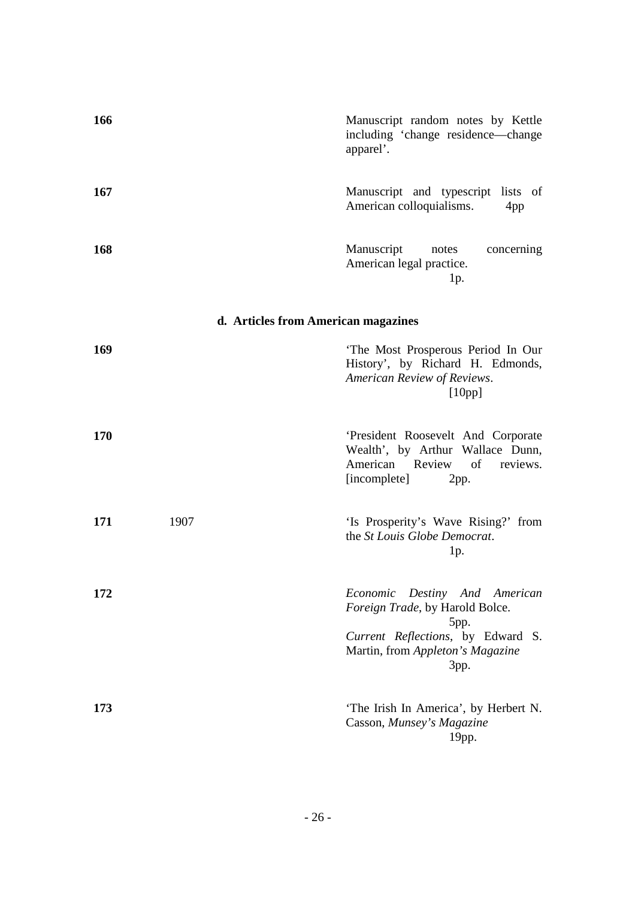| | | |
|---|---|---|
| **166** | | Manuscript random notes by Kettle including 'change residence—change apparel'. |
| **167** | | Manuscript and typescript lists of American colloquialisms. 4pp |
| **168** | | Manuscript notes concerning American legal practice. 1p. |

### d. Articles from American magazines

| | | |
|---|---|---|
| **169** | | 'The Most Prosperous Period In Our History', by Richard H. Edmonds, *American Review of Reviews*. [10pp] |
| **170** | | 'President Roosevelt And Corporate Wealth', by Arthur Wallace Dunn, American Review of reviews. [incomplete] 2pp. |
| **171** | 1907 | 'Is Prosperity's Wave Rising?' from the *St Louis Globe Democrat*. 1p. |
| **172** | | *Economic Destiny And American Foreign Trade*, by Harold Bolce. 5pp. *Current Reflections*, by Edward S. Martin, from *Appleton's Magazine* 3pp. |
| **173** | | 'The Irish In America', by Herbert N. Casson, *Munsey's Magazine* 19pp. |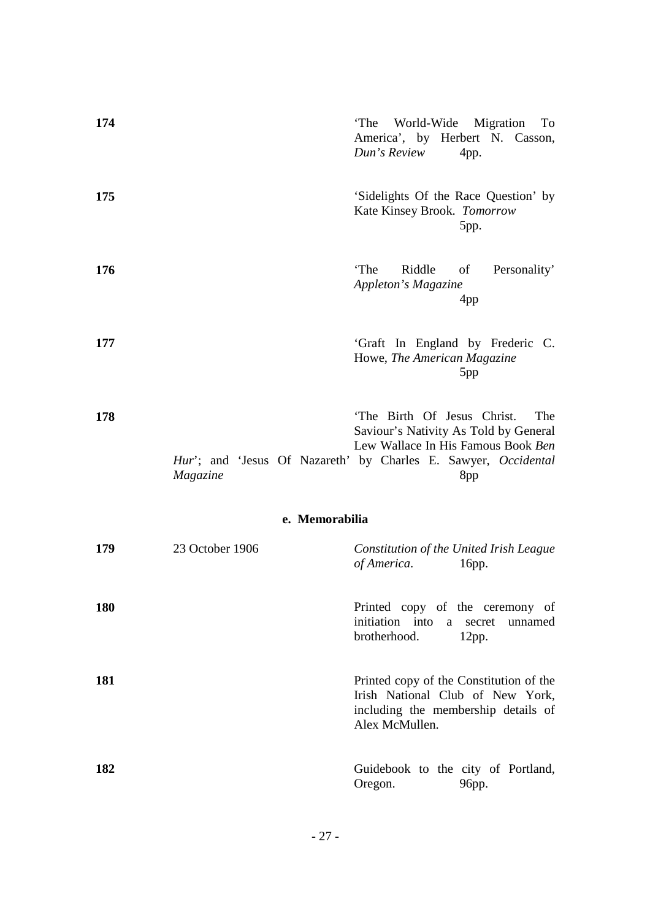| | | |
|---|---|---|
| **174** | | 'The World-Wide Migration To America', by Herbert N. Casson, *Dun's Review* 4pp. |
| **175** | | 'Sidelights Of the Race Question' by Kate Kinsey Brook. *Tomorrow* 5pp. |
| **176** | | 'The Riddle of Personality' *Appleton's Magazine* 4pp |
| **177** | | 'Graft In England by Frederic C. Howe, *The American Magazine* 5pp |
| **178** | | 'The Birth Of Jesus Christ. The Saviour's Nativity As Told by General Lew Wallace In His Famous Book *Ben Hur*'; and 'Jesus Of Nazareth' by Charles E. Sawyer, *Occidental Magazine* 8pp |

**e. Memorabilia**

| | | |
|---|---|---|
| **179** | 23 October 1906 | *Constitution of the United Irish League of America*. 16pp. |
| **180** | | Printed copy of the ceremony of initiation into a secret unnamed brotherhood. 12pp. |
| **181** | | Printed copy of the Constitution of the Irish National Club of New York, including the membership details of Alex McMullen. |
| **182** | | Guidebook to the city of Portland, Oregon. 96pp. |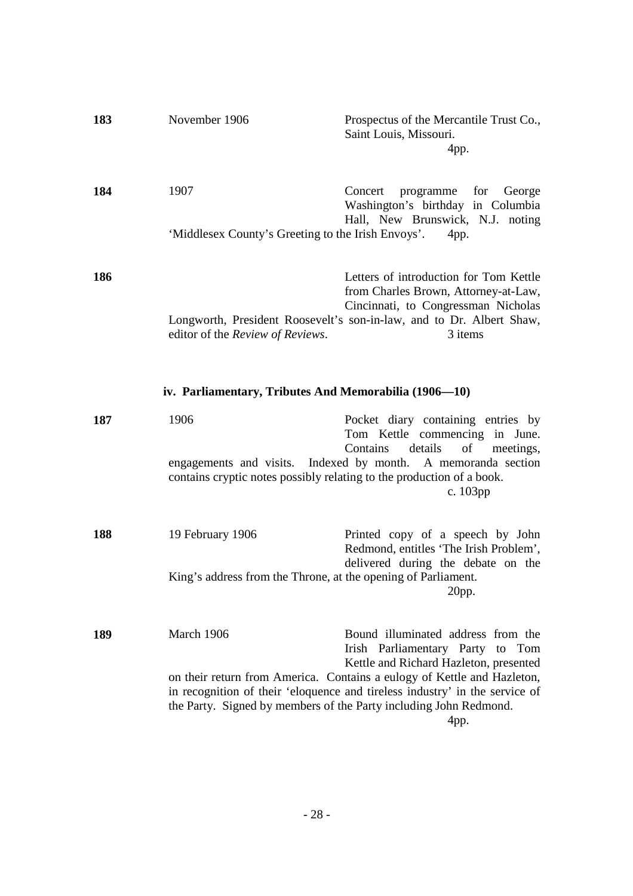**183** November 1906 Prospectus of the Mercantile Trust Co., Saint Louis, Missouri.
4pp.

**184** 1907 Concert programme for George Washington's birthday in Columbia Hall, New Brunswick, N.J. noting 'Middlesex County's Greeting to the Irish Envoys'. 4pp.

**186** Letters of introduction for Tom Kettle from Charles Brown, Attorney-at-Law, Cincinnati, to Congressman Nicholas Longworth, President Roosevelt's son-in-law, and to Dr. Albert Shaw, editor of the *Review of Reviews*. 3 items

### iv. Parliamentary, Tributes And Memorabilia (1906—10)

**187** 1906 Pocket diary containing entries by Tom Kettle commencing in June. Contains details of meetings, engagements and visits. Indexed by month. A memoranda section contains cryptic notes possibly relating to the production of a book.
c. 103pp

**188** 19 February 1906 Printed copy of a speech by John Redmond, entitles 'The Irish Problem', delivered during the debate on the King's address from the Throne, at the opening of Parliament.
20pp.

**189** March 1906 Bound illuminated address from the Irish Parliamentary Party to Tom Kettle and Richard Hazleton, presented on their return from America. Contains a eulogy of Kettle and Hazleton, in recognition of their 'eloquence and tireless industry' in the service of the Party. Signed by members of the Party including John Redmond.
4pp.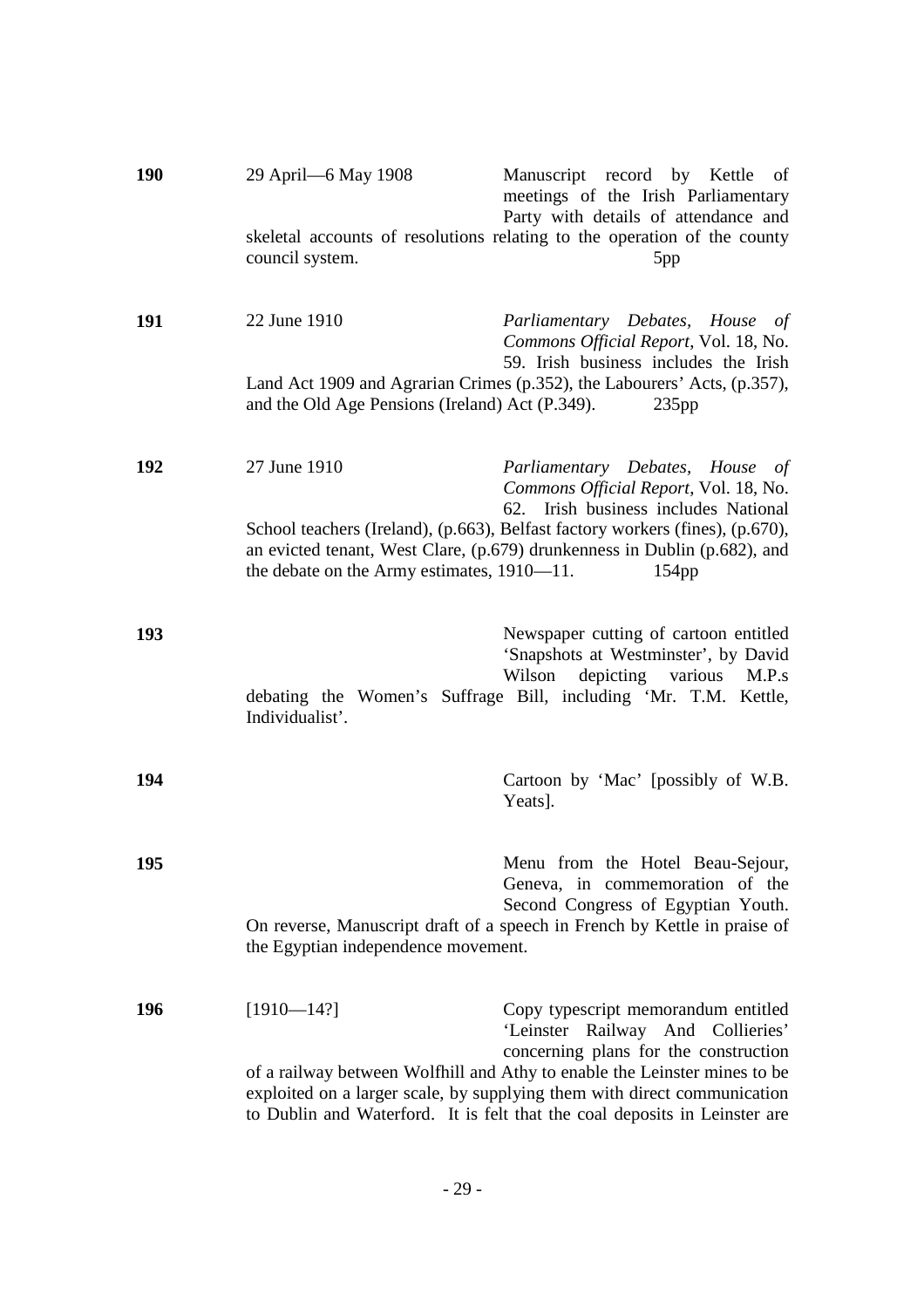**190** 29 April—6 May 1908

Manuscript record by Kettle of meetings of the Irish Parliamentary Party with details of attendance and skeletal accounts of resolutions relating to the operation of the county council system. 5pp

**191** 22 June 1910

*Parliamentary Debates, House of Commons Official Report*, Vol. 18, No. 59. Irish business includes the Irish Land Act 1909 and Agrarian Crimes (p.352), the Labourers' Acts, (p.357), and the Old Age Pensions (Ireland) Act (P.349). 235pp

**192** 27 June 1910

*Parliamentary Debates, House of Commons Official Report*, Vol. 18, No. 62. Irish business includes National School teachers (Ireland), (p.663), Belfast factory workers (fines), (p.670), an evicted tenant, West Clare, (p.679) drunkenness in Dublin (p.682), and the debate on the Army estimates, 1910—11. 154pp

**193**

Newspaper cutting of cartoon entitled 'Snapshots at Westminster', by David Wilson depicting various M.P.s debating the Women's Suffrage Bill, including 'Mr. T.M. Kettle, Individualist'.

**194**

Cartoon by 'Mac' [possibly of W.B. Yeats].

**195**

Menu from the Hotel Beau-Sejour, Geneva, in commemoration of the Second Congress of Egyptian Youth. On reverse, Manuscript draft of a speech in French by Kettle in praise of the Egyptian independence movement.

**196** [1910—14?]

Copy typescript memorandum entitled 'Leinster Railway And Collieries' concerning plans for the construction of a railway between Wolfhill and Athy to enable the Leinster mines to be exploited on a larger scale, by supplying them with direct communication to Dublin and Waterford. It is felt that the coal deposits in Leinster are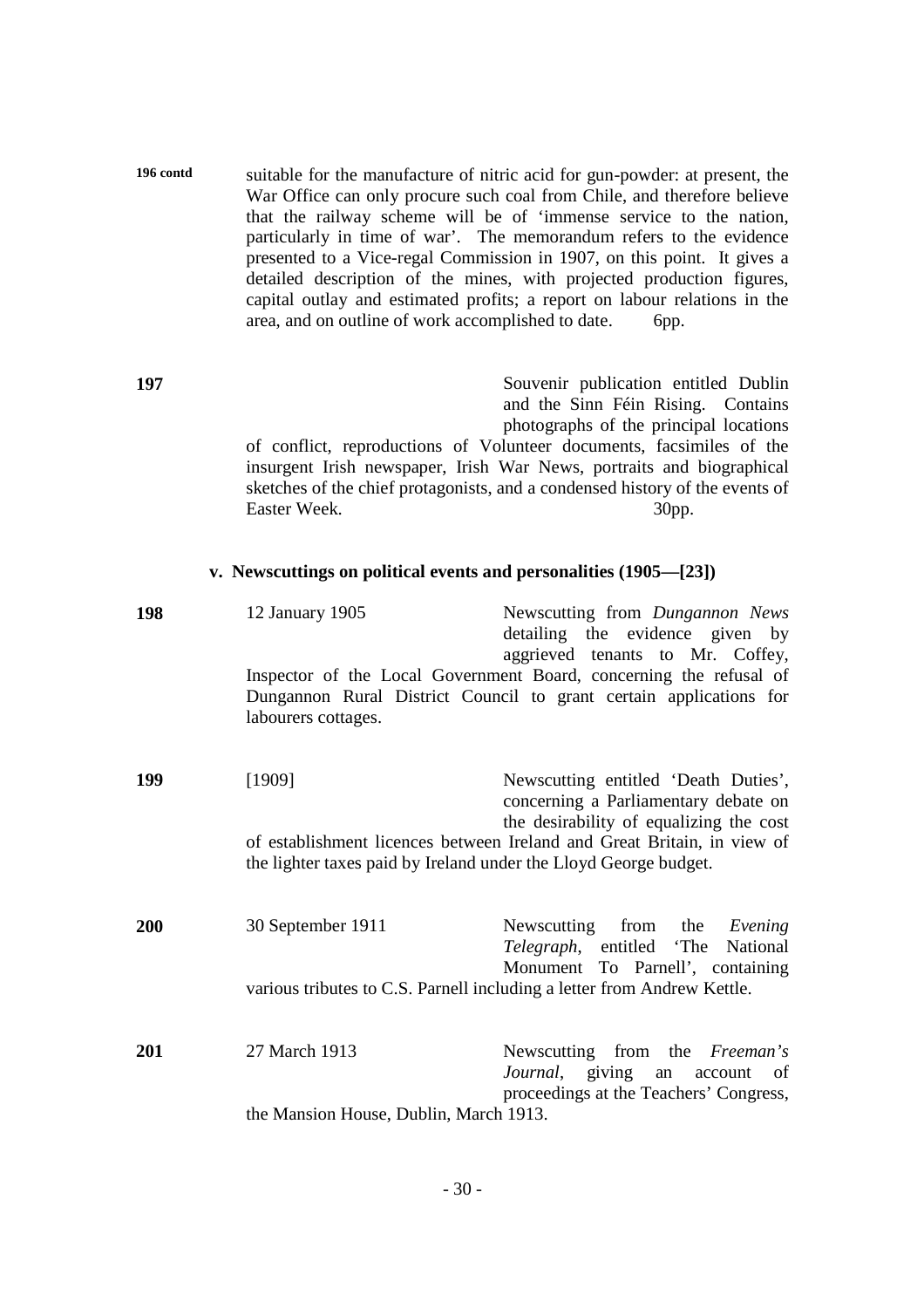**196 contd** suitable for the manufacture of nitric acid for gun-powder: at present, the War Office can only procure such coal from Chile, and therefore believe that the railway scheme will be of 'immense service to the nation, particularly in time of war'. The memorandum refers to the evidence presented to a Vice-regal Commission in 1907, on this point. It gives a detailed description of the mines, with projected production figures, capital outlay and estimated profits; a report on labour relations in the area, and on outline of work accomplished to date. 6pp.

**197** Souvenir publication entitled Dublin and the Sinn Féin Rising. Contains photographs of the principal locations of conflict, reproductions of Volunteer documents, facsimiles of the insurgent Irish newspaper, Irish War News, portraits and biographical sketches of the chief protagonists, and a condensed history of the events of Easter Week. 30pp.

### v. Newscuttings on political events and personalities (1905—[23])

**198** 12 January 1905 — Newscutting from *Dungannon News* detailing the evidence given by aggrieved tenants to Mr. Coffey, Inspector of the Local Government Board, concerning the refusal of Dungannon Rural District Council to grant certain applications for labourers cottages.

**199** [1909] — Newscutting entitled 'Death Duties', concerning a Parliamentary debate on the desirability of equalizing the cost of establishment licences between Ireland and Great Britain, in view of the lighter taxes paid by Ireland under the Lloyd George budget.

**200** 30 September 1911 — Newscutting from the *Evening Telegraph*, entitled 'The National Monument To Parnell', containing various tributes to C.S. Parnell including a letter from Andrew Kettle.

**201** 27 March 1913 — Newscutting from the *Freeman's Journal*, giving an account of proceedings at the Teachers' Congress, the Mansion House, Dublin, March 1913.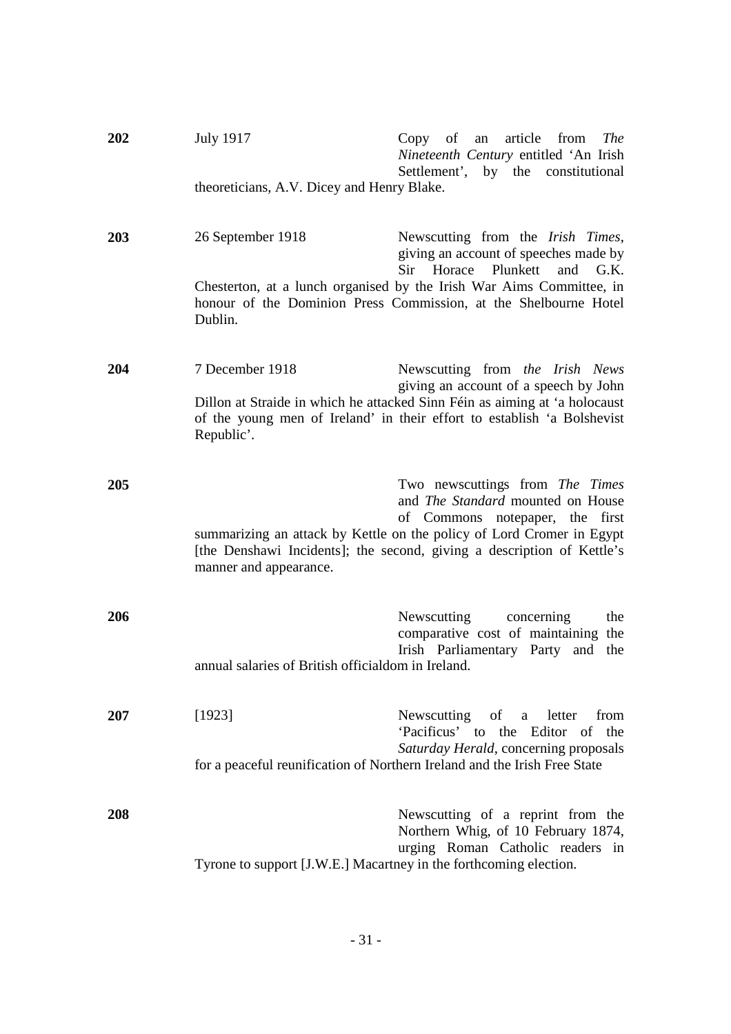**202** July 1917 Copy of an article from *The Nineteenth Century* entitled 'An Irish Settlement', by the constitutional theoreticians, A.V. Dicey and Henry Blake.

**203** 26 September 1918 Newscutting from the *Irish Times*, giving an account of speeches made by Sir Horace Plunkett and G.K. Chesterton, at a lunch organised by the Irish War Aims Committee, in honour of the Dominion Press Commission, at the Shelbourne Hotel Dublin.

**204** 7 December 1918 Newscutting from *the Irish News* giving an account of a speech by John Dillon at Straide in which he attacked Sinn Féin as aiming at 'a holocaust of the young men of Ireland' in their effort to establish 'a Bolshevist Republic'.

**205** Two newscuttings from *The Times* and *The Standard* mounted on House of Commons notepaper, the first summarizing an attack by Kettle on the policy of Lord Cromer in Egypt [the Denshawi Incidents]; the second, giving a description of Kettle's manner and appearance.

**206** Newscutting concerning the comparative cost of maintaining the Irish Parliamentary Party and the annual salaries of British officialdom in Ireland.

**207** [1923] Newscutting of a letter from 'Pacificus' to the Editor of the *Saturday Herald*, concerning proposals for a peaceful reunification of Northern Ireland and the Irish Free State

**208** Newscutting of a reprint from the Northern Whig, of 10 February 1874, urging Roman Catholic readers in Tyrone to support [J.W.E.] Macartney in the forthcoming election.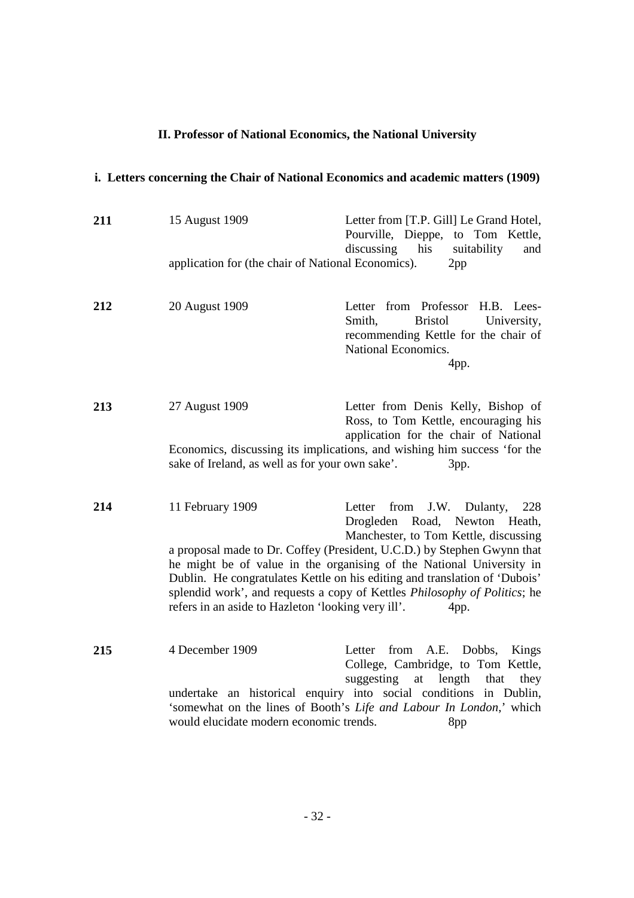### II. Professor of National Economics, the National University

#### i. Letters concerning the Chair of National Economics and academic matters (1909)

**211** 15 August 1909 — Letter from [T.P. Gill] Le Grand Hotel, Pourville, Dieppe, to Tom Kettle, discussing his suitability and application for (the chair of National Economics). 2pp

**212** 20 August 1909 — Letter from Professor H.B. Lees-Smith, Bristol University, recommending Kettle for the chair of National Economics. 4pp.

**213** 27 August 1909 — Letter from Denis Kelly, Bishop of Ross, to Tom Kettle, encouraging his application for the chair of National Economics, discussing its implications, and wishing him success 'for the sake of Ireland, as well as for your own sake'. 3pp.

**214** 11 February 1909 — Letter from J.W. Dulanty, 228 Drogleden Road, Newton Heath, Manchester, to Tom Kettle, discussing a proposal made to Dr. Coffey (President, U.C.D.) by Stephen Gwynn that he might be of value in the organising of the National University in Dublin. He congratulates Kettle on his editing and translation of 'Dubois' splendid work', and requests a copy of Kettles *Philosophy of Politics*; he refers in an aside to Hazleton 'looking very ill'. 4pp.

**215** 4 December 1909 — Letter from A.E. Dobbs, Kings College, Cambridge, to Tom Kettle, suggesting at length that they undertake an historical enquiry into social conditions in Dublin, 'somewhat on the lines of Booth's *Life and Labour In London*,' which would elucidate modern economic trends. 8pp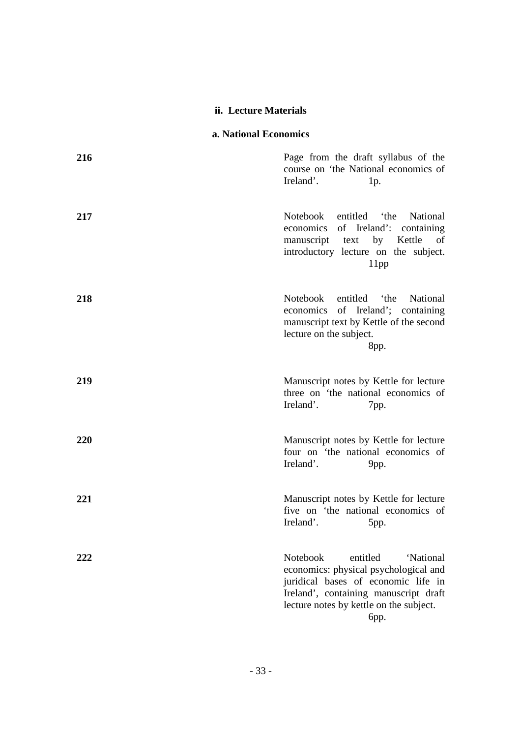### ii. Lecture Materials

#### a. National Economics

**216** Page from the draft syllabus of the course on 'the National economics of Ireland'. 1p.

**217** Notebook entitled 'the National economics of Ireland': containing manuscript text by Kettle of introductory lecture on the subject. 11pp

**218** Notebook entitled 'the National economics of Ireland'; containing manuscript text by Kettle of the second lecture on the subject. 8pp.

**219** Manuscript notes by Kettle for lecture three on 'the national economics of Ireland'. 7pp.

**220** Manuscript notes by Kettle for lecture four on 'the national economics of Ireland'. 9pp.

**221** Manuscript notes by Kettle for lecture five on 'the national economics of Ireland'. 5pp.

**222** Notebook entitled 'National economics: physical psychological and juridical bases of economic life in Ireland', containing manuscript draft lecture notes by kettle on the subject. 6pp.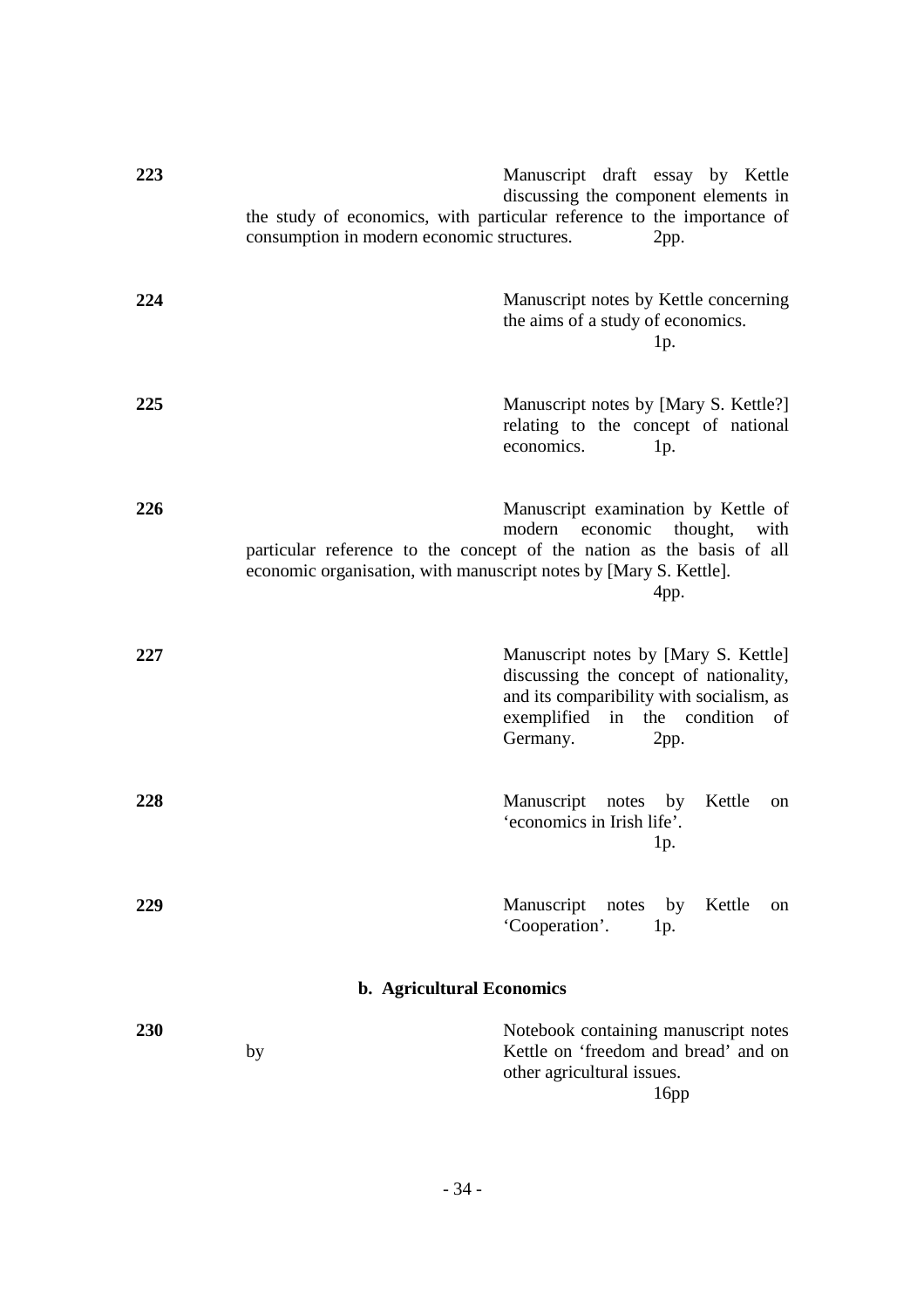**223** Manuscript draft essay by Kettle discussing the component elements in the study of economics, with particular reference to the importance of consumption in modern economic structures. 2pp.

**224** Manuscript notes by Kettle concerning the aims of a study of economics. 1p.

**225** Manuscript notes by [Mary S. Kettle?] relating to the concept of national economics. 1p.

**226** Manuscript examination by Kettle of modern economic thought, with particular reference to the concept of the nation as the basis of all economic organisation, with manuscript notes by [Mary S. Kettle]. 4pp.

**227** Manuscript notes by [Mary S. Kettle] discussing the concept of nationality, and its comparibility with socialism, as exemplified in the condition of Germany. 2pp.

**228** Manuscript notes by Kettle on 'economics in Irish life'. 1p.

**229** Manuscript notes by Kettle on 'Cooperation'. 1p.

### b. Agricultural Economics

**230** Notebook containing manuscript notes by Kettle on 'freedom and bread' and on other agricultural issues. 16pp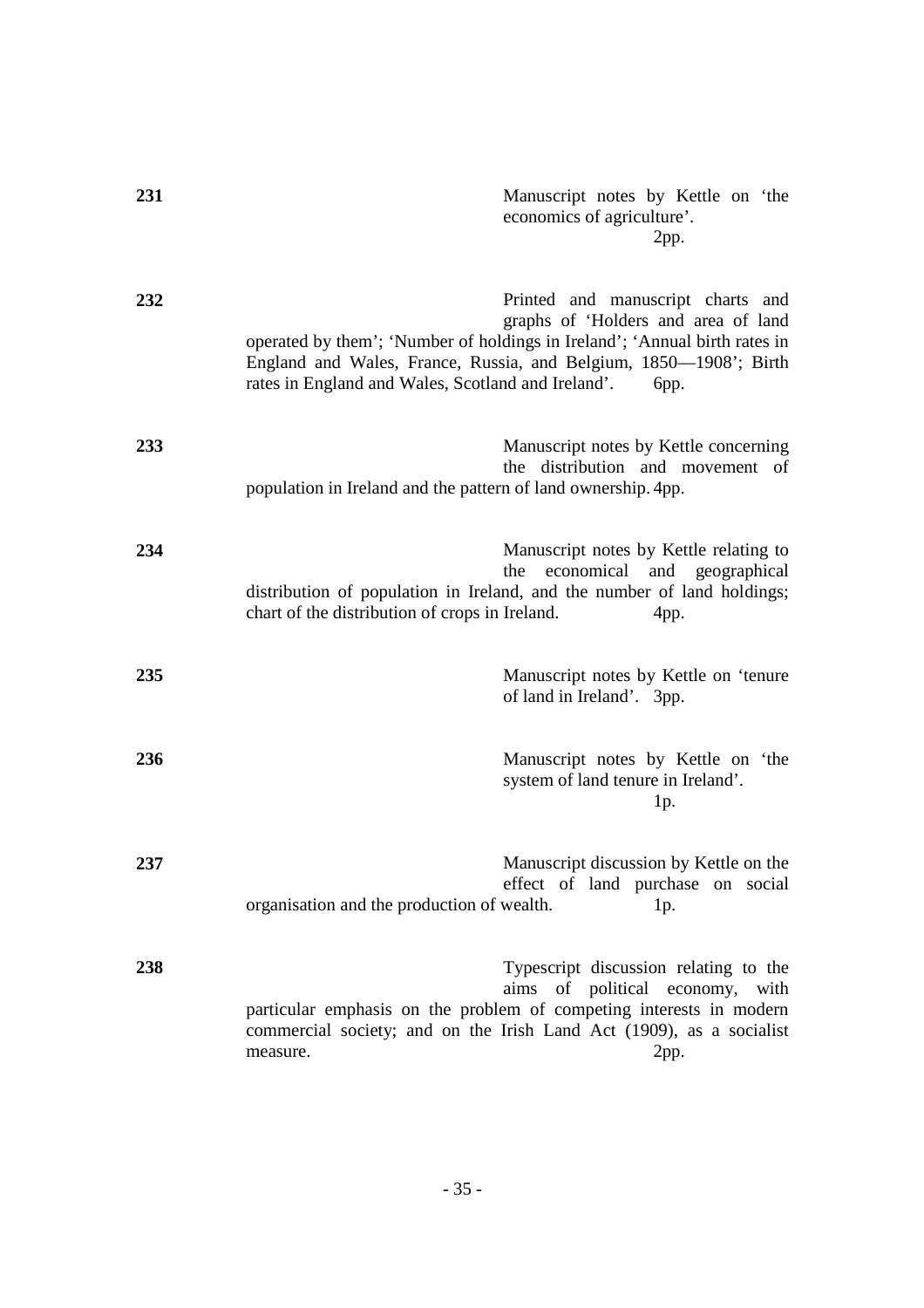**231** Manuscript notes by Kettle on 'the economics of agriculture'. 2pp.

**232** Printed and manuscript charts and graphs of 'Holders and area of land operated by them'; 'Number of holdings in Ireland'; 'Annual birth rates in England and Wales, France, Russia, and Belgium, 1850—1908'; Birth rates in England and Wales, Scotland and Ireland'. 6pp.

**233** Manuscript notes by Kettle concerning the distribution and movement of population in Ireland and the pattern of land ownership. 4pp.

**234** Manuscript notes by Kettle relating to the economical and geographical distribution of population in Ireland, and the number of land holdings; chart of the distribution of crops in Ireland. 4pp.

**235** Manuscript notes by Kettle on 'tenure of land in Ireland'. 3pp.

**236** Manuscript notes by Kettle on 'the system of land tenure in Ireland'. 1p.

**237** Manuscript discussion by Kettle on the effect of land purchase on social organisation and the production of wealth. 1p.

**238** Typescript discussion relating to the aims of political economy, with particular emphasis on the problem of competing interests in modern commercial society; and on the Irish Land Act (1909), as a socialist measure. 2pp.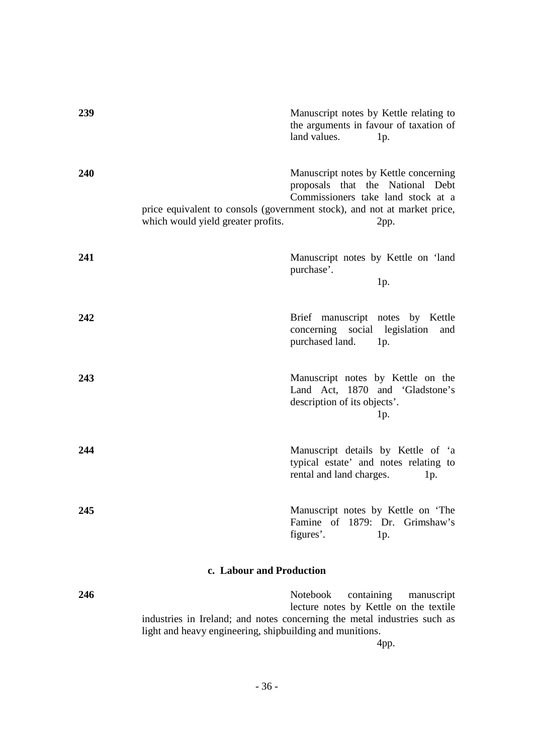**239** Manuscript notes by Kettle relating to the arguments in favour of taxation of land values. 1p.

**240** Manuscript notes by Kettle concerning proposals that the National Debt Commissioners take land stock at a price equivalent to consols (government stock), and not at market price, which would yield greater profits. 2pp.

**241** Manuscript notes by Kettle on 'land purchase'. 1p.

**242** Brief manuscript notes by Kettle concerning social legislation and purchased land. 1p.

**243** Manuscript notes by Kettle on the Land Act, 1870 and 'Gladstone's description of its objects'. 1p.

**244** Manuscript details by Kettle of 'a typical estate' and notes relating to rental and land charges. 1p.

**245** Manuscript notes by Kettle on 'The Famine of 1879: Dr. Grimshaw's figures'. 1p.

### c. Labour and Production

**246** Notebook containing manuscript lecture notes by Kettle on the textile industries in Ireland; and notes concerning the metal industries such as light and heavy engineering, shipbuilding and munitions. 4pp.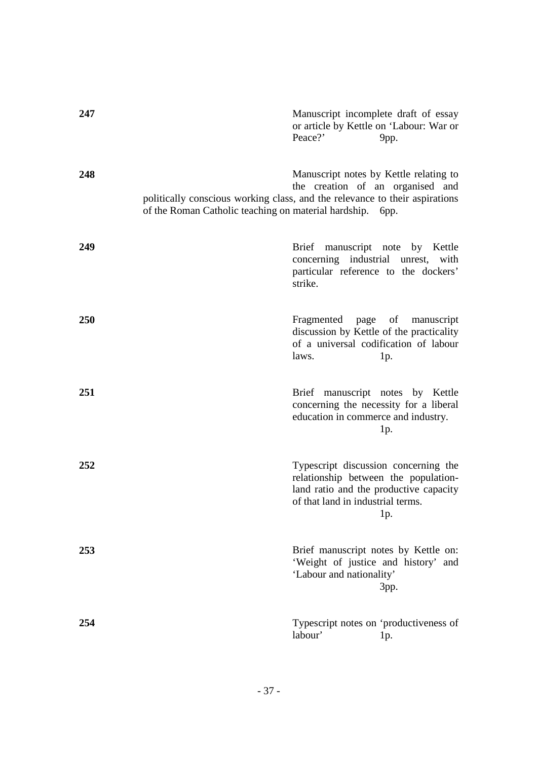**247**

Manuscript incomplete draft of essay or article by Kettle on 'Labour: War or Peace?' 9pp.

**248**

Manuscript notes by Kettle relating to the creation of an organised and politically conscious working class, and the relevance to their aspirations of the Roman Catholic teaching on material hardship. 6pp.

**249**

Brief manuscript note by Kettle concerning industrial unrest, with particular reference to the dockers' strike.

**250**

Fragmented page of manuscript discussion by Kettle of the practicality of a universal codification of labour laws. 1p.

**251**

Brief manuscript notes by Kettle concerning the necessity for a liberal education in commerce and industry. 1p.

**252**

Typescript discussion concerning the relationship between the population-land ratio and the productive capacity of that land in industrial terms. 1p.

**253**

Brief manuscript notes by Kettle on: 'Weight of justice and history' and 'Labour and nationality' 3pp.

**254**

Typescript notes on 'productiveness of labour' 1p.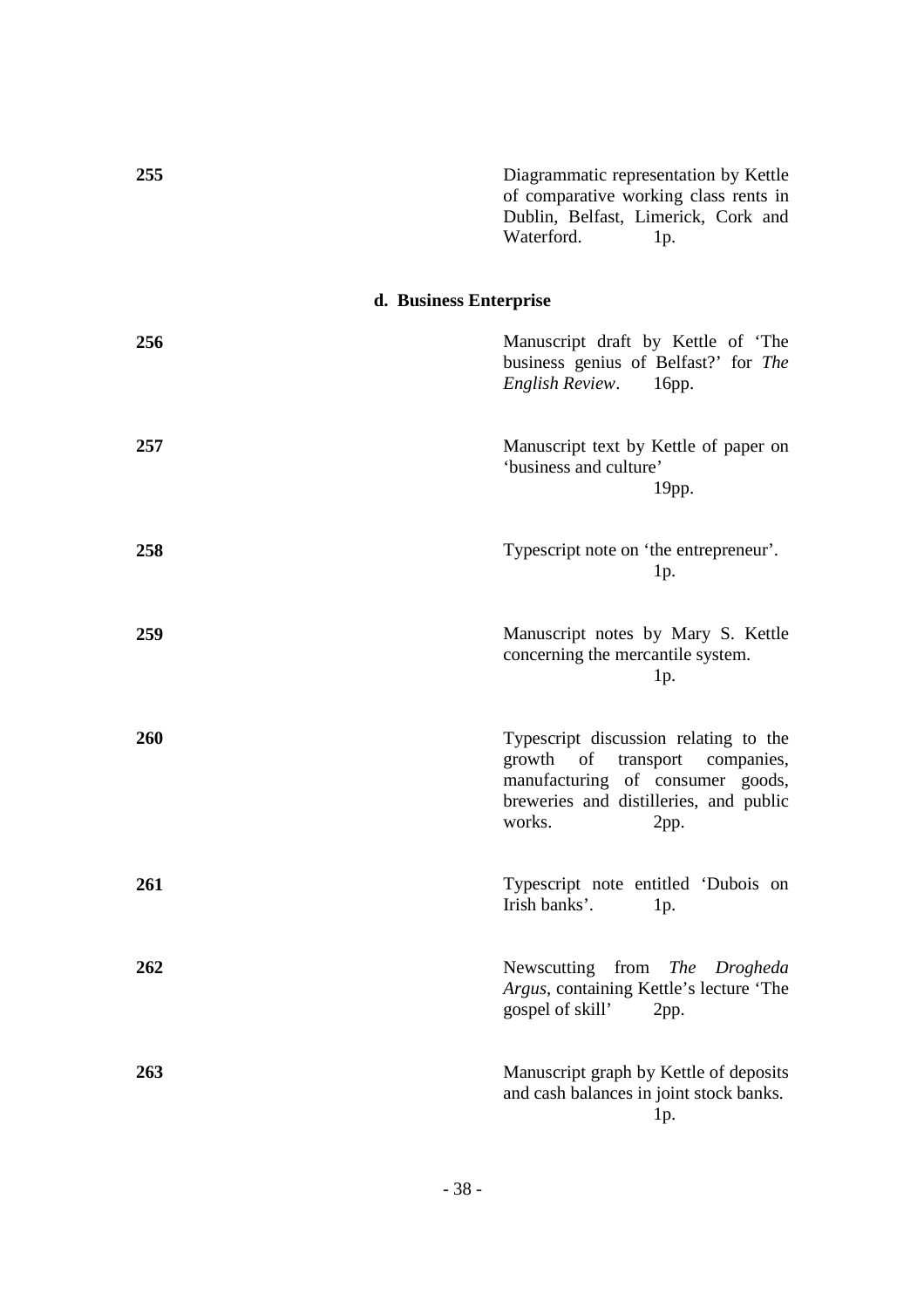**255** Diagrammatic representation by Kettle of comparative working class rents in Dublin, Belfast, Limerick, Cork and Waterford. 1p.

### d. Business Enterprise

**256** Manuscript draft by Kettle of 'The business genius of Belfast?' for *The English Review*. 16pp.

**257** Manuscript text by Kettle of paper on 'business and culture' 19pp.

**258** Typescript note on 'the entrepreneur'. 1p.

**259** Manuscript notes by Mary S. Kettle concerning the mercantile system. 1p.

**260** Typescript discussion relating to the growth of transport companies, manufacturing of consumer goods, breweries and distilleries, and public works. 2pp.

**261** Typescript note entitled 'Dubois on Irish banks'. 1p.

**262** Newscutting from *The Drogheda Argus*, containing Kettle's lecture 'The gospel of skill' 2pp.

**263** Manuscript graph by Kettle of deposits and cash balances in joint stock banks. 1p.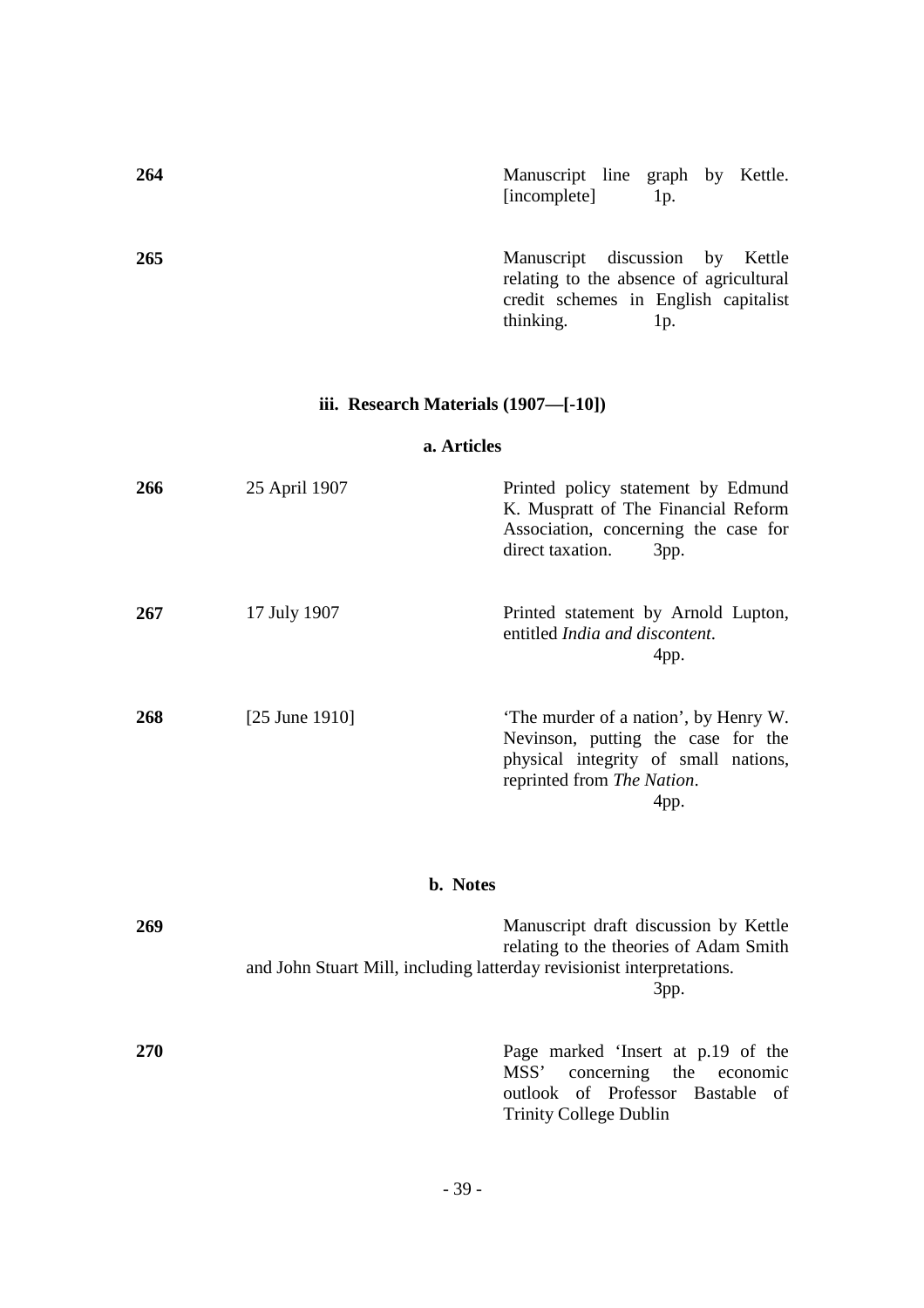| | | |
|---|---|---|
| **264** | | Manuscript line graph by Kettle. [incomplete] 1p. |
| **265** | | Manuscript discussion by Kettle relating to the absence of agricultural credit schemes in English capitalist thinking. 1p. |

### iii. Research Materials (1907—[-10])

#### a. Articles

| | | |
|---|---|---|
| **266** | 25 April 1907 | Printed policy statement by Edmund K. Muspratt of The Financial Reform Association, concerning the case for direct taxation. 3pp. |
| **267** | 17 July 1907 | Printed statement by Arnold Lupton, entitled *India and discontent*. 4pp. |
| **268** | [25 June 1910] | 'The murder of a nation', by Henry W. Nevinson, putting the case for the physical integrity of small nations, reprinted from *The Nation*. 4pp. |

#### b. Notes

| | | |
|---|---|---|
| **269** | | Manuscript draft discussion by Kettle relating to the theories of Adam Smith and John Stuart Mill, including latterday revisionist interpretations. 3pp. |
| **270** | | Page marked 'Insert at p.19 of the MSS' concerning the economic outlook of Professor Bastable of Trinity College Dublin |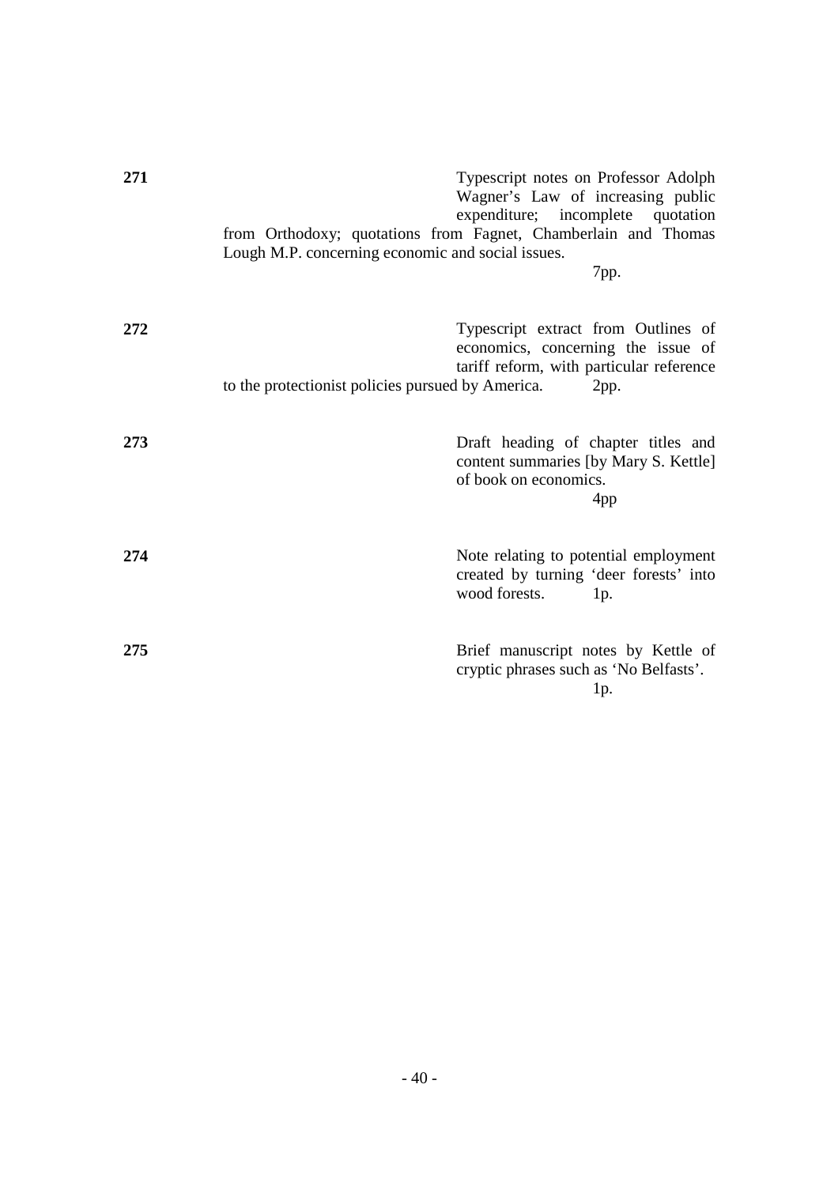**271** Typescript notes on Professor Adolph Wagner's Law of increasing public expenditure; incomplete quotation from Orthodoxy; quotations from Fagnet, Chamberlain and Thomas Lough M.P. concerning economic and social issues.
7pp.

**272** Typescript extract from Outlines of economics, concerning the issue of tariff reform, with particular reference to the protectionist policies pursued by America. 2pp.

**273** Draft heading of chapter titles and content summaries [by Mary S. Kettle] of book on economics.
4pp

**274** Note relating to potential employment created by turning 'deer forests' into wood forests. 1p.

**275** Brief manuscript notes by Kettle of cryptic phrases such as 'No Belfasts'.
1p.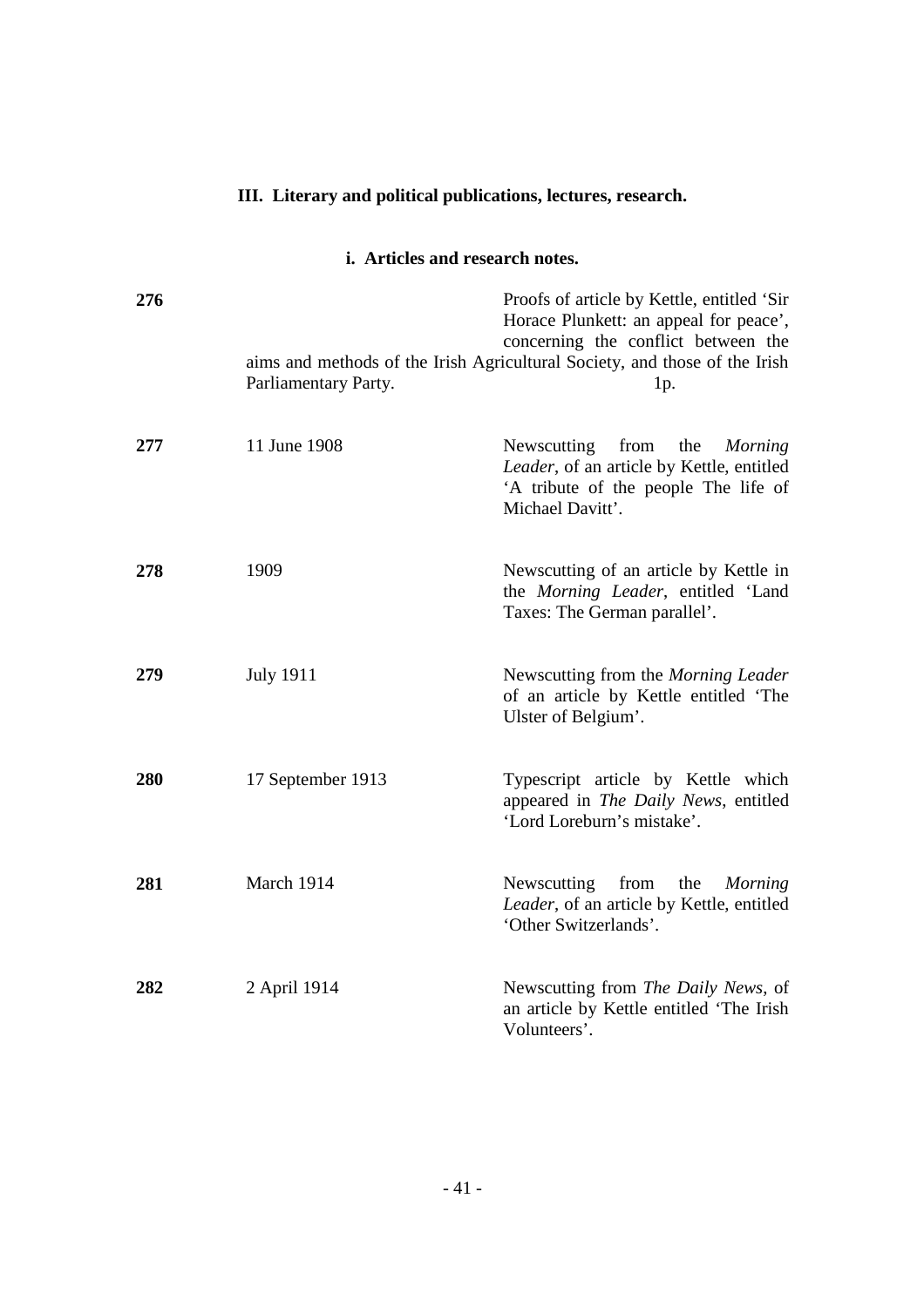### III. Literary and political publications, lectures, research.

#### i. Articles and research notes.

**276** Proofs of article by Kettle, entitled 'Sir Horace Plunkett: an appeal for peace', concerning the conflict between the aims and methods of the Irish Agricultural Society, and those of the Irish Parliamentary Party. 1p.

**277** 11 June 1908 Newscutting from the *Morning Leader*, of an article by Kettle, entitled 'A tribute of the people The life of Michael Davitt'.

**278** 1909 Newscutting of an article by Kettle in the *Morning Leader*, entitled 'Land Taxes: The German parallel'.

**279** July 1911 Newscutting from the *Morning Leader* of an article by Kettle entitled 'The Ulster of Belgium'.

**280** 17 September 1913 Typescript article by Kettle which appeared in *The Daily News*, entitled 'Lord Loreburn's mistake'.

**281** March 1914 Newscutting from the *Morning Leader*, of an article by Kettle, entitled 'Other Switzerlands'.

**282** 2 April 1914 Newscutting from *The Daily News*, of an article by Kettle entitled 'The Irish Volunteers'.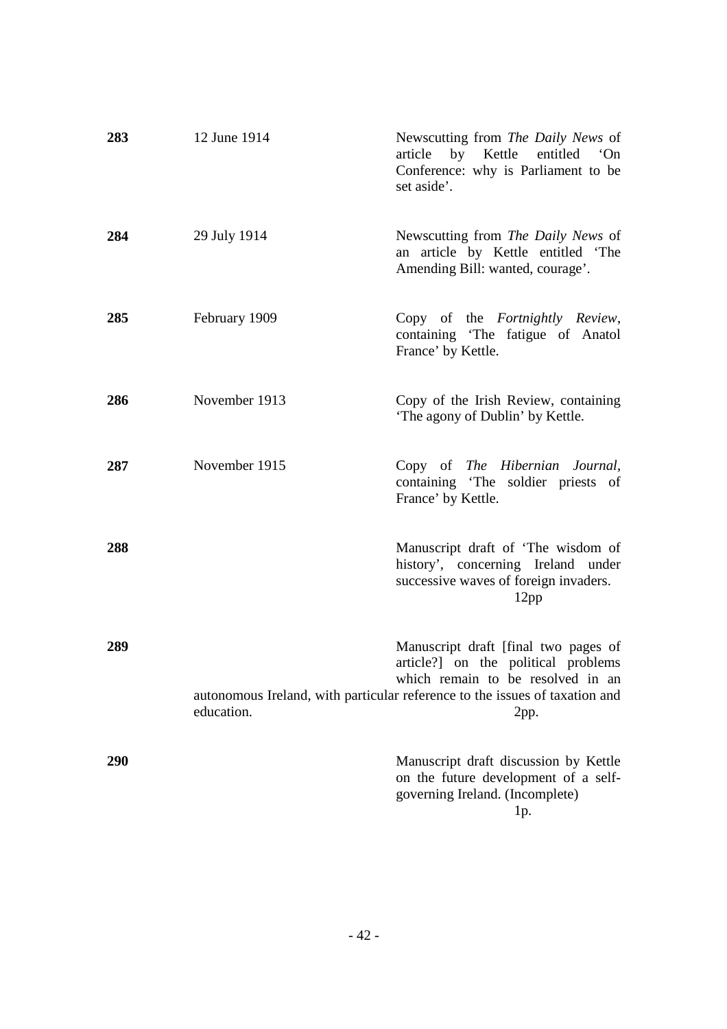| | | |
|---|---|---|
| **283** | 12 June 1914 | Newscutting from *The Daily News* of article by Kettle entitled 'On Conference: why is Parliament to be set aside'. |
| **284** | 29 July 1914 | Newscutting from *The Daily News* of an article by Kettle entitled 'The Amending Bill: wanted, courage'. |
| **285** | February 1909 | Copy of the *Fortnightly Review*, containing 'The fatigue of Anatol France' by Kettle. |
| **286** | November 1913 | Copy of the Irish Review, containing 'The agony of Dublin' by Kettle. |
| **287** | November 1915 | Copy of *The Hibernian Journal*, containing 'The soldier priests of France' by Kettle. |
| **288** | | Manuscript draft of 'The wisdom of history', concerning Ireland under successive waves of foreign invaders. 12pp |
| **289** | | Manuscript draft [final two pages of article?] on the political problems which remain to be resolved in an autonomous Ireland, with particular reference to the issues of taxation and education. 2pp. |
| **290** | | Manuscript draft discussion by Kettle on the future development of a self-governing Ireland. (Incomplete) 1p. |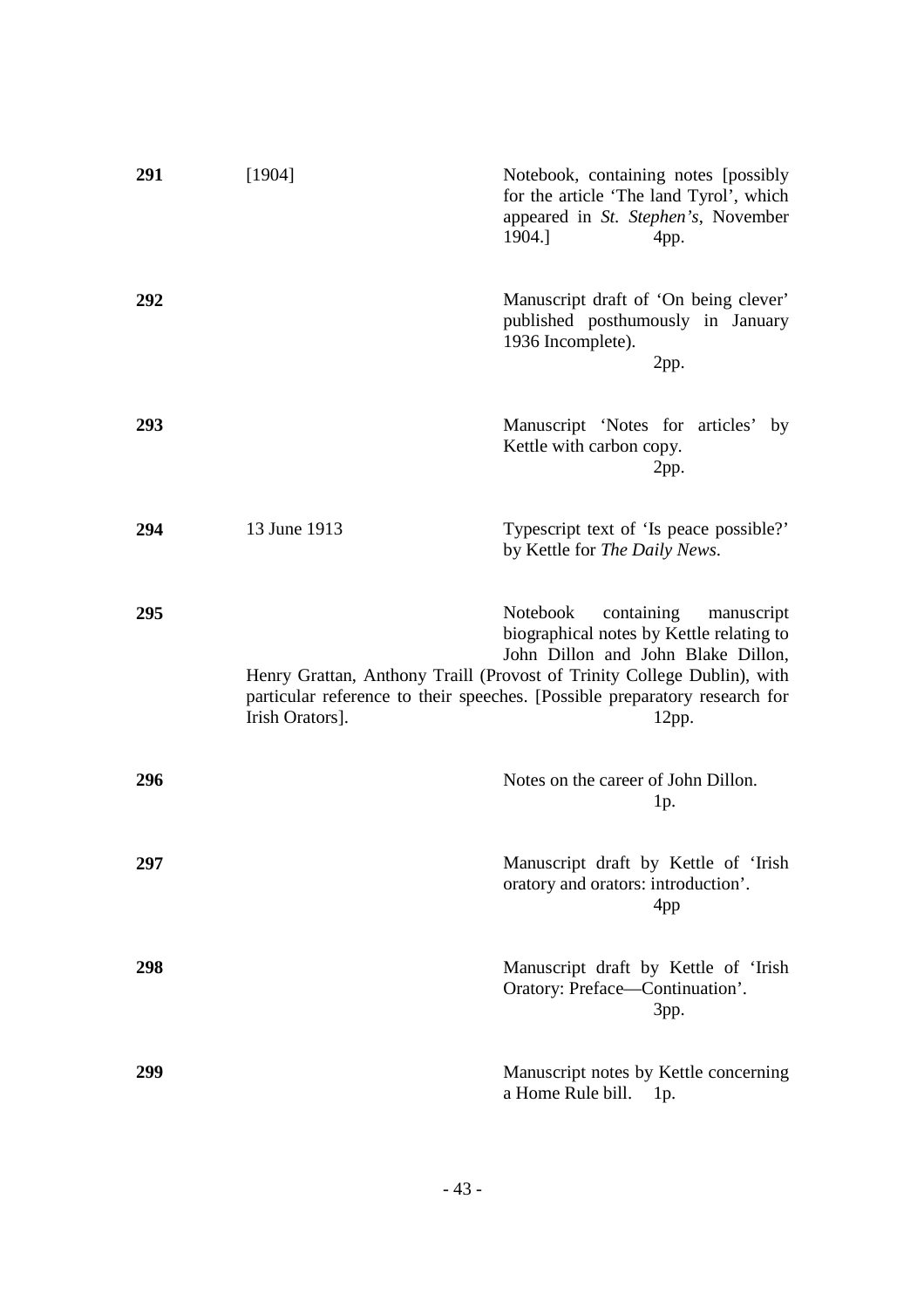| | | |
|---|---|---|
| **291** | [1904] | Notebook, containing notes [possibly for the article 'The land Tyrol', which appeared in *St. Stephen's*, November 1904.] 4pp. |
| **292** | | Manuscript draft of 'On being clever' published posthumously in January 1936 Incomplete). 2pp. |
| **293** | | Manuscript 'Notes for articles' by Kettle with carbon copy. 2pp. |
| **294** | 13 June 1913 | Typescript text of 'Is peace possible?' by Kettle for *The Daily News*. |
| **295** | | Notebook containing manuscript biographical notes by Kettle relating to John Dillon and John Blake Dillon, Henry Grattan, Anthony Traill (Provost of Trinity College Dublin), with particular reference to their speeches. [Possible preparatory research for Irish Orators]. 12pp. |
| **296** | | Notes on the career of John Dillon. 1p. |
| **297** | | Manuscript draft by Kettle of 'Irish oratory and orators: introduction'. 4pp |
| **298** | | Manuscript draft by Kettle of 'Irish Oratory: Preface—Continuation'. 3pp. |
| **299** | | Manuscript notes by Kettle concerning a Home Rule bill. 1p. |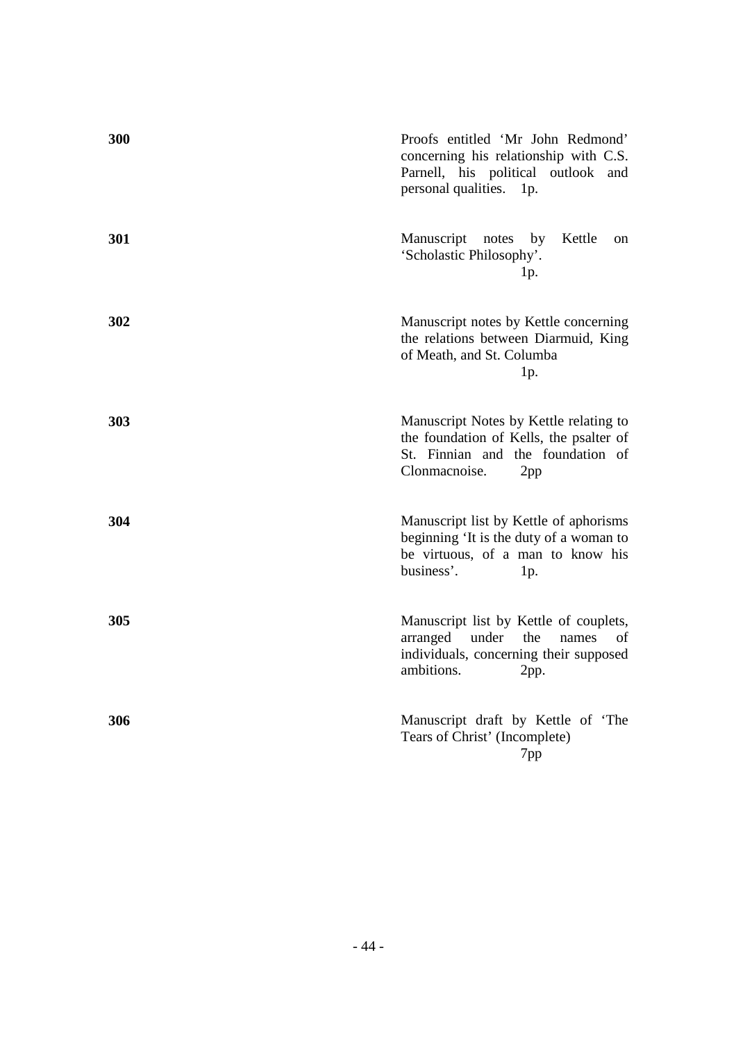| | |
|---|---|
| **300** | Proofs entitled 'Mr John Redmond' concerning his relationship with C.S. Parnell, his political outlook and personal qualities. 1p. |
| **301** | Manuscript notes by Kettle on 'Scholastic Philosophy'. 1p. |
| **302** | Manuscript notes by Kettle concerning the relations between Diarmuid, King of Meath, and St. Columba 1p. |
| **303** | Manuscript Notes by Kettle relating to the foundation of Kells, the psalter of St. Finnian and the foundation of Clonmacnoise. 2pp |
| **304** | Manuscript list by Kettle of aphorisms beginning 'It is the duty of a woman to be virtuous, of a man to know his business'. 1p. |
| **305** | Manuscript list by Kettle of couplets, arranged under the names of individuals, concerning their supposed ambitions. 2pp. |
| **306** | Manuscript draft by Kettle of 'The Tears of Christ' (Incomplete) 7pp |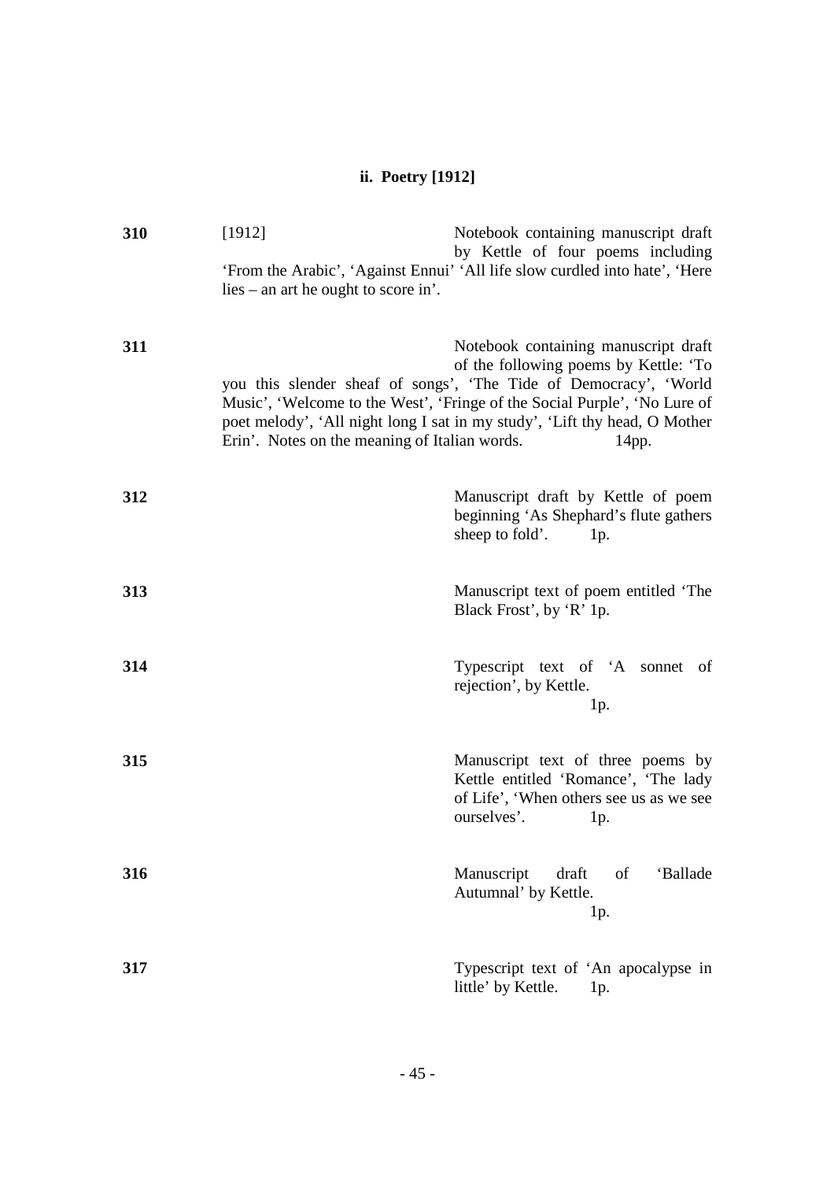## ii. Poetry [1912]

| | | |
|---|---|---|
| **310** | [1912] | Notebook containing manuscript draft by Kettle of four poems including 'From the Arabic', 'Against Ennui' 'All life slow curdled into hate', 'Here lies – an art he ought to score in'. |
| **311** | | Notebook containing manuscript draft of the following poems by Kettle: 'To you this slender sheaf of songs', 'The Tide of Democracy', 'World Music', 'Welcome to the West', 'Fringe of the Social Purple', 'No Lure of poet melody', 'All night long I sat in my study', 'Lift thy head, O Mother Erin'. Notes on the meaning of Italian words. 14pp. |
| **312** | | Manuscript draft by Kettle of poem beginning 'As Shephard's flute gathers sheep to fold'. 1p. |
| **313** | | Manuscript text of poem entitled 'The Black Frost', by 'R' 1p. |
| **314** | | Typescript text of 'A sonnet of rejection', by Kettle. 1p. |
| **315** | | Manuscript text of three poems by Kettle entitled 'Romance', 'The lady of Life', 'When others see us as we see ourselves'. 1p. |
| **316** | | Manuscript draft of 'Ballade Autumnal' by Kettle. 1p. |
| **317** | | Typescript text of 'An apocalypse in little' by Kettle. 1p. |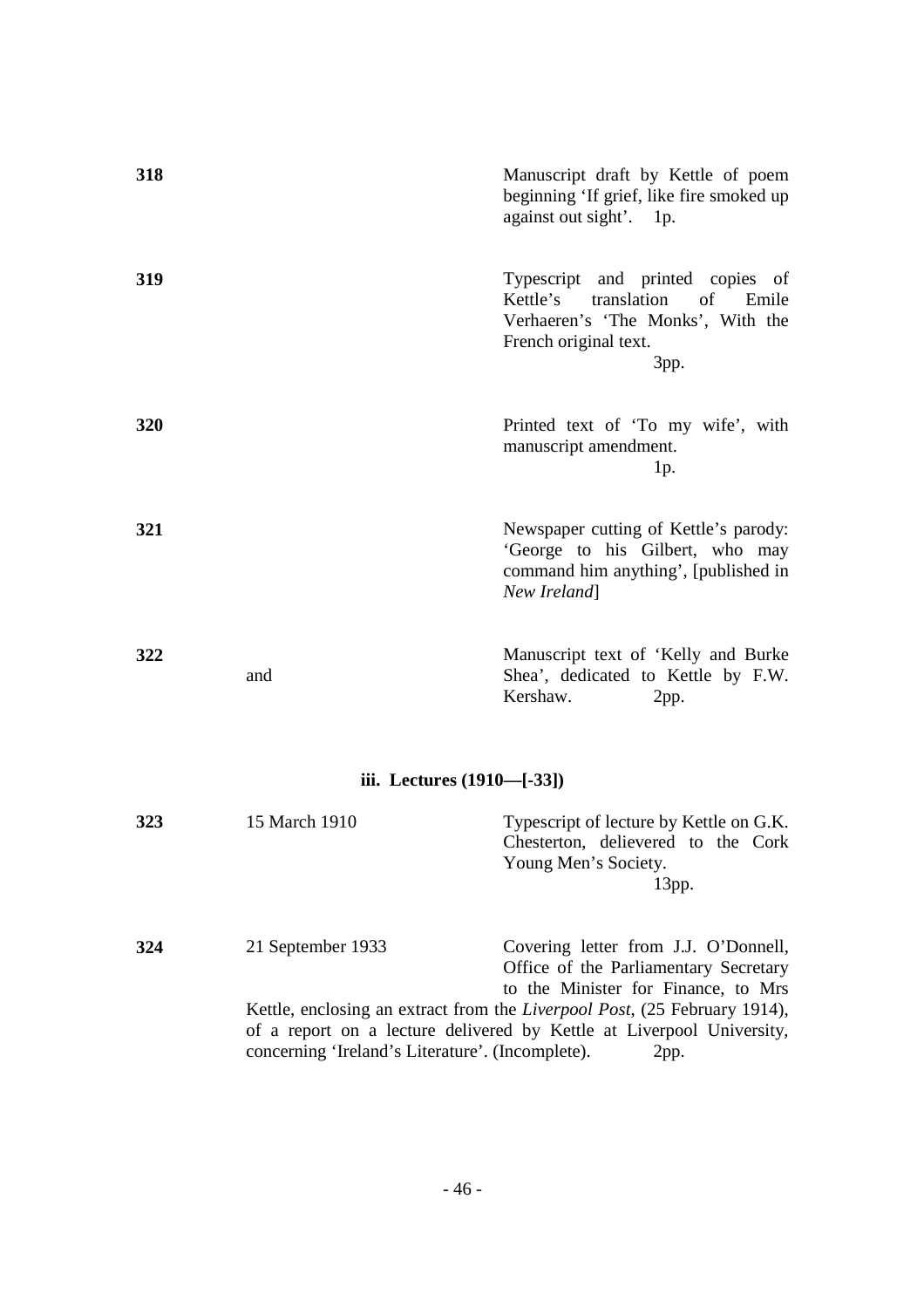| | | |
|---|---|---|
| **318** | | Manuscript draft by Kettle of poem beginning 'If grief, like fire smoked up against out sight'. 1p. |
| **319** | | Typescript and printed copies of Kettle's translation of Emile Verhaeren's 'The Monks', With the French original text. 3pp. |
| **320** | | Printed text of 'To my wife', with manuscript amendment. 1p. |
| **321** | | Newspaper cutting of Kettle's parody: 'George to his Gilbert, who may command him anything', [published in *New Ireland*] |
| **322** | and | Manuscript text of 'Kelly and Burke Shea', dedicated to Kettle by F.W. Kershaw. 2pp. |

### iii. Lectures (1910—[-33])

| | | |
|---|---|---|
| **323** | 15 March 1910 | Typescript of lecture by Kettle on G.K. Chesterton, delievered to the Cork Young Men's Society. 13pp. |
| **324** | 21 September 1933 | Covering letter from J.J. O'Donnell, Office of the Parliamentary Secretary to the Minister for Finance, to Mrs Kettle, enclosing an extract from the *Liverpool Post*, (25 February 1914), of a report on a lecture delivered by Kettle at Liverpool University, concerning 'Ireland's Literature'. (Incomplete). 2pp. |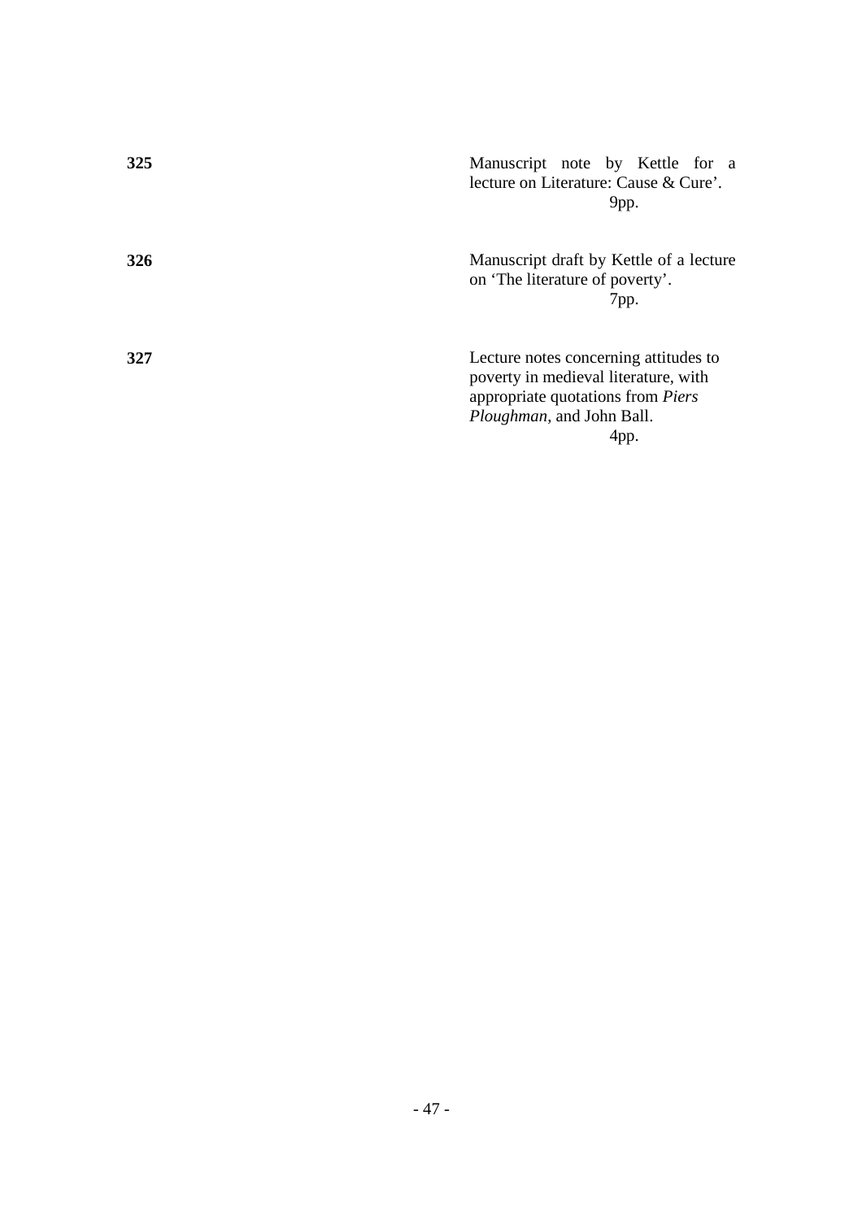**325** Manuscript note by Kettle for a lecture on Literature: Cause & Cure'.
9pp.

**326** Manuscript draft by Kettle of a lecture on 'The literature of poverty'.
7pp.

**327** Lecture notes concerning attitudes to poverty in medieval literature, with appropriate quotations from *Piers Ploughman*, and John Ball.
4pp.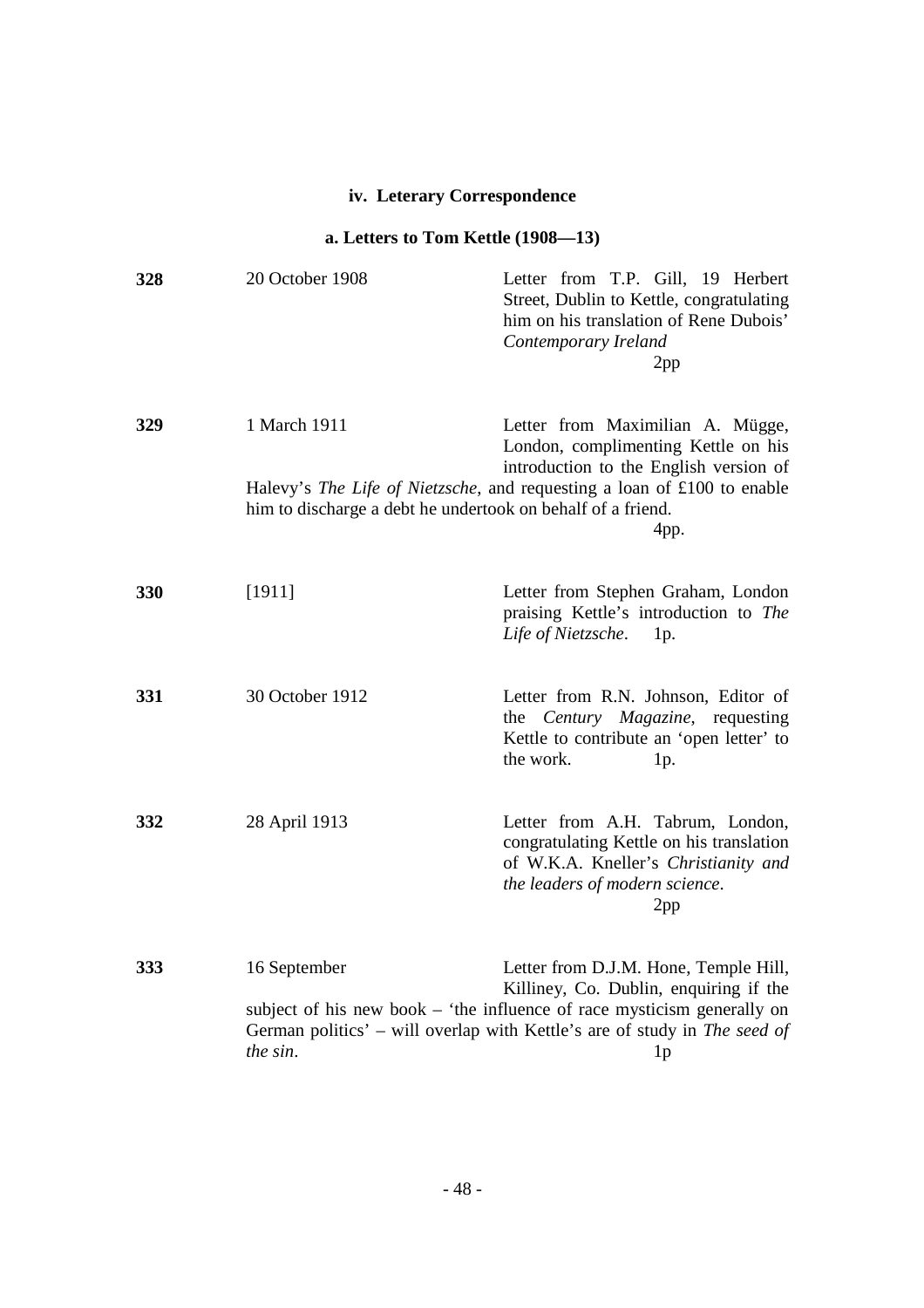### iv. Leterary Correspondence

#### a. Letters to Tom Kettle (1908—13)

**328** 20 October 1908 Letter from T.P. Gill, 19 Herbert Street, Dublin to Kettle, congratulating him on his translation of Rene Dubois' *Contemporary Ireland*
2pp

**329** 1 March 1911 Letter from Maximilian A. Mügge, London, complimenting Kettle on his introduction to the English version of Halevy's *The Life of Nietzsche*, and requesting a loan of £100 to enable him to discharge a debt he undertook on behalf of a friend.
4pp.

**330** [1911] Letter from Stephen Graham, London praising Kettle's introduction to *The Life of Nietzsche*. 1p.

**331** 30 October 1912 Letter from R.N. Johnson, Editor of the *Century Magazine*, requesting Kettle to contribute an 'open letter' to the work. 1p.

**332** 28 April 1913 Letter from A.H. Tabrum, London, congratulating Kettle on his translation of W.K.A. Kneller's *Christianity and the leaders of modern science*.
2pp

**333** 16 September Letter from D.J.M. Hone, Temple Hill, Killiney, Co. Dublin, enquiring if the subject of his new book – 'the influence of race mysticism generally on German politics' – will overlap with Kettle's are of study in *The seed of the sin*.
1p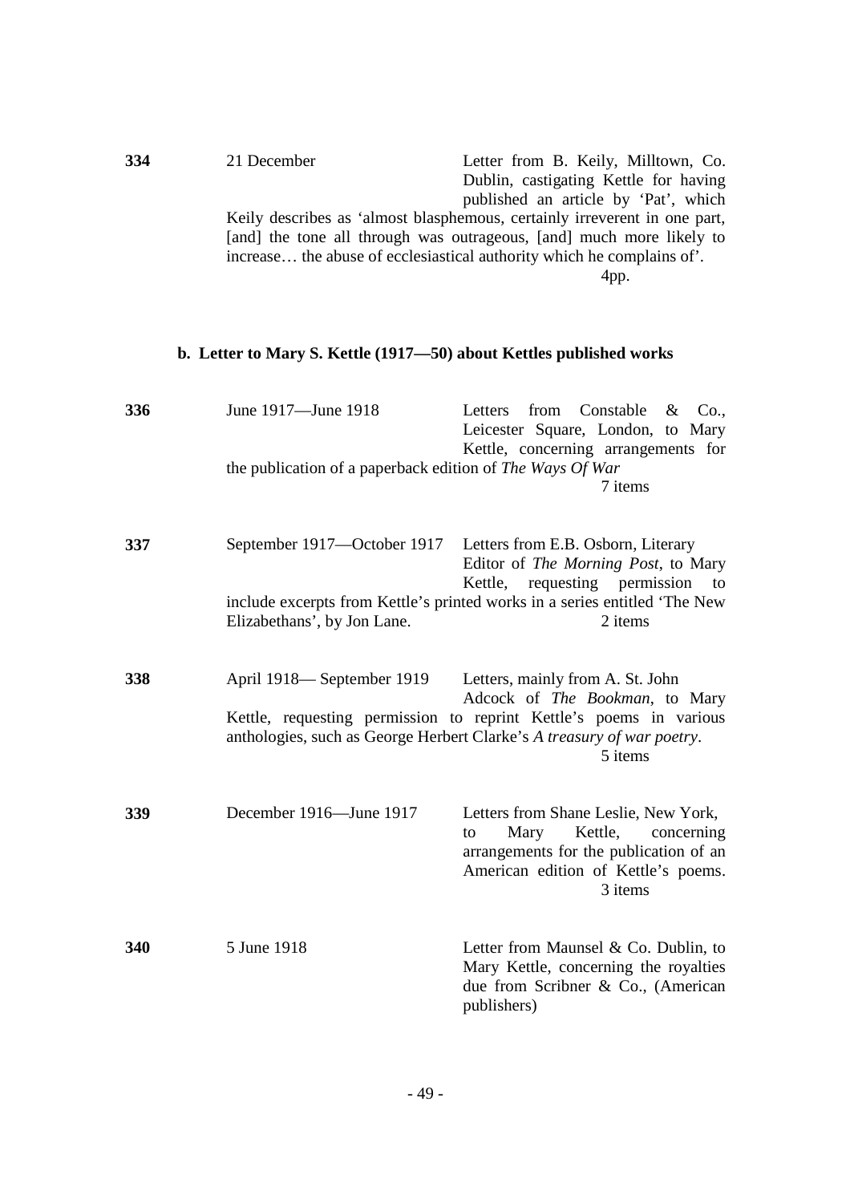**334** 21 December

Letter from B. Keily, Milltown, Co. Dublin, castigating Kettle for having published an article by 'Pat', which Keily describes as 'almost blasphemous, certainly irreverent in one part, [and] the tone all through was outrageous, [and] much more likely to increase… the abuse of ecclesiastical authority which he complains of'.

4pp.

### b. Letter to Mary S. Kettle (1917—50) about Kettles published works

**336** June 1917—June 1918

Letters from Constable & Co., Leicester Square, London, to Mary Kettle, concerning arrangements for the publication of a paperback edition of *The Ways Of War*

7 items

**337** September 1917—October 1917

Letters from E.B. Osborn, Literary Editor of *The Morning Post*, to Mary Kettle, requesting permission to include excerpts from Kettle's printed works in a series entitled 'The New Elizabethans', by Jon Lane.

2 items

**338** April 1918— September 1919

Letters, mainly from A. St. John Adcock of *The Bookman*, to Mary Kettle, requesting permission to reprint Kettle's poems in various anthologies, such as George Herbert Clarke's *A treasury of war poetry*.

5 items

**339** December 1916—June 1917

Letters from Shane Leslie, New York, to Mary Kettle, concerning arrangements for the publication of an American edition of Kettle's poems.

3 items

**340** 5 June 1918

Letter from Maunsel & Co. Dublin, to Mary Kettle, concerning the royalties due from Scribner & Co., (American publishers)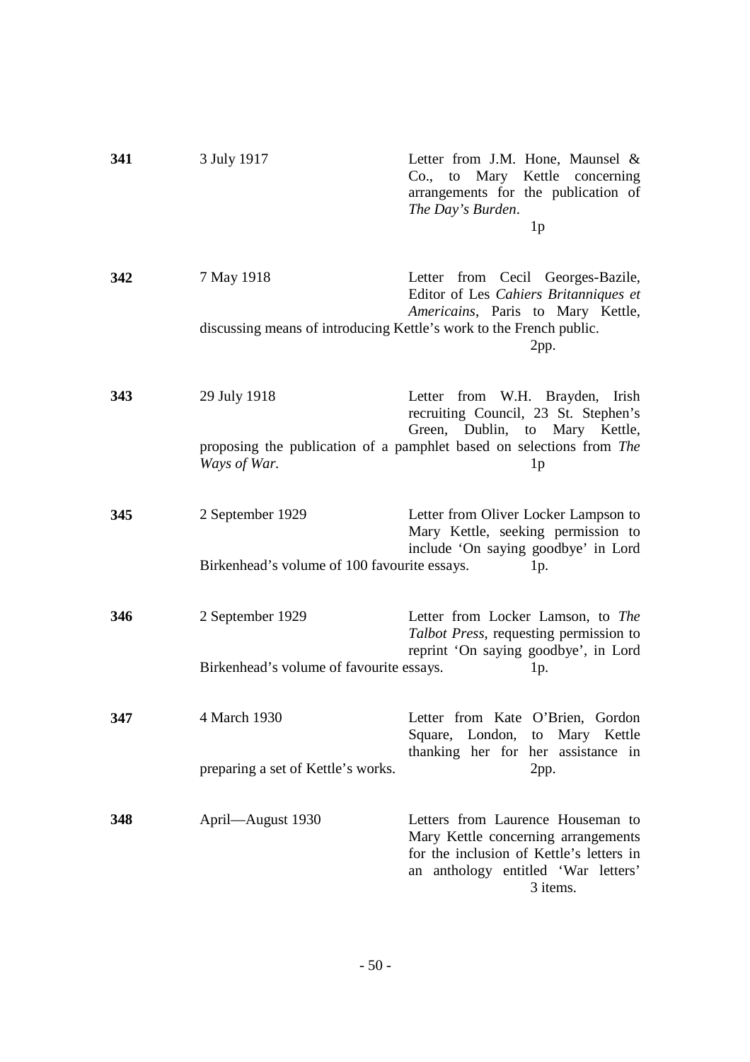**341** | 3 July 1917 | Letter from J.M. Hone, Maunsel & Co., to Mary Kettle concerning arrangements for the publication of *The Day's Burden*. 1p

**342** | 7 May 1918 | Letter from Cecil Georges-Bazile, Editor of Les *Cahiers Britanniques et Americains*, Paris to Mary Kettle, discussing means of introducing Kettle's work to the French public. 2pp.

**343** | 29 July 1918 | Letter from W.H. Brayden, Irish recruiting Council, 23 St. Stephen's Green, Dublin, to Mary Kettle, proposing the publication of a pamphlet based on selections from *The Ways of War.* 1p

**345** | 2 September 1929 | Letter from Oliver Locker Lampson to Mary Kettle, seeking permission to include 'On saying goodbye' in Lord Birkenhead's volume of 100 favourite essays. 1p.

**346** | 2 September 1929 | Letter from Locker Lamson, to *The Talbot Press*, requesting permission to reprint 'On saying goodbye', in Lord Birkenhead's volume of favourite essays. 1p.

**347** | 4 March 1930 | Letter from Kate O'Brien, Gordon Square, London, to Mary Kettle thanking her for her assistance in preparing a set of Kettle's works. 2pp.

**348** | April—August 1930 | Letters from Laurence Houseman to Mary Kettle concerning arrangements for the inclusion of Kettle's letters in an anthology entitled 'War letters' 3 items.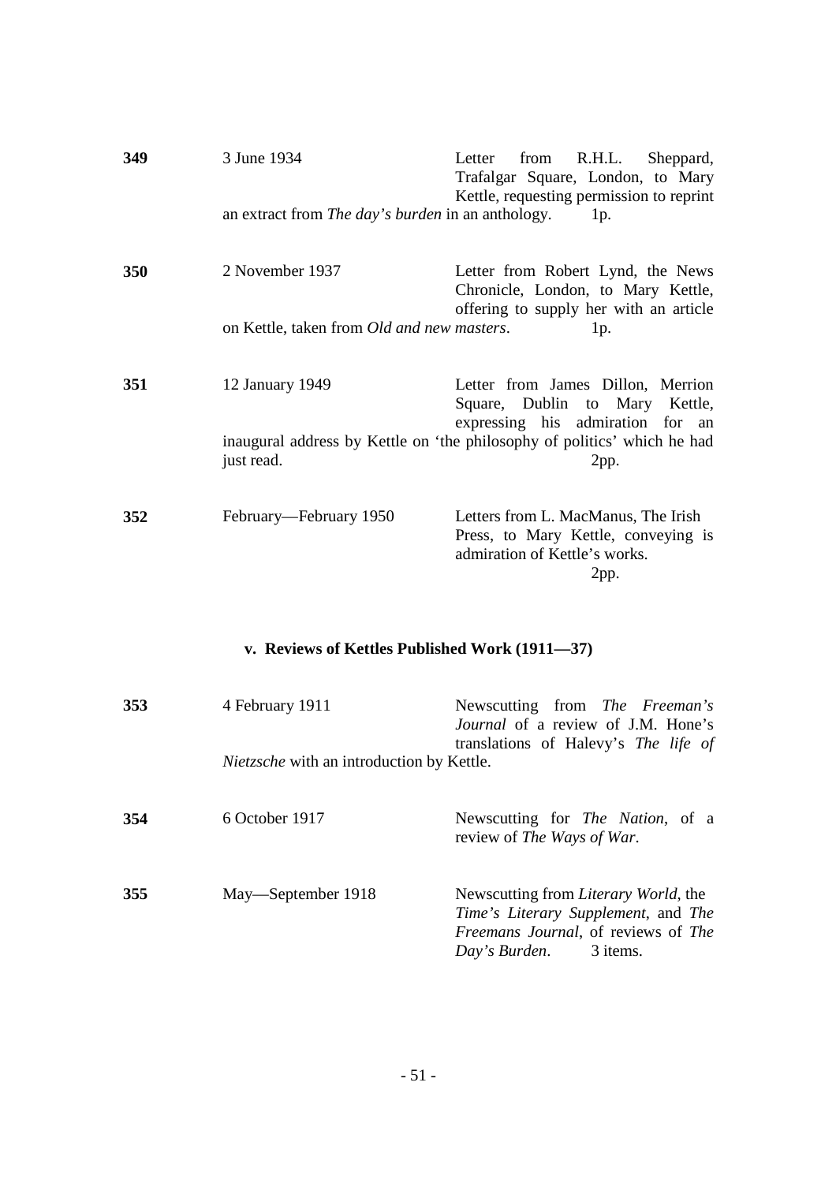**349** 3 June 1934

Letter from R.H.L. Sheppard, Trafalgar Square, London, to Mary Kettle, requesting permission to reprint an extract from *The day's burden* in an anthology. 1p.

**350** 2 November 1937

Letter from Robert Lynd, the News Chronicle, London, to Mary Kettle, offering to supply her with an article on Kettle, taken from *Old and new masters*. 1p.

**351** 12 January 1949

Letter from James Dillon, Merrion Square, Dublin to Mary Kettle, expressing his admiration for an inaugural address by Kettle on 'the philosophy of politics' which he had just read. 2pp.

**352** February—February 1950

Letters from L. MacManus, The Irish Press, to Mary Kettle, conveying is admiration of Kettle's works. 2pp.

### v. Reviews of Kettles Published Work (1911—37)

**353** 4 February 1911

Newscutting from *The Freeman's Journal* of a review of J.M. Hone's translations of Halevy's *The life of Nietzsche* with an introduction by Kettle.

**354** 6 October 1917

Newscutting for *The Nation*, of a review of *The Ways of War*.

**355** May—September 1918

Newscutting from *Literary World*, the *Time's Literary Supplement*, and *The Freemans Journal*, of reviews of *The Day's Burden*. 3 items.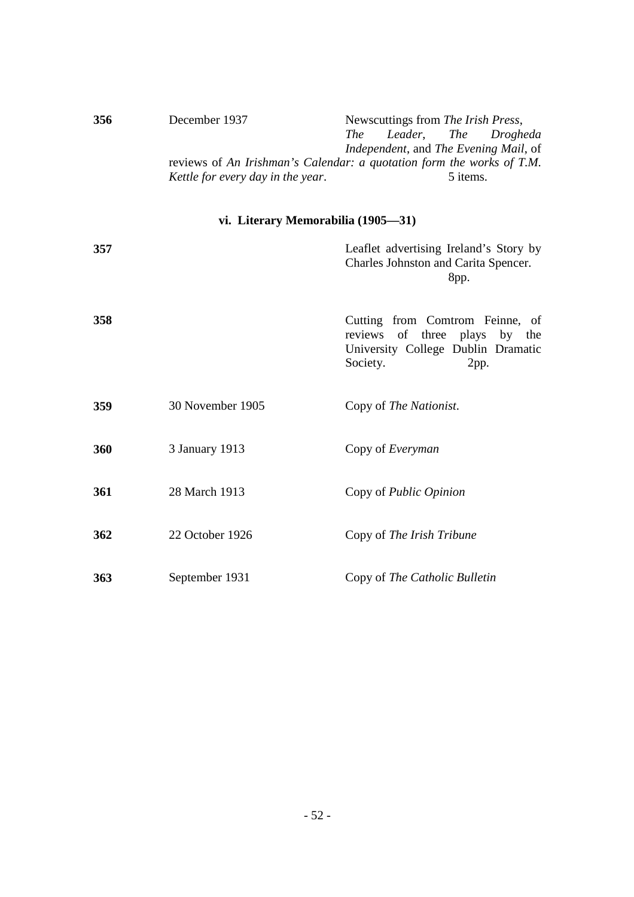| | | |
|---|---|---|
| **356** | December 1937 | Newscuttings from *The Irish Press*, *The Leader*, *The Drogheda Independent*, and *The Evening Mail*, of reviews of *An Irishman's Calendar: a quotation form the works of T.M. Kettle for every day in the year*. 5 items. |

### vi. Literary Memorabilia (1905—31)

| | | |
|---|---|---|
| **357** | | Leaflet advertising Ireland's Story by Charles Johnston and Carita Spencer. 8pp. |
| **358** | | Cutting from Comtrom Feinne, of reviews of three plays by the University College Dublin Dramatic Society. 2pp. |
| **359** | 30 November 1905 | Copy of *The Nationist*. |
| **360** | 3 January 1913 | Copy of *Everyman* |
| **361** | 28 March 1913 | Copy of *Public Opinion* |
| **362** | 22 October 1926 | Copy of *The Irish Tribune* |
| **363** | September 1931 | Copy of *The Catholic Bulletin* |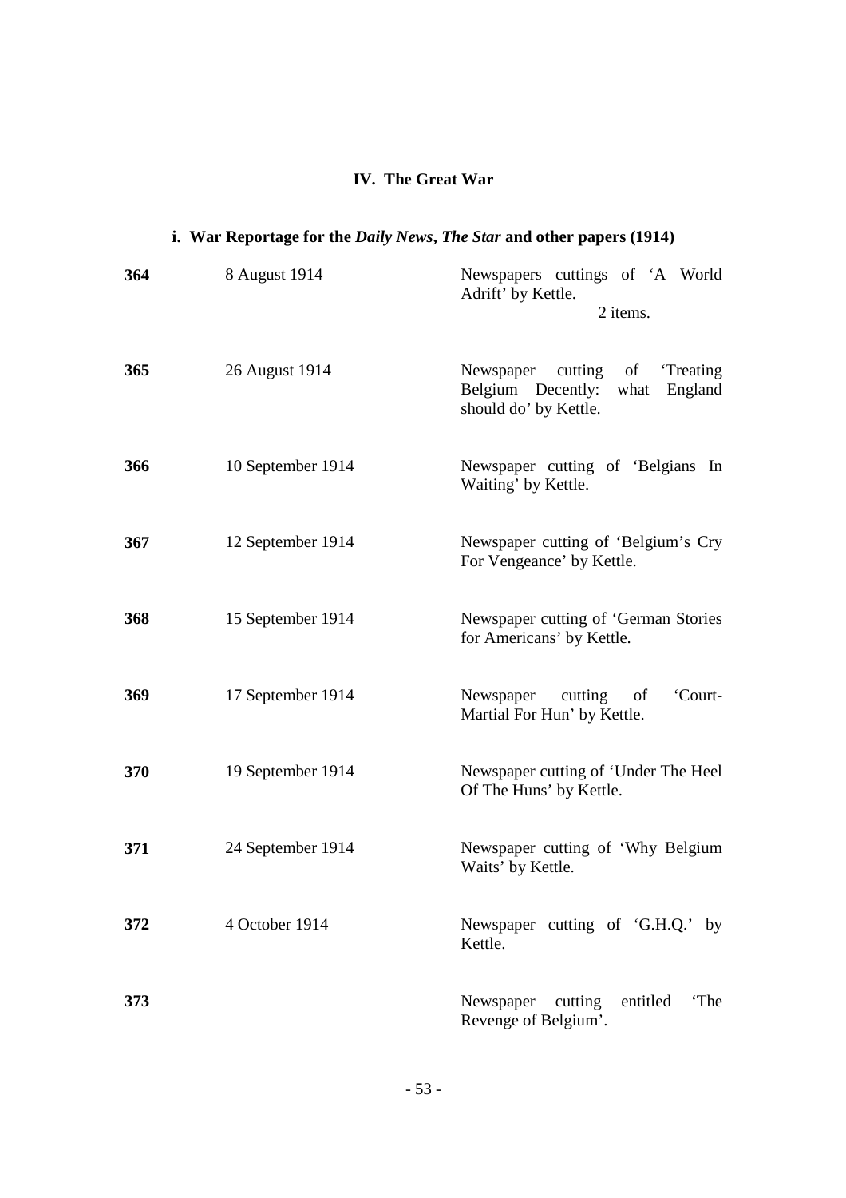## IV. The Great War

### i. War Reportage for the *Daily News*, *The Star* and other papers (1914)

| | | |
|---|---|---|
| **364** | 8 August 1914 | Newspapers cuttings of 'A World Adrift' by Kettle. 2 items. |
| **365** | 26 August 1914 | Newspaper cutting of 'Treating Belgium Decently: what England should do' by Kettle. |
| **366** | 10 September 1914 | Newspaper cutting of 'Belgians In Waiting' by Kettle. |
| **367** | 12 September 1914 | Newspaper cutting of 'Belgium's Cry For Vengeance' by Kettle. |
| **368** | 15 September 1914 | Newspaper cutting of 'German Stories for Americans' by Kettle. |
| **369** | 17 September 1914 | Newspaper cutting of 'Court-Martial For Hun' by Kettle. |
| **370** | 19 September 1914 | Newspaper cutting of 'Under The Heel Of The Huns' by Kettle. |
| **371** | 24 September 1914 | Newspaper cutting of 'Why Belgium Waits' by Kettle. |
| **372** | 4 October 1914 | Newspaper cutting of 'G.H.Q.' by Kettle. |
| **373** | | Newspaper cutting entitled 'The Revenge of Belgium'. |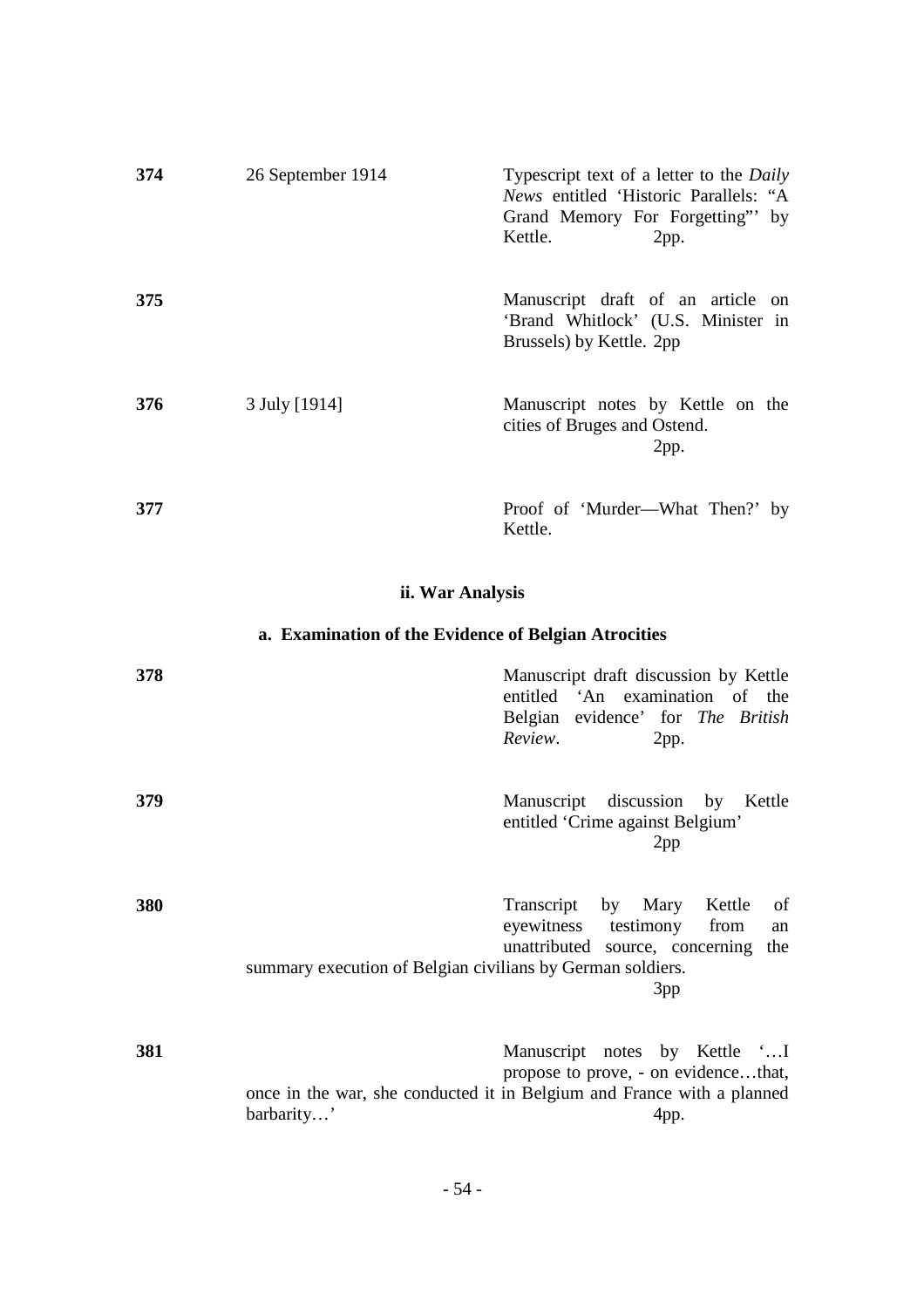| | | |
|---|---|---|
| **374** | 26 September 1914 | Typescript text of a letter to the *Daily News* entitled 'Historic Parallels: "A Grand Memory For Forgetting"' by Kettle. 2pp. |
| **375** | | Manuscript draft of an article on 'Brand Whitlock' (U.S. Minister in Brussels) by Kettle. 2pp |
| **376** | 3 July [1914] | Manuscript notes by Kettle on the cities of Bruges and Ostend. 2pp. |
| **377** | | Proof of 'Murder—What Then?' by Kettle. |

### ii. War Analysis

#### a. Examination of the Evidence of Belgian Atrocities

| | | |
|---|---|---|
| **378** | | Manuscript draft discussion by Kettle entitled 'An examination of the Belgian evidence' for *The British Review*. 2pp. |
| **379** | | Manuscript discussion by Kettle entitled 'Crime against Belgium' 2pp |
| **380** | | Transcript by Mary Kettle of eyewitness testimony from an unattributed source, concerning the summary execution of Belgian civilians by German soldiers. 3pp |
| **381** | | Manuscript notes by Kettle '…I propose to prove, - on evidence…that, once in the war, she conducted it in Belgium and France with a planned barbarity…' 4pp. |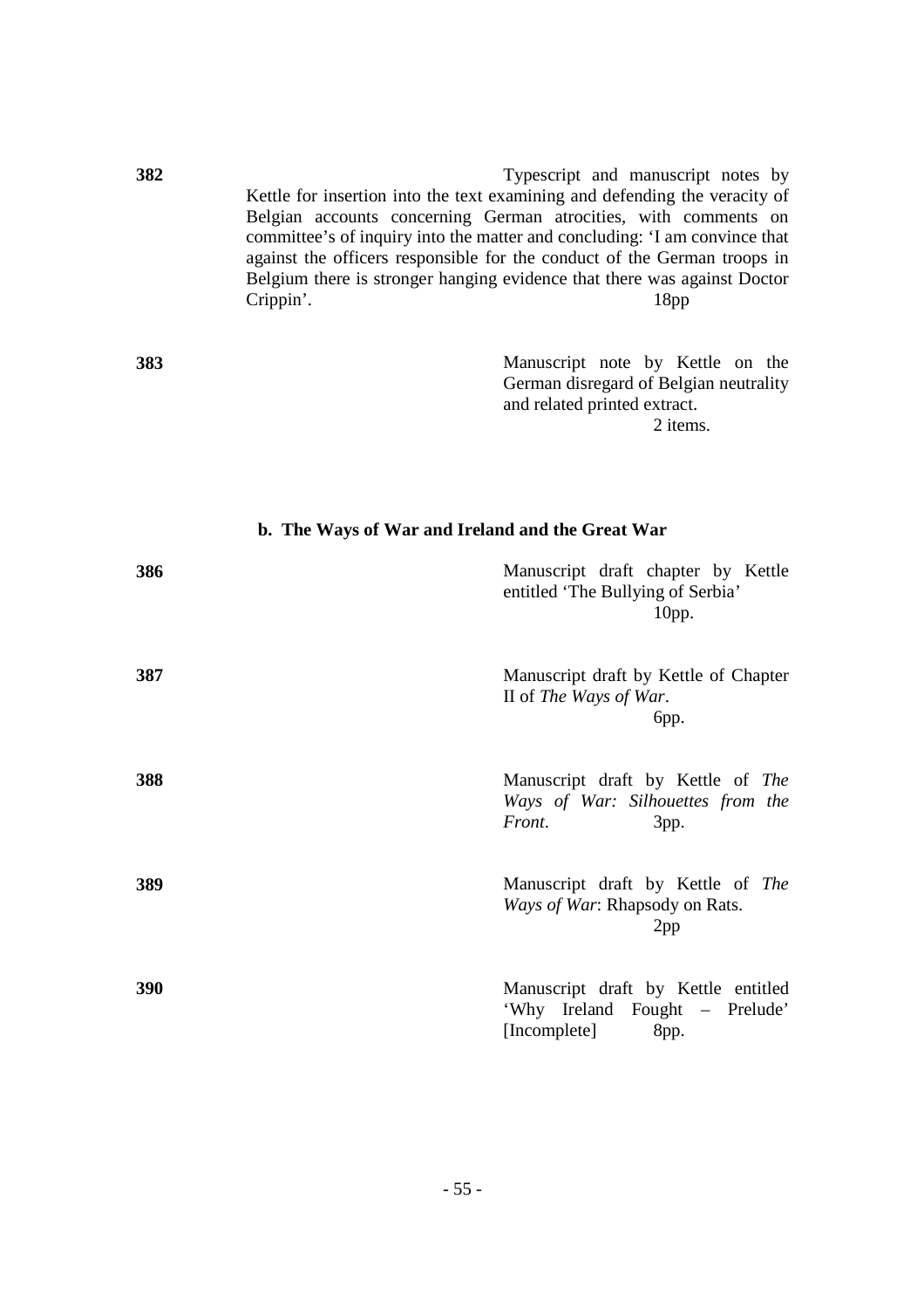**382** Typescript and manuscript notes by Kettle for insertion into the text examining and defending the veracity of Belgian accounts concerning German atrocities, with comments on committee's of inquiry into the matter and concluding: 'I am convince that against the officers responsible for the conduct of the German troops in Belgium there is stronger hanging evidence that there was against Doctor Crippin'. 18pp

**383** Manuscript note by Kettle on the German disregard of Belgian neutrality and related printed extract. 2 items.

### b. The Ways of War and Ireland and the Great War

**386** Manuscript draft chapter by Kettle entitled 'The Bullying of Serbia' 10pp.

**387** Manuscript draft by Kettle of Chapter II of *The Ways of War*. 6pp.

**388** Manuscript draft by Kettle of *The Ways of War: Silhouettes from the Front*. 3pp.

**389** Manuscript draft by Kettle of *The Ways of War*: Rhapsody on Rats. 2pp

**390** Manuscript draft by Kettle entitled 'Why Ireland Fought – Prelude' [Incomplete] 8pp.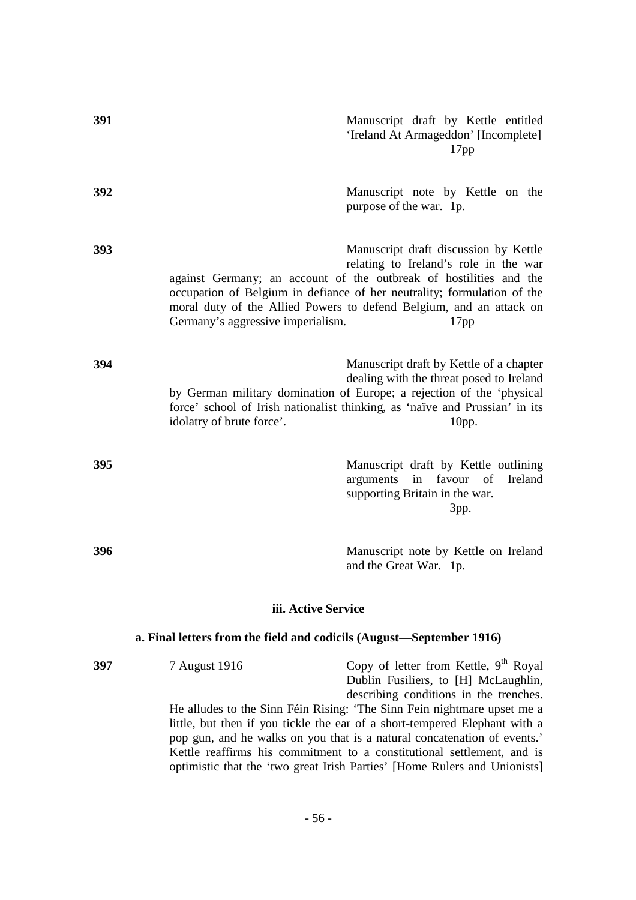**391** Manuscript draft by Kettle entitled 'Ireland At Armageddon' [Incomplete] 17pp

**392** Manuscript note by Kettle on the purpose of the war. 1p.

**393** Manuscript draft discussion by Kettle relating to Ireland's role in the war against Germany; an account of the outbreak of hostilities and the occupation of Belgium in defiance of her neutrality; formulation of the moral duty of the Allied Powers to defend Belgium, and an attack on Germany's aggressive imperialism. 17pp

**394** Manuscript draft by Kettle of a chapter dealing with the threat posed to Ireland by German military domination of Europe; a rejection of the 'physical force' school of Irish nationalist thinking, as 'naïve and Prussian' in its idolatry of brute force'. 10pp.

**395** Manuscript draft by Kettle outlining arguments in favour of Ireland supporting Britain in the war. 3pp.

**396** Manuscript note by Kettle on Ireland and the Great War. 1p.

### iii. Active Service

#### a. Final letters from the field and codicils (August—September 1916)

**397** 7 August 1916 Copy of letter from Kettle, 9th Royal Dublin Fusiliers, to [H] McLaughlin, describing conditions in the trenches. He alludes to the Sinn Féin Rising: 'The Sinn Fein nightmare upset me a little, but then if you tickle the ear of a short-tempered Elephant with a pop gun, and he walks on you that is a natural concatenation of events.' Kettle reaffirms his commitment to a constitutional settlement, and is optimistic that the 'two great Irish Parties' [Home Rulers and Unionists]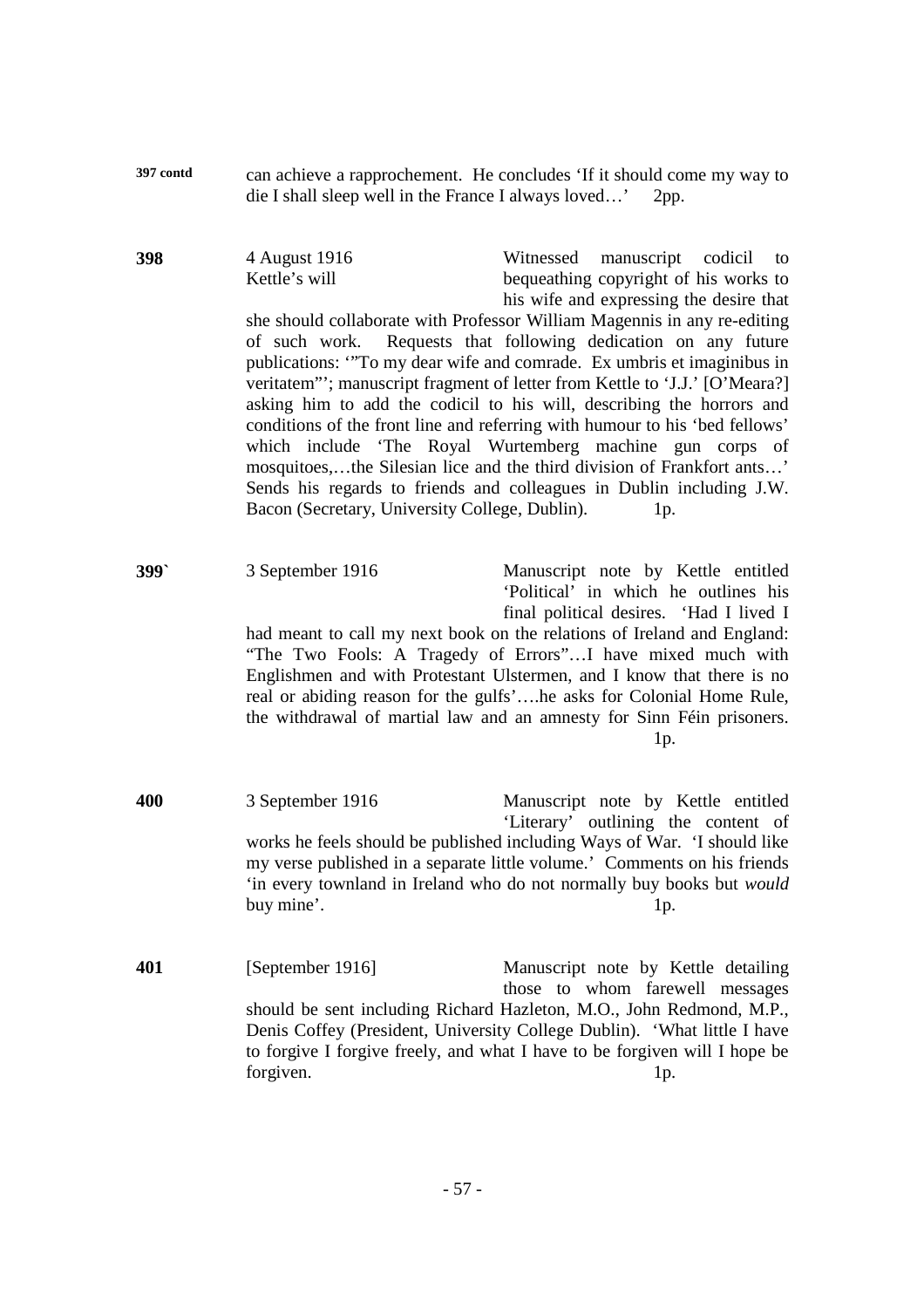**397 contd** can achieve a rapprochement. He concludes 'If it should come my way to die I shall sleep well in the France I always loved…' 2pp.

**398** 4 August 1916
Kettle's will

Witnessed manuscript codicil to bequeathing copyright of his works to his wife and expressing the desire that she should collaborate with Professor William Magennis in any re-editing of such work. Requests that following dedication on any future publications: '"To my dear wife and comrade. Ex umbris et imaginibus in veritatem"'; manuscript fragment of letter from Kettle to 'J.J.' [O'Meara?] asking him to add the codicil to his will, describing the horrors and conditions of the front line and referring with humour to his 'bed fellows' which include 'The Royal Wurtemberg machine gun corps of mosquitoes,…the Silesian lice and the third division of Frankfort ants…' Sends his regards to friends and colleagues in Dublin including J.W. Bacon (Secretary, University College, Dublin). 1p.

**399`** 3 September 1916

Manuscript note by Kettle entitled 'Political' in which he outlines his final political desires. 'Had I lived I had meant to call my next book on the relations of Ireland and England: "The Two Fools: A Tragedy of Errors"…I have mixed much with Englishmen and with Protestant Ulstermen, and I know that there is no real or abiding reason for the gulfs'….he asks for Colonial Home Rule, the withdrawal of martial law and an amnesty for Sinn Féin prisoners. 1p.

**400** 3 September 1916

Manuscript note by Kettle entitled 'Literary' outlining the content of works he feels should be published including Ways of War. 'I should like my verse published in a separate little volume.' Comments on his friends 'in every townland in Ireland who do not normally buy books but *would* buy mine'. 1p.

**401** [September 1916]

Manuscript note by Kettle detailing those to whom farewell messages should be sent including Richard Hazleton, M.O., John Redmond, M.P., Denis Coffey (President, University College Dublin). 'What little I have to forgive I forgive freely, and what I have to be forgiven will I hope be forgiven. 1p.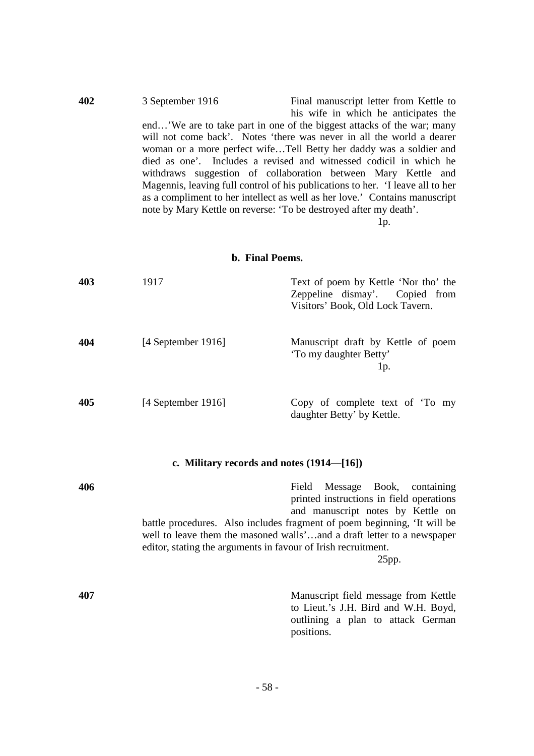**402** 3 September 1916 Final manuscript letter from Kettle to his wife in which he anticipates the end…'We are to take part in one of the biggest attacks of the war; many will not come back'. Notes 'there was never in all the world a dearer woman or a more perfect wife…Tell Betty her daddy was a soldier and died as one'. Includes a revised and witnessed codicil in which he withdraws suggestion of collaboration between Mary Kettle and Magennis, leaving full control of his publications to her. 'I leave all to her as a compliment to her intellect as well as her love.' Contains manuscript note by Mary Kettle on reverse: 'To be destroyed after my death'.

1p.

### b. Final Poems.

**403** 1917 Text of poem by Kettle 'Nor tho' the Zeppeline dismay'. Copied from Visitors' Book, Old Lock Tavern.

**404** [4 September 1916] Manuscript draft by Kettle of poem 'To my daughter Betty'

1p.

**405** [4 September 1916] Copy of complete text of 'To my daughter Betty' by Kettle.

### c. Military records and notes (1914—[16])

**406** Field Message Book, containing printed instructions in field operations and manuscript notes by Kettle on battle procedures. Also includes fragment of poem beginning, 'It will be well to leave them the masoned walls'…and a draft letter to a newspaper editor, stating the arguments in favour of Irish recruitment.

25pp.

**407** Manuscript field message from Kettle to Lieut.'s J.H. Bird and W.H. Boyd, outlining a plan to attack German positions.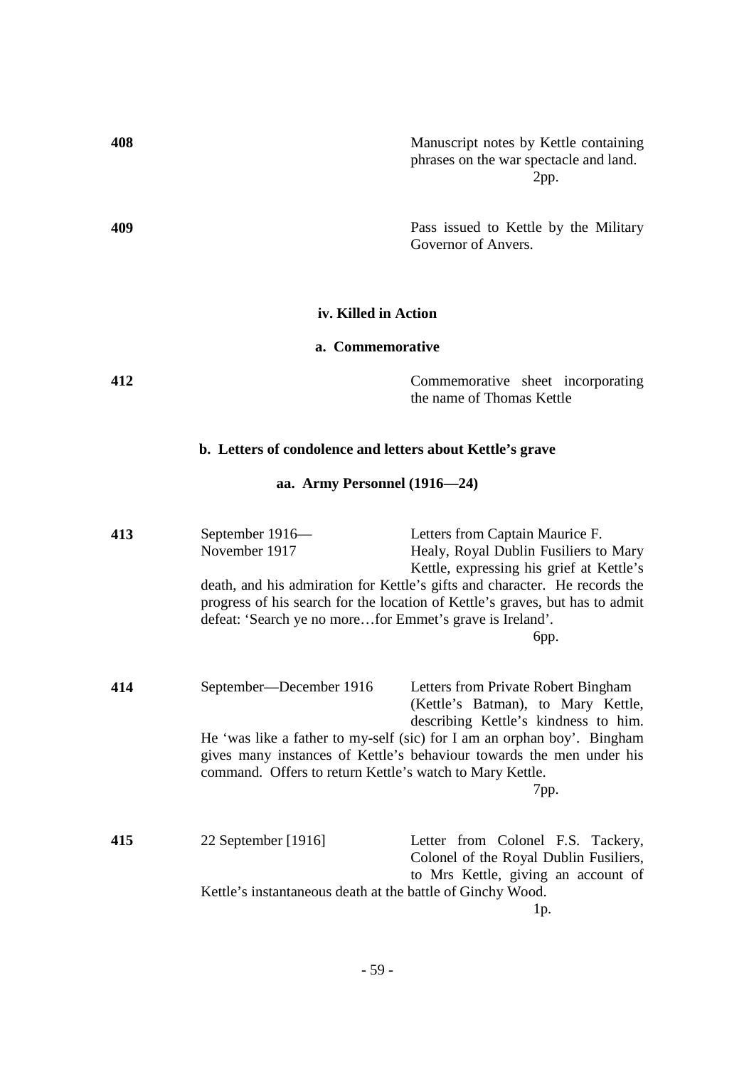**408** Manuscript notes by Kettle containing phrases on the war spectacle and land.
2pp.

**409** Pass issued to Kettle by the Military Governor of Anvers.

### iv. Killed in Action

#### a. Commemorative

**412** Commemorative sheet incorporating the name of Thomas Kettle

#### b. Letters of condolence and letters about Kettle's grave

##### aa. Army Personnel (1916—24)

**413** September 1916—November 1917

Letters from Captain Maurice F. Healy, Royal Dublin Fusiliers to Mary Kettle, expressing his grief at Kettle's death, and his admiration for Kettle's gifts and character. He records the progress of his search for the location of Kettle's graves, but has to admit defeat: 'Search ye no more…for Emmet's grave is Ireland'.
6pp.

**414** September—December 1916

Letters from Private Robert Bingham (Kettle's Batman), to Mary Kettle, describing Kettle's kindness to him. He 'was like a father to my-self (sic) for I am an orphan boy'. Bingham gives many instances of Kettle's behaviour towards the men under his command. Offers to return Kettle's watch to Mary Kettle.
7pp.

**415** 22 September [1916]

Letter from Colonel F.S. Tackery, Colonel of the Royal Dublin Fusiliers, to Mrs Kettle, giving an account of Kettle's instantaneous death at the battle of Ginchy Wood.
1p.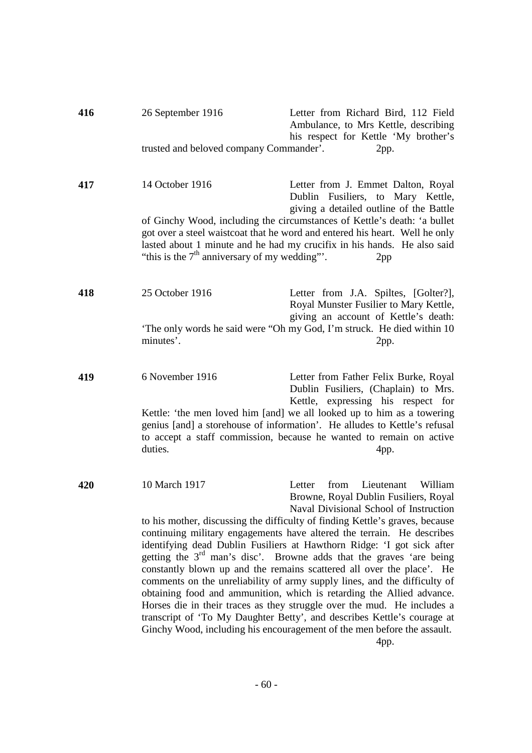**416** 26 September 1916

Letter from Richard Bird, 112 Field Ambulance, to Mrs Kettle, describing his respect for Kettle 'My brother's trusted and beloved company Commander'. 2pp.

**417** 14 October 1916

Letter from J. Emmet Dalton, Royal Dublin Fusiliers, to Mary Kettle, giving a detailed outline of the Battle of Ginchy Wood, including the circumstances of Kettle's death: 'a bullet got over a steel waistcoat that he word and entered his heart. Well he only lasted about 1 minute and he had my crucifix in his hands. He also said "this is the 7th anniversary of my wedding"'. 2pp

**418** 25 October 1916

Letter from J.A. Spiltes, [Golter?], Royal Munster Fusilier to Mary Kettle, giving an account of Kettle's death: 'The only words he said were "Oh my God, I'm struck. He died within 10 minutes'. 2pp.

**419** 6 November 1916

Letter from Father Felix Burke, Royal Dublin Fusiliers, (Chaplain) to Mrs. Kettle, expressing his respect for Kettle: 'the men loved him [and] we all looked up to him as a towering genius [and] a storehouse of information'. He alludes to Kettle's refusal to accept a staff commission, because he wanted to remain on active duties. 4pp.

**420** 10 March 1917

Letter from Lieutenant William Browne, Royal Dublin Fusiliers, Royal Naval Divisional School of Instruction to his mother, discussing the difficulty of finding Kettle's graves, because continuing military engagements have altered the terrain. He describes identifying dead Dublin Fusiliers at Hawthorn Ridge: 'I got sick after getting the 3rd man's disc'. Browne adds that the graves 'are being constantly blown up and the remains scattered all over the place'. He comments on the unreliability of army supply lines, and the difficulty of obtaining food and ammunition, which is retarding the Allied advance. Horses die in their traces as they struggle over the mud. He includes a transcript of 'To My Daughter Betty', and describes Kettle's courage at Ginchy Wood, including his encouragement of the men before the assault. 4pp.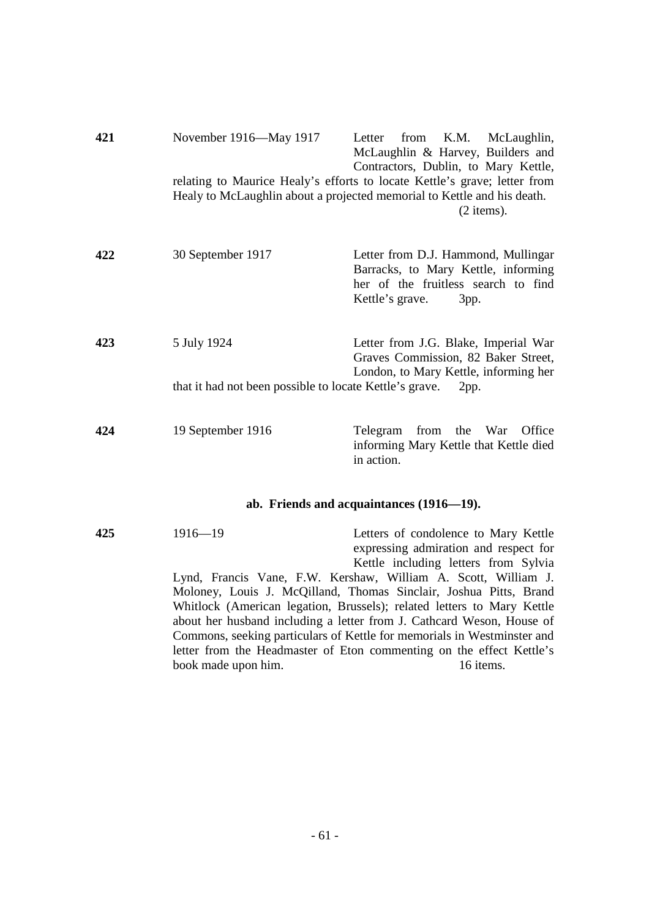**421** November 1916—May 1917

Letter from K.M. McLaughlin, McLaughlin & Harvey, Builders and Contractors, Dublin, to Mary Kettle, relating to Maurice Healy's efforts to locate Kettle's grave; letter from Healy to McLaughlin about a projected memorial to Kettle and his death. (2 items).

**422** 30 September 1917

Letter from D.J. Hammond, Mullingar Barracks, to Mary Kettle, informing her of the fruitless search to find Kettle's grave. 3pp.

**423** 5 July 1924

Letter from J.G. Blake, Imperial War Graves Commission, 82 Baker Street, London, to Mary Kettle, informing her that it had not been possible to locate Kettle's grave. 2pp.

**424** 19 September 1916

Telegram from the War Office informing Mary Kettle that Kettle died in action.

### ab. Friends and acquaintances (1916—19).

**425** 1916—19

Letters of condolence to Mary Kettle expressing admiration and respect for Kettle including letters from Sylvia Lynd, Francis Vane, F.W. Kershaw, William A. Scott, William J. Moloney, Louis J. McQilland, Thomas Sinclair, Joshua Pitts, Brand Whitlock (American legation, Brussels); related letters to Mary Kettle about her husband including a letter from J. Cathcard Weson, House of Commons, seeking particulars of Kettle for memorials in Westminster and letter from the Headmaster of Eton commenting on the effect Kettle's book made upon him. 16 items.